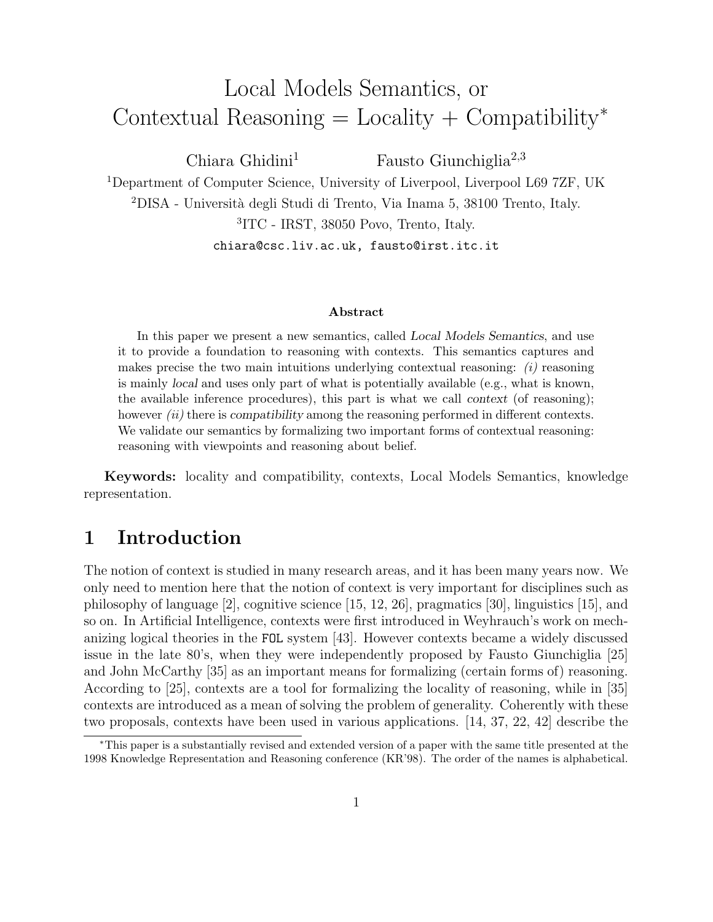# Local Models Semantics, or Contextual Reasoning = Locality + Compatibility*

Chiara Ghidini[1] Fausto Giunchiglia[2,3]

[1]Department of Computer Science, University of Liverpool, Liverpool L69 7ZF, UK

[2]DISA - Università degli Studi di Trento, Via Inama 5, 38100 Trento, Italy.

[3]ITC - IRST, 38050 Povo, Trento, Italy.

chiara@csc.liv.ac.uk, fausto@irst.itc.it

### Abstract

In this paper we present a new semantics, called *Local Models Semantics*, and use it to provide a foundation to reasoning with contexts. This semantics captures and makes precise the two main intuitions underlying contextual reasoning: *(i)* reasoning is mainly *local* and uses only part of what is potentially available (e.g., what is known, the available inference procedures), this part is what we call *context* (of reasoning); however *(ii)* there is *compatibility* among the reasoning performed in different contexts. We validate our semantics by formalizing two important forms of contextual reasoning: reasoning with viewpoints and reasoning about belief.

**Keywords:** locality and compatibility, contexts, Local Models Semantics, knowledge representation.

## 1 Introduction

The notion of context is studied in many research areas, and it has been many years now. We only need to mention here that the notion of context is very important for disciplines such as philosophy of language [2], cognitive science [15, 12, 26], pragmatics [30], linguistics [15], and so on. In Artificial Intelligence, contexts were first introduced in Weyhrauch's work on mechanizing logical theories in the FOL system [43]. However contexts became a widely discussed issue in the late 80's, when they were independently proposed by Fausto Giunchiglia [25] and John McCarthy [35] as an important means for formalizing (certain forms of) reasoning. According to [25], contexts are a tool for formalizing the locality of reasoning, while in [35] contexts are introduced as a mean of solving the problem of generality. Coherently with these two proposals, contexts have been used in various applications. [14, 37, 22, 42] describe the

*This paper is a substantially revised and extended version of a paper with the same title presented at the 1998 Knowledge Representation and Reasoning conference (KR'98). The order of the names is alphabetical.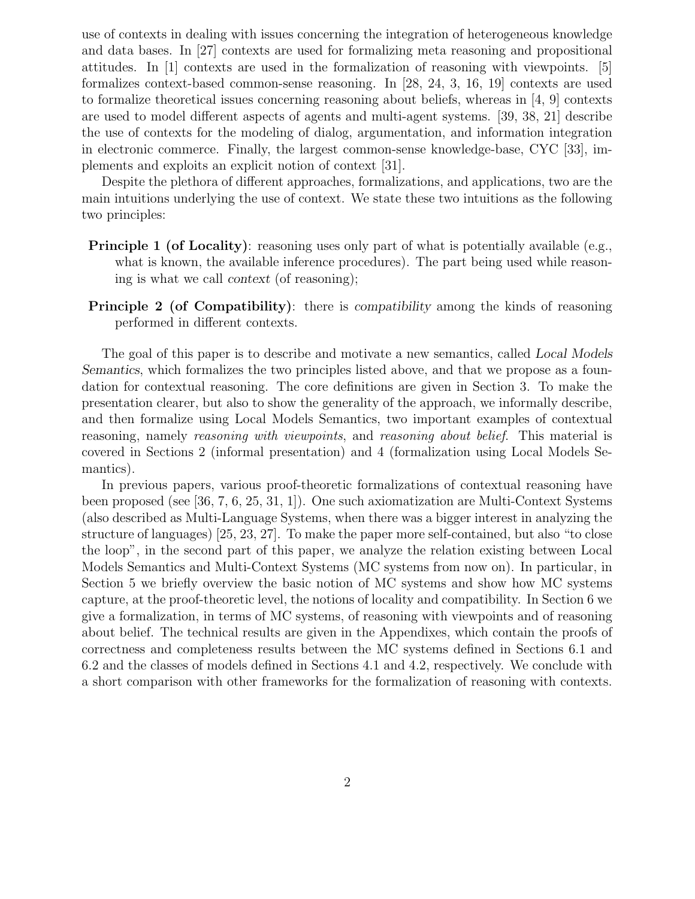use of contexts in dealing with issues concerning the integration of heterogeneous knowledge and data bases. In [27] contexts are used for formalizing meta reasoning and propositional attitudes. In [1] contexts are used in the formalization of reasoning with viewpoints. [5] formalizes context-based common-sense reasoning. In [28, 24, 3, 16, 19] contexts are used to formalize theoretical issues concerning reasoning about beliefs, whereas in [4, 9] contexts are used to model different aspects of agents and multi-agent systems. [39, 38, 21] describe the use of contexts for the modeling of dialog, argumentation, and information integration in electronic commerce. Finally, the largest common-sense knowledge-base, CYC [33], implements and exploits an explicit notion of context [31].

Despite the plethora of different approaches, formalizations, and applications, two are the main intuitions underlying the use of context. We state these two intuitions as the following two principles:

**Principle 1 (of Locality)**: reasoning uses only part of what is potentially available (e.g., what is known, the available inference procedures). The part being used while reasoning is what we call *context* (of reasoning);

**Principle 2 (of Compatibility)**: there is *compatibility* among the kinds of reasoning performed in different contexts.

The goal of this paper is to describe and motivate a new semantics, called *Local Models Semantics*, which formalizes the two principles listed above, and that we propose as a foundation for contextual reasoning. The core definitions are given in Section 3. To make the presentation clearer, but also to show the generality of the approach, we informally describe, and then formalize using Local Models Semantics, two important examples of contextual reasoning, namely *reasoning with viewpoints*, and *reasoning about belief*. This material is covered in Sections 2 (informal presentation) and 4 (formalization using Local Models Semantics).

In previous papers, various proof-theoretic formalizations of contextual reasoning have been proposed (see [36, 7, 6, 25, 31, 1]). One such axiomatization are Multi-Context Systems (also described as Multi-Language Systems, when there was a bigger interest in analyzing the structure of languages) [25, 23, 27]. To make the paper more self-contained, but also "to close the loop", in the second part of this paper, we analyze the relation existing between Local Models Semantics and Multi-Context Systems (MC systems from now on). In particular, in Section 5 we briefly overview the basic notion of MC systems and show how MC systems capture, at the proof-theoretic level, the notions of locality and compatibility. In Section 6 we give a formalization, in terms of MC systems, of reasoning with viewpoints and of reasoning about belief. The technical results are given in the Appendixes, which contain the proofs of correctness and completeness results between the MC systems defined in Sections 6.1 and 6.2 and the classes of models defined in Sections 4.1 and 4.2, respectively. We conclude with a short comparison with other frameworks for the formalization of reasoning with contexts.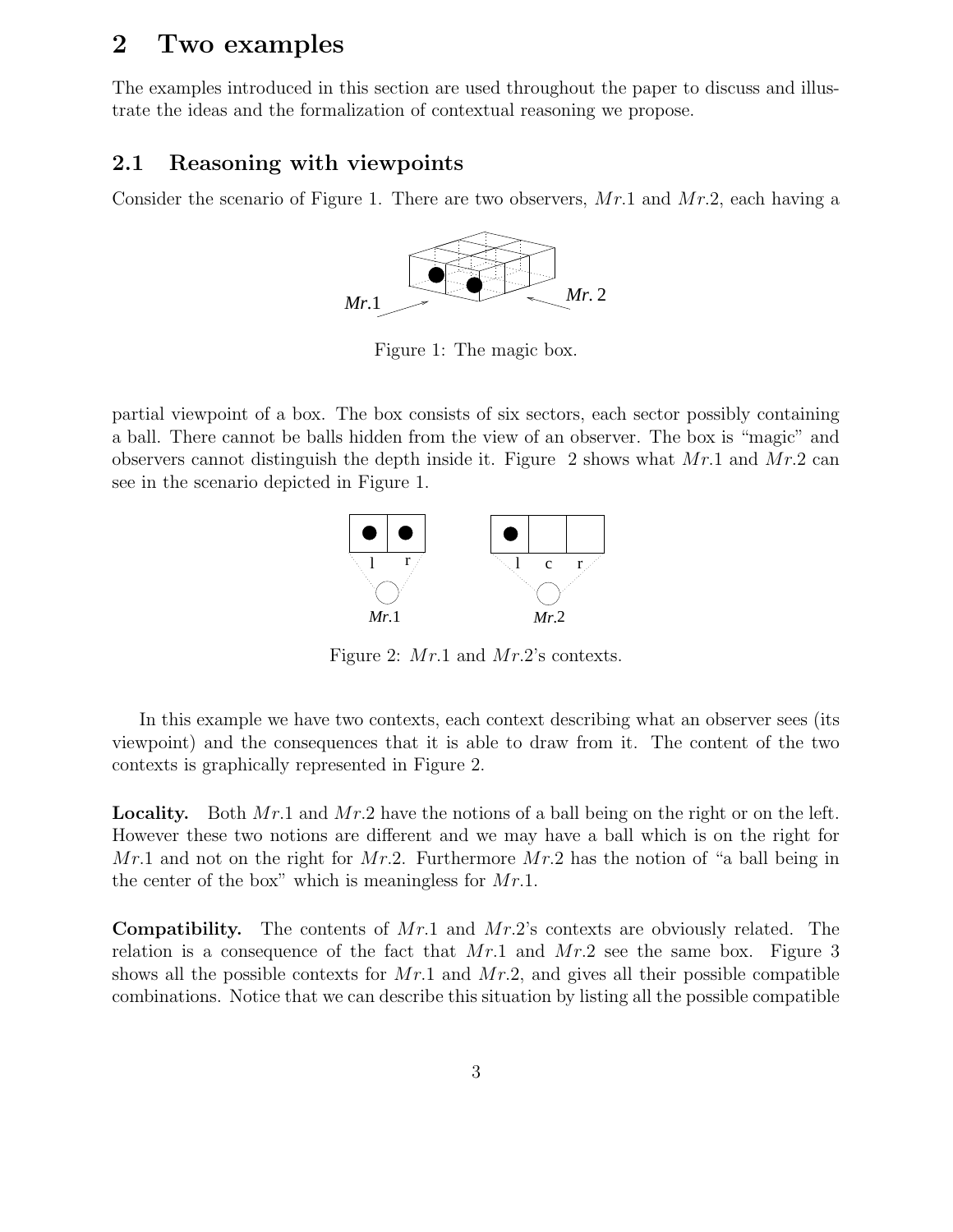## 2 Two examples

The examples introduced in this section are used throughout the paper to discuss and illustrate the ideas and the formalization of contextual reasoning we propose.

### 2.1 Reasoning with viewpoints

Consider the scenario of Figure 1. There are two observers, $Mr.1$ and $Mr.2$, each having a

Mr.1

Mr. 2

Figure 1: The magic box.

partial viewpoint of a box. The box consists of six sectors, each sector possibly containing a ball. There cannot be balls hidden from the view of an observer. The box is "magic" and observers cannot distinguish the depth inside it. Figure 2 shows what $Mr.1$ and $Mr.2$ can see in the scenario depicted in Figure 1.

l r

Mr.1

l c r

Mr.2

Figure 2: $Mr.1$ and $Mr.2$'s contexts.

In this example we have two contexts, each context describing what an observer sees (its viewpoint) and the consequences that it is able to draw from it. The content of the two contexts is graphically represented in Figure 2.

**Locality.** Both $Mr.1$ and $Mr.2$ have the notions of a ball being on the right or on the left. However these two notions are different and we may have a ball which is on the right for $Mr.1$ and not on the right for $Mr.2$. Furthermore $Mr.2$ has the notion of "a ball being in the center of the box" which is meaningless for $Mr.1$.

**Compatibility.** The contents of $Mr.1$ and $Mr.2$'s contexts are obviously related. The relation is a consequence of the fact that $Mr.1$ and $Mr.2$ see the same box. Figure 3 shows all the possible contexts for $Mr.1$ and $Mr.2$, and gives all their possible compatible combinations. Notice that we can describe this situation by listing all the possible compatible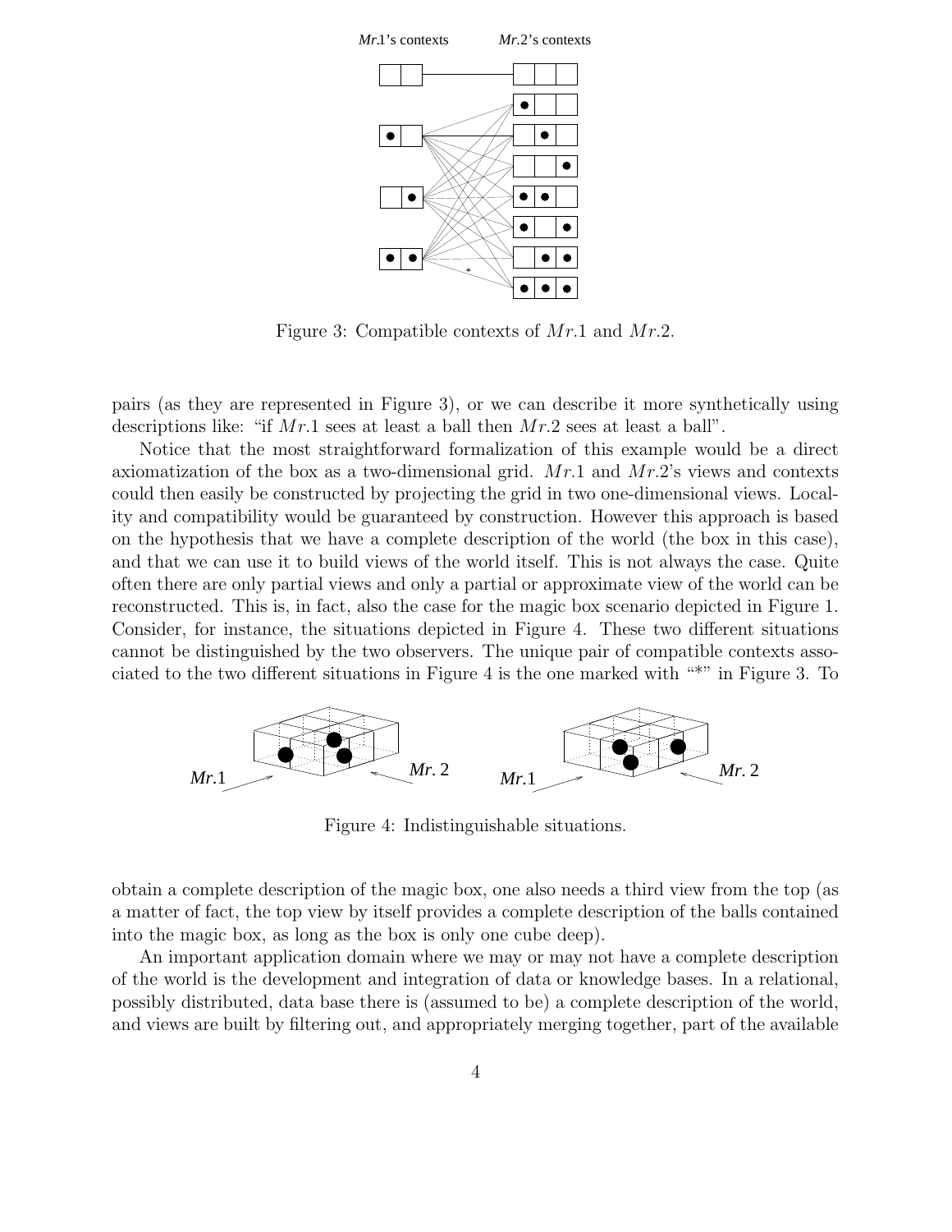Mr.1's contexts

Mr.2's contexts

*

Figure 3: Compatible contexts of $Mr.1$ and $Mr.2$.

pairs (as they are represented in Figure 3), or we can describe it more synthetically using descriptions like: "if $Mr.1$ sees at least a ball then $Mr.2$ sees at least a ball".

Notice that the most straightforward formalization of this example would be a direct axiomatization of the box as a two-dimensional grid. $Mr.1$ and $Mr.2$'s views and contexts could then easily be constructed by projecting the grid in two one-dimensional views. Locality and compatibility would be guaranteed by construction. However this approach is based on the hypothesis that we have a complete description of the world (the box in this case), and that we can use it to build views of the world itself. This is not always the case. Quite often there are only partial views and only a partial or approximate view of the world can be reconstructed. This is, in fact, also the case for the magic box scenario depicted in Figure 1. Consider, for instance, the situations depicted in Figure 4. These two different situations cannot be distinguished by the two observers. The unique pair of compatible contexts associated to the two different situations in Figure 4 is the one marked with "*" in Figure 3. To

Mr.1

Mr. 2

Mr.1

Mr. 2

Figure 4: Indistinguishable situations.

obtain a complete description of the magic box, one also needs a third view from the top (as a matter of fact, the top view by itself provides a complete description of the balls contained into the magic box, as long as the box is only one cube deep).

An important application domain where we may or may not have a complete description of the world is the development and integration of data or knowledge bases. In a relational, possibly distributed, data base there is (assumed to be) a complete description of the world, and views are built by filtering out, and appropriately merging together, part of the available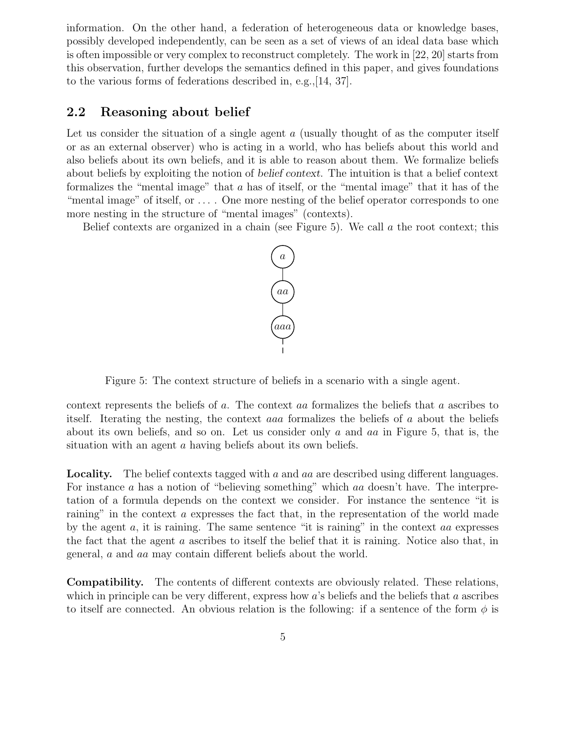information. On the other hand, a federation of heterogeneous data or knowledge bases, possibly developed independently, can be seen as a set of views of an ideal data base which is often impossible or very complex to reconstruct completely. The work in [22, 20] starts from this observation, further develops the semantics defined in this paper, and gives foundations to the various forms of federations described in, e.g.,[14, 37].

## 2.2 Reasoning about belief

Let us consider the situation of a single agent $a$ (usually thought of as the computer itself or as an external observer) who is acting in a world, who has beliefs about this world and also beliefs about its own beliefs, and it is able to reason about them. We formalize beliefs about beliefs by exploiting the notion of *belief context*. The intuition is that a belief context formalizes the "mental image" that $a$ has of itself, or the "mental image" that it has of the "mental image" of itself, or . . . . One more nesting of the belief operator corresponds to one more nesting in the structure of "mental images" (contexts).

Belief contexts are organized in a chain (see Figure 5). We call $a$ the root context; this context represents the beliefs of $a$. The context $aa$ formalizes the beliefs that $a$ ascribes to itself. Iterating the nesting, the context $aaa$ formalizes the beliefs of $a$ about the beliefs about its own beliefs, and so on. Let us consider only $a$ and $aa$ in Figure 5, that is, the situation with an agent $a$ having beliefs about its own beliefs.

a

aa

aaa

Figure 5: The context structure of beliefs in a scenario with a single agent.

**Locality.** The belief contexts tagged with $a$ and $aa$ are described using different languages. For instance $a$ has a notion of "believing something" which $aa$ doesn't have. The interpretation of a formula depends on the context we consider. For instance the sentence "it is raining" in the context $a$ expresses the fact that, in the representation of the world made by the agent $a$, it is raining. The same sentence "it is raining" in the context $aa$ expresses the fact that the agent $a$ ascribes to itself the belief that it is raining. Notice also that, in general, $a$ and $aa$ may contain different beliefs about the world.

**Compatibility.** The contents of different contexts are obviously related. These relations, which in principle can be very different, express how $a$'s beliefs and the beliefs that $a$ ascribes to itself are connected. An obvious relation is the following: if a sentence of the form $\phi$ is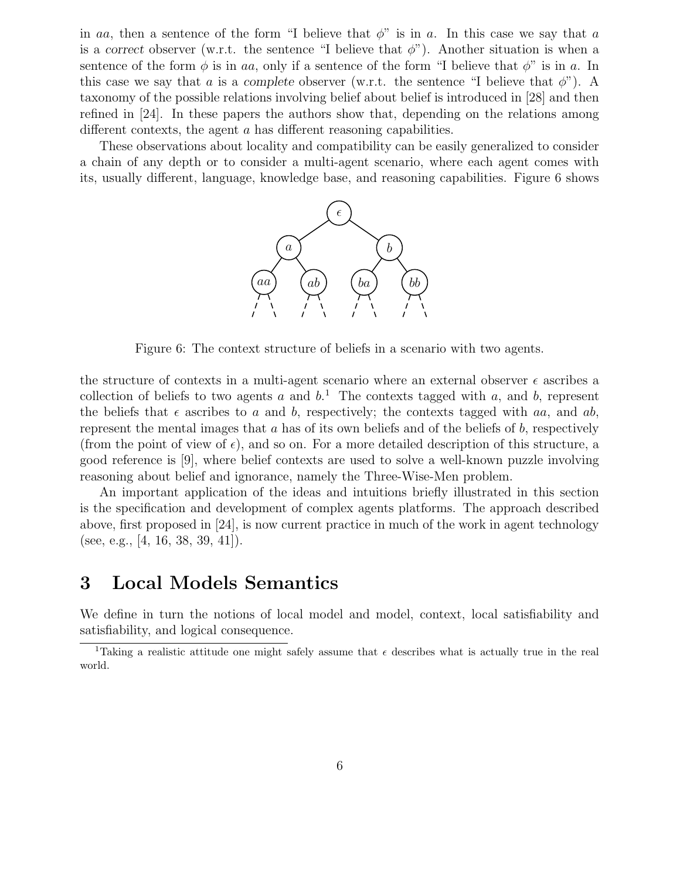in $aa$, then a sentence of the form "I believe that $\phi$" is in $a$. In this case we say that $a$ is a *correct* observer (w.r.t. the sentence "I believe that $\phi$"). Another situation is when a sentence of the form $\phi$ is in $aa$, only if a sentence of the form "I believe that $\phi$" is in $a$. In this case we say that $a$ is a *complete* observer (w.r.t. the sentence "I believe that $\phi$"). A taxonomy of the possible relations involving belief about belief is introduced in [28] and then refined in [24]. In these papers the authors show that, depending on the relations among different contexts, the agent $a$ has different reasoning capabilities.

These observations about locality and compatibility can be easily generalized to consider a chain of any depth or to consider a multi-agent scenario, where each agent comes with its, usually different, language, knowledge base, and reasoning capabilities. Figure 6 shows

$\epsilon$

$a$ $b$

$aa$ $ab$ $ba$ $bb$

Figure 6: The context structure of beliefs in a scenario with two agents.

the structure of contexts in a multi-agent scenario where an external observer $\epsilon$ ascribes a collection of beliefs to two agents $a$ and $b$.[1] The contexts tagged with $a$, and $b$, represent the beliefs that $\epsilon$ ascribes to $a$ and $b$, respectively; the contexts tagged with $aa$, and $ab$, represent the mental images that $a$ has of its own beliefs and of the beliefs of $b$, respectively (from the point of view of $\epsilon$), and so on. For a more detailed description of this structure, a good reference is [9], where belief contexts are used to solve a well-known puzzle involving reasoning about belief and ignorance, namely the Three-Wise-Men problem.

An important application of the ideas and intuitions briefly illustrated in this section is the specification and development of complex agents platforms. The approach described above, first proposed in [24], is now current practice in much of the work in agent technology (see, e.g., [4, 16, 38, 39, 41]).

# 3 Local Models Semantics

We define in turn the notions of local model and model, context, local satisfiability and satisfiability, and logical consequence.

[1] Taking a realistic attitude one might safely assume that $\epsilon$ describes what is actually true in the real world.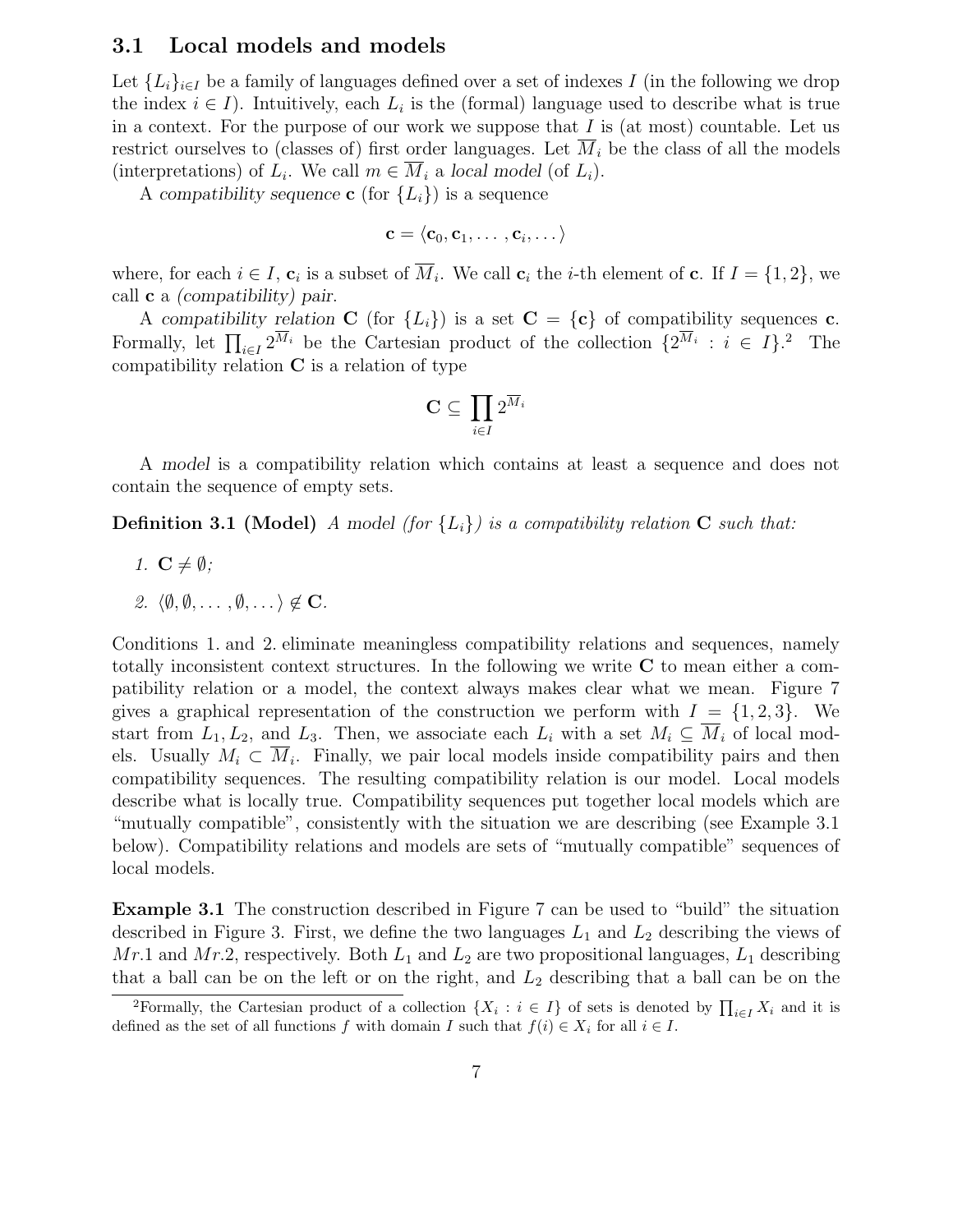### 3.1 Local models and models

Let $\{L_i\}_{i \in I}$ be a family of languages defined over a set of indexes $I$ (in the following we drop the index $i \in I$). Intuitively, each $L_i$ is the (formal) language used to describe what is true in a context. For the purpose of our work we suppose that $I$ is (at most) countable. Let us restrict ourselves to (classes of) first order languages. Let $\overline{M}_i$ be the class of all the models (interpretations) of $L_i$. We call $m \in \overline{M}_i$ a *local model* (of $L_i$).

A *compatibility sequence* $\mathbf{c}$ (for $\{L_i\}$) is a sequence

$$\mathbf{c} = \langle \mathbf{c}_0, \mathbf{c}_1, \ldots, \mathbf{c}_i, \ldots \rangle$$

where, for each $i \in I$, $\mathbf{c}_i$ is a subset of $\overline{M}_i$. We call $\mathbf{c}_i$ the $i$-th element of $\mathbf{c}$. If $I = \{1, 2\}$, we call $\mathbf{c}$ a *(compatibility) pair*.

A *compatibility relation* $\mathbf{C}$ (for $\{L_i\}$) is a set $\mathbf{C} = \{\mathbf{c}\}$ of compatibility sequences $\mathbf{c}$. Formally, let $\prod_{i \in I} 2^{\overline{M}_i}$ be the Cartesian product of the collection $\{2^{\overline{M}_i} : i \in I\}$.[2] The compatibility relation $\mathbf{C}$ is a relation of type

$$\mathbf{C} \subseteq \prod_{i \in I} 2^{\overline{M}_i}$$

A *model* is a compatibility relation which contains at least a sequence and does not contain the sequence of empty sets.

**Definition 3.1 (Model)** *A model (for $\{L_i\}$) is a compatibility relation $\mathbf{C}$ such that:*

1. $\mathbf{C} \neq \emptyset$*;*
2. $\langle \emptyset, \emptyset, \ldots, \emptyset, \ldots \rangle \notin \mathbf{C}$*.*

Conditions 1. and 2. eliminate meaningless compatibility relations and sequences, namely totally inconsistent context structures. In the following we write $\mathbf{C}$ to mean either a compatibility relation or a model, the context always makes clear what we mean. Figure 7 gives a graphical representation of the construction we perform with $I = \{1, 2, 3\}$. We start from $L_1, L_2$, and $L_3$. Then, we associate each $L_i$ with a set $M_i \subseteq \overline{M}_i$ of local models. Usually $M_i \subset \overline{M}_i$. Finally, we pair local models inside compatibility pairs and then compatibility sequences. The resulting compatibility relation is our model. Local models describe what is locally true. Compatibility sequences put together local models which are "mutually compatible", consistently with the situation we are describing (see Example 3.1 below). Compatibility relations and models are sets of "mutually compatible" sequences of local models.

**Example 3.1** The construction described in Figure 7 can be used to "build" the situation described in Figure 3. First, we define the two languages $L_1$ and $L_2$ describing the views of $Mr.1$ and $Mr.2$, respectively. Both $L_1$ and $L_2$ are two propositional languages, $L_1$ describing that a ball can be on the left or on the right, and $L_2$ describing that a ball can be on the

[2] Formally, the Cartesian product of a collection $\{X_i : i \in I\}$ of sets is denoted by $\prod_{i \in I} X_i$ and it is defined as the set of all functions $f$ with domain $I$ such that $f(i) \in X_i$ for all $i \in I$.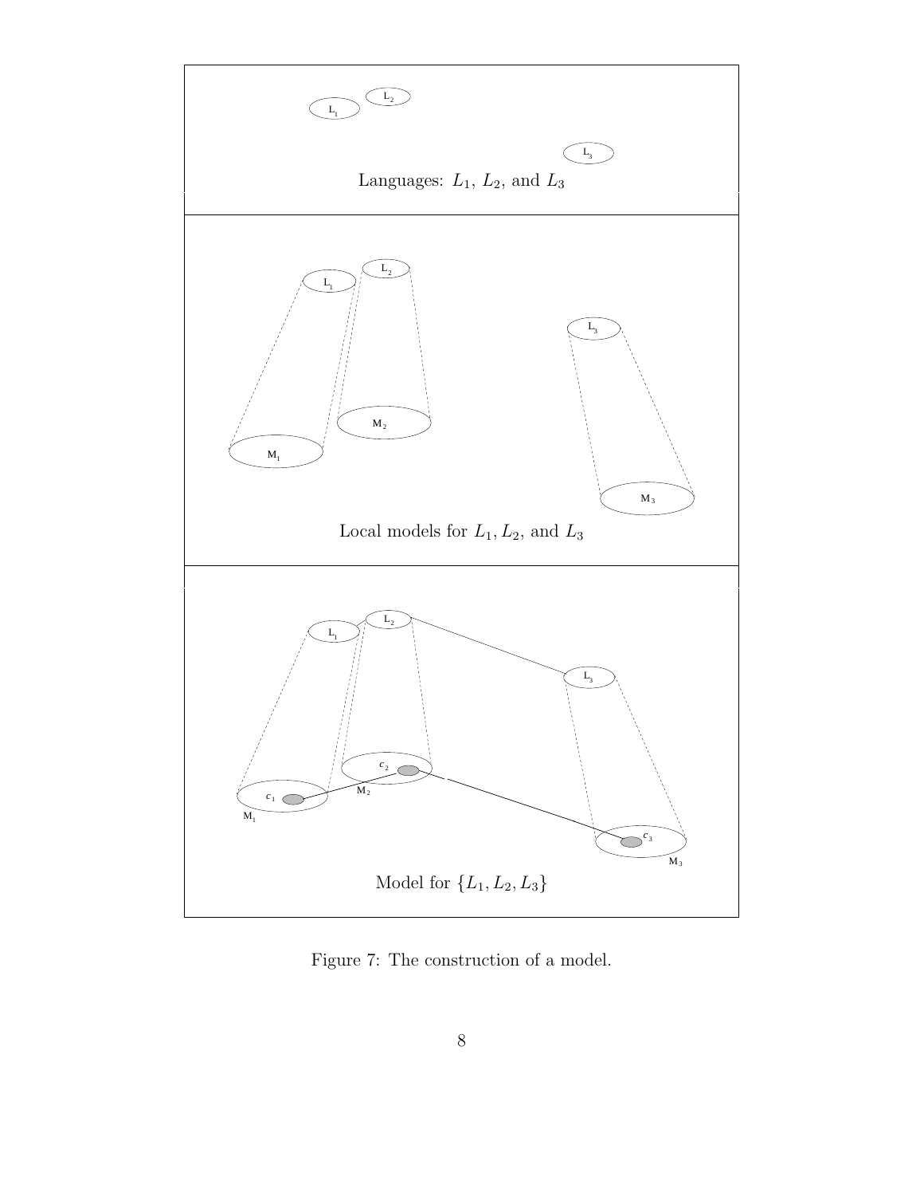Languages: $L_1$, $L_2$, and $L_3$

Local models for $L_1, L_2$, and $L_3$

Model for $\{L_1, L_2, L_3\}$

Figure 7: The construction of a model.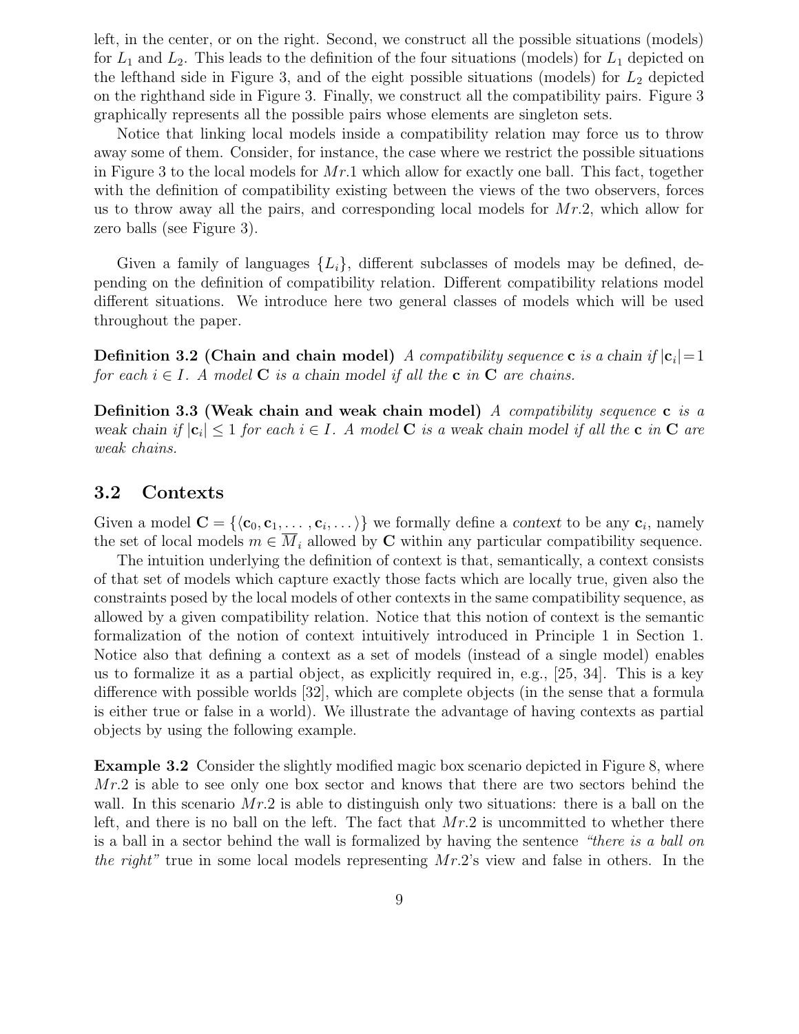left, in the center, or on the right. Second, we construct all the possible situations (models) for $L_1$ and $L_2$. This leads to the definition of the four situations (models) for $L_1$ depicted on the lefthand side in Figure 3, and of the eight possible situations (models) for $L_2$ depicted on the righthand side in Figure 3. Finally, we construct all the compatibility pairs. Figure 3 graphically represents all the possible pairs whose elements are singleton sets.

Notice that linking local models inside a compatibility relation may force us to throw away some of them. Consider, for instance, the case where we restrict the possible situations in Figure 3 to the local models for $Mr.1$ which allow for exactly one ball. This fact, together with the definition of compatibility existing between the views of the two observers, forces us to throw away all the pairs, and corresponding local models for $Mr.2$, which allow for zero balls (see Figure 3).

Given a family of languages $\{L_i\}$, different subclasses of models may be defined, depending on the definition of compatibility relation. Different compatibility relations model different situations. We introduce here two general classes of models which will be used throughout the paper.

**Definition 3.2 (Chain and chain model)** *A compatibility sequence* $\mathbf{c}$ *is a chain if* $|\mathbf{c}_i| = 1$ *for each* $i \in I$*. A model* $\mathbf{C}$ *is a chain model if all the* $\mathbf{c}$ *in* $\mathbf{C}$ *are chains.*

**Definition 3.3 (Weak chain and weak chain model)** *A compatibility sequence* $\mathbf{c}$ *is a weak chain if* $|\mathbf{c}_i| \leq 1$ *for each* $i \in I$*. A model* $\mathbf{C}$ *is a weak chain model if all the* $\mathbf{c}$ *in* $\mathbf{C}$ *are weak chains.*

## 3.2 Contexts

Given a model $\mathbf{C} = \{\langle \mathbf{c}_0, \mathbf{c}_1, \ldots, \mathbf{c}_i, \ldots \rangle\}$ we formally define a *context* to be any $\mathbf{c}_i$, namely the set of local models $m \in \overline{M}_i$ allowed by $\mathbf{C}$ within any particular compatibility sequence.

The intuition underlying the definition of context is that, semantically, a context consists of that set of models which capture exactly those facts which are locally true, given also the constraints posed by the local models of other contexts in the same compatibility sequence, as allowed by a given compatibility relation. Notice that this notion of context is the semantic formalization of the notion of context intuitively introduced in Principle 1 in Section 1. Notice also that defining a context as a set of models (instead of a single model) enables us to formalize it as a partial object, as explicitly required in, e.g., [25, 34]. This is a key difference with possible worlds [32], which are complete objects (in the sense that a formula is either true or false in a world). We illustrate the advantage of having contexts as partial objects by using the following example.

**Example 3.2** Consider the slightly modified magic box scenario depicted in Figure 8, where $Mr.2$ is able to see only one box sector and knows that there are two sectors behind the wall. In this scenario $Mr.2$ is able to distinguish only two situations: there is a ball on the left, and there is no ball on the left. The fact that $Mr.2$ is uncommitted to whether there is a ball in a sector behind the wall is formalized by having the sentence *"there is a ball on the right"* true in some local models representing $Mr.2$'s view and false in others. In the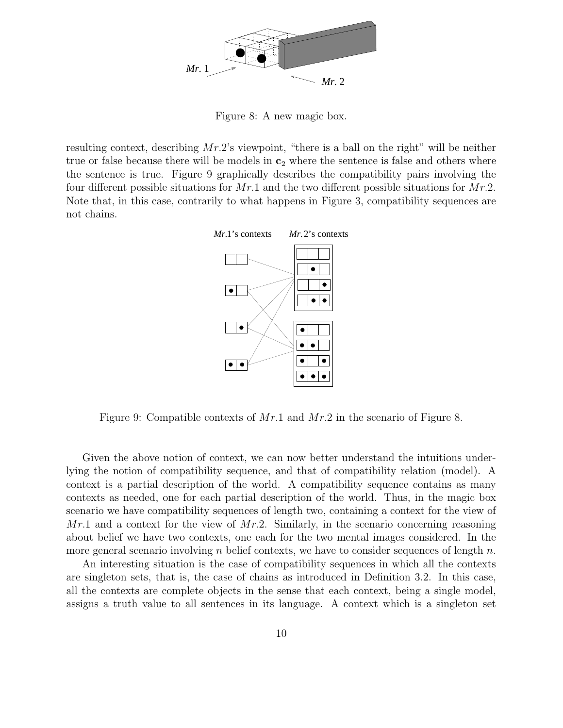Mr. 1

Mr. 2

Figure 8: A new magic box.

resulting context, describing $Mr.2$'s viewpoint, "there is a ball on the right" will be neither true or false because there will be models in $\mathbf{c}_2$ where the sentence is false and others where the sentence is true. Figure 9 graphically describes the compatibility pairs involving the four different possible situations for $Mr.1$ and the two different possible situations for $Mr.2$. Note that, in this case, contrarily to what happens in Figure 3, compatibility sequences are not chains.

Mr.1's contexts

Mr.2's contexts

Figure 9: Compatible contexts of $Mr.1$ and $Mr.2$ in the scenario of Figure 8.

Given the above notion of context, we can now better understand the intuitions underlying the notion of compatibility sequence, and that of compatibility relation (model). A context is a partial description of the world. A compatibility sequence contains as many contexts as needed, one for each partial description of the world. Thus, in the magic box scenario we have compatibility sequences of length two, containing a context for the view of $Mr.1$ and a context for the view of $Mr.2$. Similarly, in the scenario concerning reasoning about belief we have two contexts, one each for the two mental images considered. In the more general scenario involving $n$ belief contexts, we have to consider sequences of length $n$.

An interesting situation is the case of compatibility sequences in which all the contexts are singleton sets, that is, the case of chains as introduced in Definition 3.2. In this case, all the contexts are complete objects in the sense that each context, being a single model, assigns a truth value to all sentences in its language. A context which is a singleton set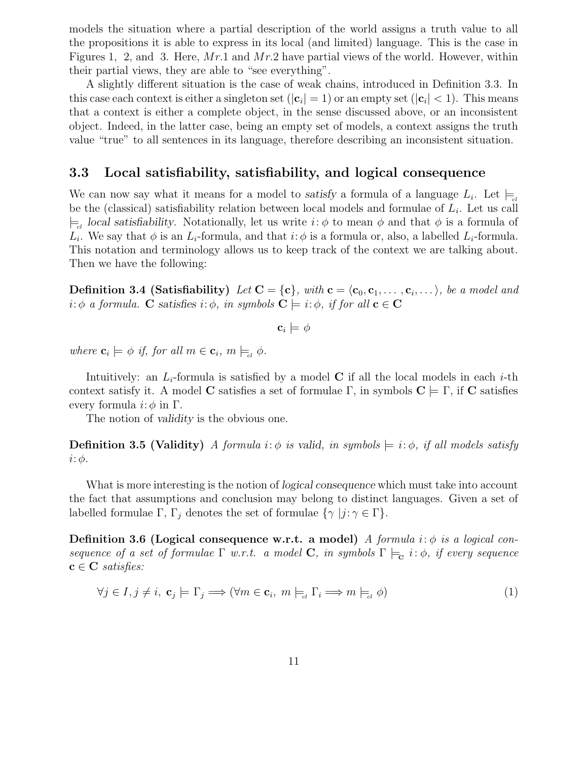models the situation where a partial description of the world assigns a truth value to all the propositions it is able to express in its local (and limited) language. This is the case in Figures 1, 2, and 3. Here, $Mr.1$ and $Mr.2$ have partial views of the world. However, within their partial views, they are able to "see everything".

A slightly different situation is the case of weak chains, introduced in Definition 3.3. In this case each context is either a singleton set ($|\mathbf{c}_i| = 1$) or an empty set ($|\mathbf{c}_i| < 1$). This means that a context is either a complete object, in the sense discussed above, or an inconsistent object. Indeed, in the latter case, being an empty set of models, a context assigns the truth value "true" to all sentences in its language, therefore describing an inconsistent situation.

## 3.3 Local satisfiability, satisfiability, and logical consequence

We can now say what it means for a model to *satisfy* a formula of a language $L_i$. Let $\models_{cl}$ be the (classical) satisfiability relation between local models and formulae of $L_i$. Let us call $\models_{cl}$ *local satisfiability*. Notationally, let us write $i\colon\phi$ to mean $\phi$ and that $\phi$ is a formula of $L_i$. We say that $\phi$ is an $L_i$-formula, and that $i\colon\phi$ is a formula or, also, a labelled $L_i$-formula. This notation and terminology allows us to keep track of the context we are talking about. Then we have the following:

**Definition 3.4 (Satisfiability)** *Let $\mathbf{C} = \{\mathbf{c}\}$, with $\mathbf{c} = \langle \mathbf{c}_0, \mathbf{c}_1, \ldots, \mathbf{c}_i, \ldots\rangle$, be a model and $i\colon\phi$ a formula. $\mathbf{C}$ satisfies $i\colon\phi$, in symbols $\mathbf{C} \models i\colon\phi$, if for all $\mathbf{c} \in \mathbf{C}$*

$$\mathbf{c}_i \models \phi$$

*where $\mathbf{c}_i \models \phi$ if, for all $m \in \mathbf{c}_i$, $m \models_{cl} \phi$.*

Intuitively: an $L_i$-formula is satisfied by a model $\mathbf{C}$ if all the local models in each $i$-th context satisfy it. A model $\mathbf{C}$ satisfies a set of formulae $\Gamma$, in symbols $\mathbf{C} \models \Gamma$, if $\mathbf{C}$ satisfies every formula $i\colon\phi$ in $\Gamma$.

The notion of *validity* is the obvious one.

**Definition 3.5 (Validity)** *A formula $i\colon\phi$ is valid, in symbols $\models i\colon\phi$, if all models satisfy $i\colon\phi$.*

What is more interesting is the notion of *logical consequence* which must take into account the fact that assumptions and conclusion may belong to distinct languages. Given a set of labelled formulae $\Gamma$, $\Gamma_j$ denotes the set of formulae $\{\gamma \mid j\colon\gamma \in \Gamma\}$.

**Definition 3.6 (Logical consequence w.r.t. a model)** *A formula $i\colon\phi$ is a logical consequence of a set of formulae $\Gamma$ w.r.t. a model $\mathbf{C}$, in symbols $\Gamma \models_{\mathbf{C}} i\colon\phi$, if every sequence $\mathbf{c} \in \mathbf{C}$ satisfies:*

$$\forall j \in I, j \neq i,\ \mathbf{c}_j \models \Gamma_j \Longrightarrow (\forall m \in \mathbf{c}_i,\ m \models_{cl} \Gamma_i \Longrightarrow m \models_{cl} \phi) \tag{1}$$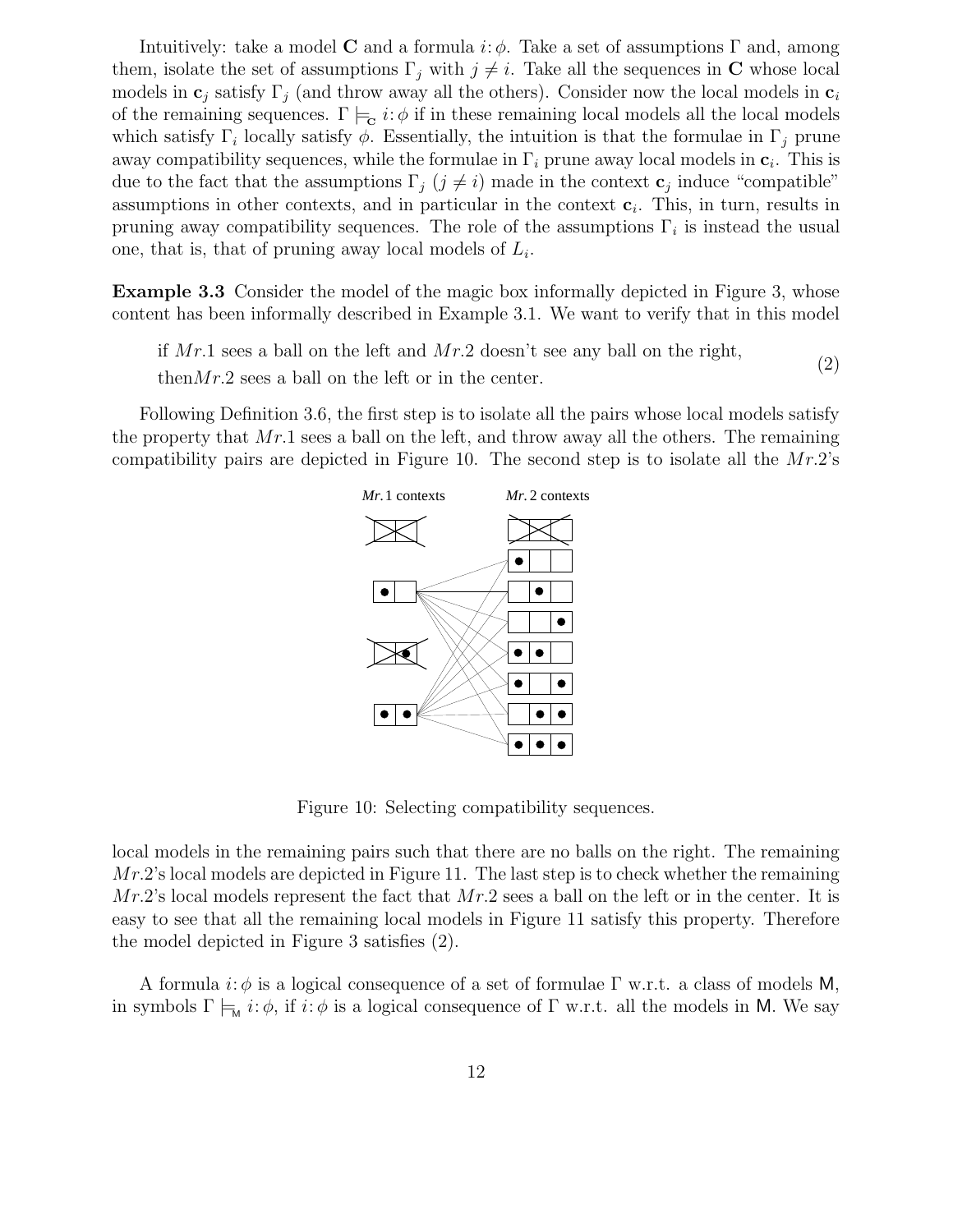Intuitively: take a model $\mathbf{C}$ and a formula $i\!:\phi$. Take a set of assumptions $\Gamma$ and, among them, isolate the set of assumptions $\Gamma_j$ with $j \neq i$. Take all the sequences in $\mathbf{C}$ whose local models in $\mathbf{c}_j$ satisfy $\Gamma_j$ (and throw away all the others). Consider now the local models in $\mathbf{c}_i$ of the remaining sequences. $\Gamma \models_{\mathbf{C}} i\!:\phi$ if in these remaining local models all the local models which satisfy $\Gamma_i$ locally satisfy $\phi$. Essentially, the intuition is that the formulae in $\Gamma_j$ prune away compatibility sequences, while the formulae in $\Gamma_i$ prune away local models in $\mathbf{c}_i$. This is due to the fact that the assumptions $\Gamma_j$ $(j \neq i)$ made in the context $\mathbf{c}_j$ induce "compatible" assumptions in other contexts, and in particular in the context $\mathbf{c}_i$. This, in turn, results in pruning away compatibility sequences. The role of the assumptions $\Gamma_i$ is instead the usual one, that is, that of pruning away local models of $L_i$.

**Example 3.3** Consider the model of the magic box informally depicted in Figure 3, whose content has been informally described in Example 3.1. We want to verify that in this model

$$\text{if } Mr.1 \text{ sees a ball on the left and } Mr.2 \text{ doesn't see any ball on the right, then } Mr.2 \text{ sees a ball on the left or in the center.} \quad (2)$$

Following Definition 3.6, the first step is to isolate all the pairs whose local models satisfy the property that $Mr.1$ sees a ball on the left, and throw away all the others. The remaining compatibility pairs are depicted in Figure 10. The second step is to isolate all the $Mr.2$'s

*Mr.*1 contexts

*Mr.*2 contexts

Figure 10: Selecting compatibility sequences.

local models in the remaining pairs such that there are no balls on the right. The remaining $Mr.2$'s local models are depicted in Figure 11. The last step is to check whether the remaining $Mr.2$'s local models represent the fact that $Mr.2$ sees a ball on the left or in the center. It is easy to see that all the remaining local models in Figure 11 satisfy this property. Therefore the model depicted in Figure 3 satisfies (2).

A formula $i\!:\phi$ is a logical consequence of a set of formulae $\Gamma$ w.r.t. a class of models $\mathsf{M}$, in symbols $\Gamma \models_{\mathsf{M}} i\!:\phi$, if $i\!:\phi$ is a logical consequence of $\Gamma$ w.r.t. all the models in $\mathsf{M}$. We say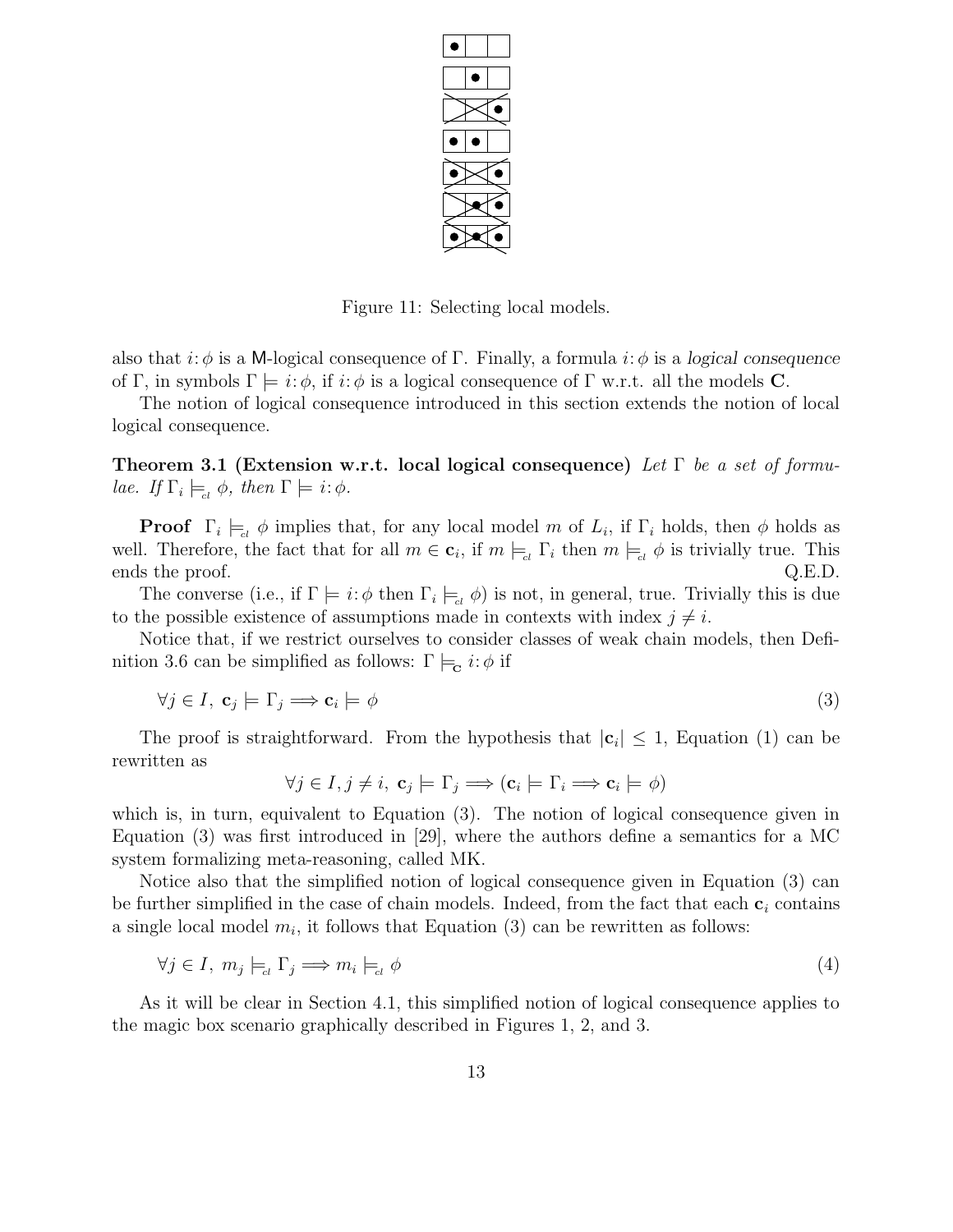Figure 11: Selecting local models.

also that $i\colon\phi$ is a M-logical consequence of $\Gamma$. Finally, a formula $i\colon\phi$ is a *logical consequence* of $\Gamma$, in symbols $\Gamma \models i\colon\phi$, if $i\colon\phi$ is a logical consequence of $\Gamma$ w.r.t. all the models $\mathbf{C}$.

The notion of logical consequence introduced in this section extends the notion of local logical consequence.

**Theorem 3.1 (Extension w.r.t. local logical consequence)** *Let $\Gamma$ be a set of formulae. If $\Gamma_i \models_{cl} \phi$, then $\Gamma \models i\colon\phi$.*

**Proof** $\Gamma_i \models_{cl} \phi$ implies that, for any local model $m$ of $L_i$, if $\Gamma_i$ holds, then $\phi$ holds as well. Therefore, the fact that for all $m \in \mathbf{c}_i$, if $m \models_{cl} \Gamma_i$ then $m \models_{cl} \phi$ is trivially true. This ends the proof. Q.E.D.

The converse (i.e., if $\Gamma \models i\colon\phi$ then $\Gamma_i \models_{cl} \phi$) is not, in general, true. Trivially this is due to the possible existence of assumptions made in contexts with index $j \neq i$.

Notice that, if we restrict ourselves to consider classes of weak chain models, then Definition 3.6 can be simplified as follows: $\Gamma \models_{\mathbf{C}} i\colon\phi$ if

$$\forall j \in I,\ \mathbf{c}_j \models \Gamma_j \Longrightarrow \mathbf{c}_i \models \phi \tag{3}$$

The proof is straightforward. From the hypothesis that $|\mathbf{c}_i| \leq 1$, Equation (1) can be rewritten as

$$\forall j \in I, j \neq i,\ \mathbf{c}_j \models \Gamma_j \Longrightarrow (\mathbf{c}_i \models \Gamma_i \Longrightarrow \mathbf{c}_i \models \phi)$$

which is, in turn, equivalent to Equation (3). The notion of logical consequence given in Equation (3) was first introduced in [29], where the authors define a semantics for a MC system formalizing meta-reasoning, called MK.

Notice also that the simplified notion of logical consequence given in Equation (3) can be further simplified in the case of chain models. Indeed, from the fact that each $\mathbf{c}_i$ contains a single local model $m_i$, it follows that Equation (3) can be rewritten as follows:

$$\forall j \in I,\ m_j \models_{cl} \Gamma_j \Longrightarrow m_i \models_{cl} \phi \tag{4}$$

As it will be clear in Section 4.1, this simplified notion of logical consequence applies to the magic box scenario graphically described in Figures 1, 2, and 3.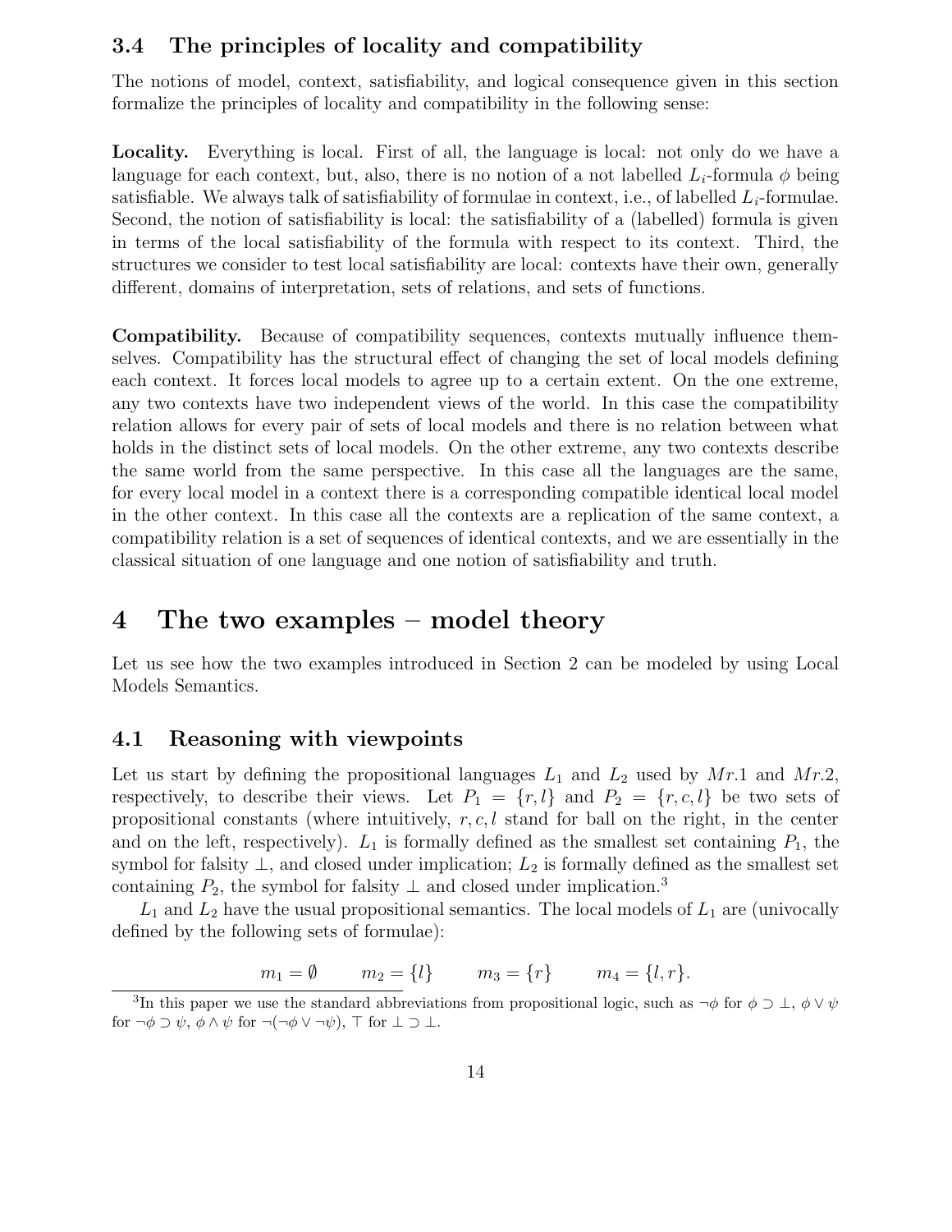### 3.4 The principles of locality and compatibility

The notions of model, context, satisfiability, and logical consequence given in this section formalize the principles of locality and compatibility in the following sense:

**Locality.** Everything is local. First of all, the language is local: not only do we have a language for each context, but, also, there is no notion of a not labelled $L_i$-formula $\phi$ being satisfiable. We always talk of satisfiability of formulae in context, i.e., of labelled $L_i$-formulae. Second, the notion of satisfiability is local: the satisfiability of a (labelled) formula is given in terms of the local satisfiability of the formula with respect to its context. Third, the structures we consider to test local satisfiability are local: contexts have their own, generally different, domains of interpretation, sets of relations, and sets of functions.

**Compatibility.** Because of compatibility sequences, contexts mutually influence themselves. Compatibility has the structural effect of changing the set of local models defining each context. It forces local models to agree up to a certain extent. On the one extreme, any two contexts have two independent views of the world. In this case the compatibility relation allows for every pair of sets of local models and there is no relation between what holds in the distinct sets of local models. On the other extreme, any two contexts describe the same world from the same perspective. In this case all the languages are the same, for every local model in a context there is a corresponding compatible identical local model in the other context. In this case all the contexts are a replication of the same context, a compatibility relation is a set of sequences of identical contexts, and we are essentially in the classical situation of one language and one notion of satisfiability and truth.

# 4 The two examples – model theory

Let us see how the two examples introduced in Section 2 can be modeled by using Local Models Semantics.

### 4.1 Reasoning with viewpoints

Let us start by defining the propositional languages $L_1$ and $L_2$ used by $Mr.1$ and $Mr.2$, respectively, to describe their views. Let $P_1 = \{r, l\}$ and $P_2 = \{r, c, l\}$ be two sets of propositional constants (where intuitively, $r, c, l$ stand for ball on the right, in the center and on the left, respectively). $L_1$ is formally defined as the smallest set containing $P_1$, the symbol for falsity $\bot$, and closed under implication; $L_2$ is formally defined as the smallest set containing $P_2$, the symbol for falsity $\bot$ and closed under implication.[3]

$L_1$ and $L_2$ have the usual propositional semantics. The local models of $L_1$ are (univocally defined by the following sets of formulae):

$$m_1 = \emptyset \qquad m_2 = \{l\} \qquad m_3 = \{r\} \qquad m_4 = \{l, r\}.$$

[3] In this paper we use the standard abbreviations from propositional logic, such as $\neg\phi$ for $\phi \supset \bot$, $\phi \vee \psi$ for $\neg\phi \supset \psi$, $\phi \wedge \psi$ for $\neg(\neg\phi \vee \neg\psi)$, $\top$ for $\bot \supset \bot$.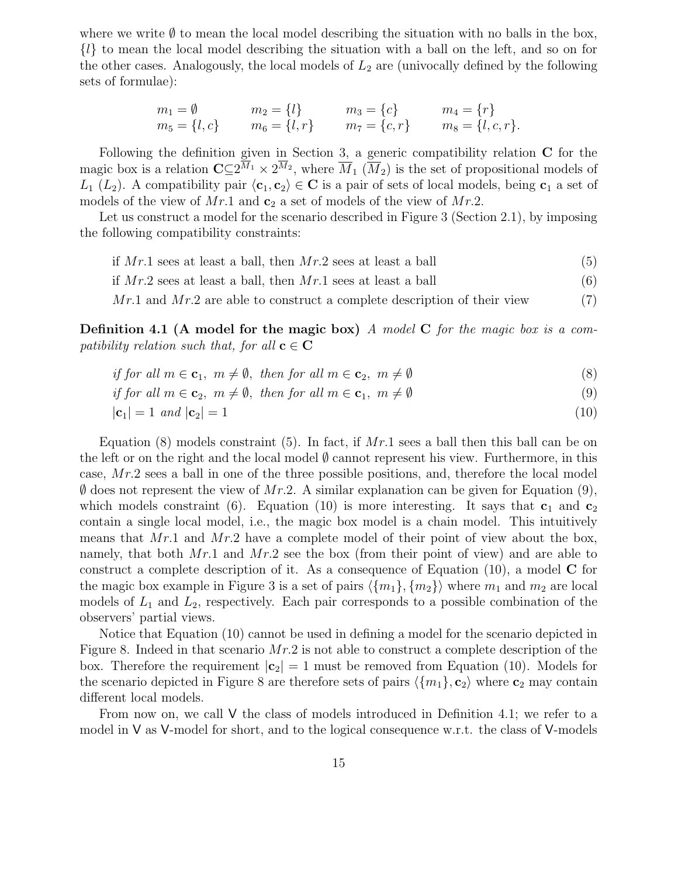where we write $\emptyset$ to mean the local model describing the situation with no balls in the box, $\{l\}$ to mean the local model describing the situation with a ball on the left, and so on for the other cases. Analogously, the local models of $L_2$ are (univocally defined by the following sets of formulae):

$$
\begin{array}{llll}
m_1 = \emptyset & m_2 = \{l\} & m_3 = \{c\} & m_4 = \{r\} \\
m_5 = \{l, c\} & m_6 = \{l, r\} & m_7 = \{c, r\} & m_8 = \{l, c, r\}.
\end{array}
$$

Following the definition given in Section 3, a generic compatibility relation $\mathbf{C}$ for the magic box is a relation $\mathbf{C} \subseteq 2^{\overline{M}_1} \times 2^{\overline{M}_2}$, where $\overline{M}_1$ ($\overline{M}_2$) is the set of propositional models of $L_1$ ($L_2$). A compatibility pair $\langle \mathbf{c}_1, \mathbf{c}_2 \rangle \in \mathbf{C}$ is a pair of sets of local models, being $\mathbf{c}_1$ a set of models of the view of $Mr.1$ and $\mathbf{c}_2$ a set of models of the view of $Mr.2$.

Let us construct a model for the scenario described in Figure 3 (Section 2.1), by imposing the following compatibility constraints:

$$\text{if } Mr.1 \text{ sees at least a ball, then } Mr.2 \text{ sees at least a ball} \tag{5}$$

$$\text{if } Mr.2 \text{ sees at least a ball, then } Mr.1 \text{ sees at least a ball} \tag{6}$$

$$Mr.1 \text{ and } Mr.2 \text{ are able to construct a complete description of their view} \tag{7}$$

**Definition 4.1 (A model for the magic box)** *A model* $\mathbf{C}$ *for the magic box is a compatibility relation such that, for all* $\mathbf{c} \in \mathbf{C}$

$$\text{if for all } m \in \mathbf{c}_1,\ m \neq \emptyset, \text{ then for all } m \in \mathbf{c}_2,\ m \neq \emptyset \tag{8}$$

$$\text{if for all } m \in \mathbf{c}_2,\ m \neq \emptyset, \text{ then for all } m \in \mathbf{c}_1,\ m \neq \emptyset \tag{9}$$

$$|\mathbf{c}_1| = 1 \text{ and } |\mathbf{c}_2| = 1 \tag{10}$$

Equation (8) models constraint (5). In fact, if $Mr.1$ sees a ball then this ball can be on the left or on the right and the local model $\emptyset$ cannot represent his view. Furthermore, in this case, $Mr.2$ sees a ball in one of the three possible positions, and, therefore the local model $\emptyset$ does not represent the view of $Mr.2$. A similar explanation can be given for Equation (9), which models constraint (6). Equation (10) is more interesting. It says that $\mathbf{c}_1$ and $\mathbf{c}_2$ contain a single local model, i.e., the magic box model is a chain model. This intuitively means that $Mr.1$ and $Mr.2$ have a complete model of their point of view about the box, namely, that both $Mr.1$ and $Mr.2$ see the box (from their point of view) and are able to construct a complete description of it. As a consequence of Equation (10), a model $\mathbf{C}$ for the magic box example in Figure 3 is a set of pairs $\langle \{m_1\}, \{m_2\} \rangle$ where $m_1$ and $m_2$ are local models of $L_1$ and $L_2$, respectively. Each pair corresponds to a possible combination of the observers' partial views.

Notice that Equation (10) cannot be used in defining a model for the scenario depicted in Figure 8. Indeed in that scenario $Mr.2$ is not able to construct a complete description of the box. Therefore the requirement $|\mathbf{c}_2| = 1$ must be removed from Equation (10). Models for the scenario depicted in Figure 8 are therefore sets of pairs $\langle \{m_1\}, \mathbf{c}_2 \rangle$ where $\mathbf{c}_2$ may contain different local models.

From now on, we call $\mathsf{V}$ the class of models introduced in Definition 4.1; we refer to a model in $\mathsf{V}$ as $\mathsf{V}$-model for short, and to the logical consequence w.r.t. the class of $\mathsf{V}$-models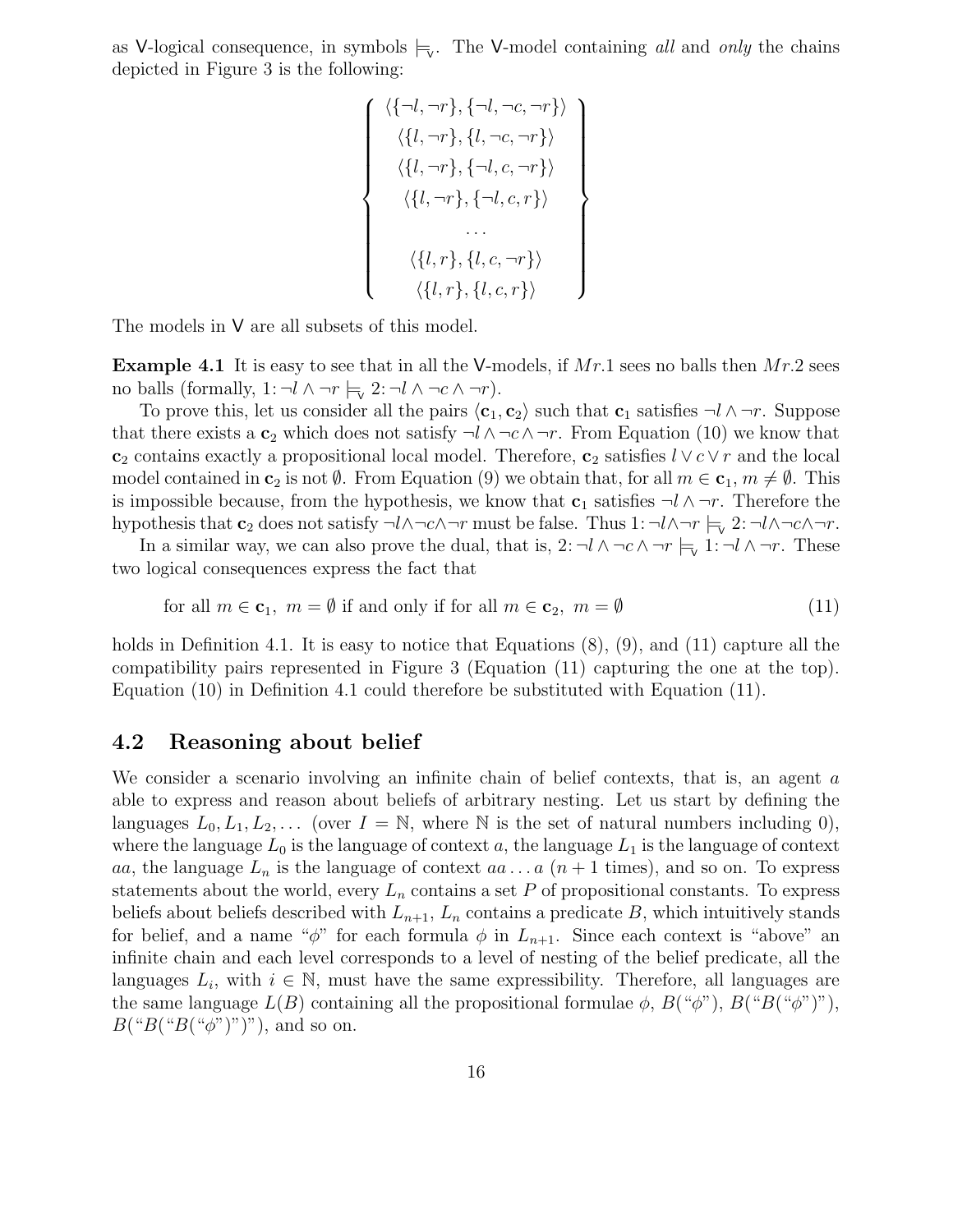as V-logical consequence, in symbols $\models_{\mathsf{V}}$. The V-model containing *all* and *only* the chains depicted in Figure 3 is the following:

$$\left\{ \begin{array}{c} \langle\{\neg l, \neg r\}, \{\neg l, \neg c, \neg r\}\rangle \\ \langle\{l, \neg r\}, \{l, \neg c, \neg r\}\rangle \\ \langle\{l, \neg r\}, \{\neg l, c, \neg r\}\rangle \\ \langle\{l, \neg r\}, \{\neg l, c, r\}\rangle \\ \dots \\ \langle\{l, r\}, \{l, c, \neg r\}\rangle \\ \langle\{l, r\}, \{l, c, r\}\rangle \end{array} \right\}$$

The models in V are all subsets of this model.

**Example 4.1** It is easy to see that in all the V-models, if $Mr.1$ sees no balls then $Mr.2$ sees no balls (formally, $1\!:\neg l \wedge \neg r \models_{\mathsf{V}} 2\!:\neg l \wedge \neg c \wedge \neg r$).

To prove this, let us consider all the pairs $\langle \mathbf{c}_1, \mathbf{c}_2 \rangle$ such that $\mathbf{c}_1$ satisfies $\neg l \wedge \neg r$. Suppose that there exists a $\mathbf{c}_2$ which does not satisfy $\neg l \wedge \neg c \wedge \neg r$. From Equation (10) we know that $\mathbf{c}_2$ contains exactly a propositional local model. Therefore, $\mathbf{c}_2$ satisfies $l \vee c \vee r$ and the local model contained in $\mathbf{c}_2$ is not $\emptyset$. From Equation (9) we obtain that, for all $m \in \mathbf{c}_1$, $m \neq \emptyset$. This is impossible because, from the hypothesis, we know that $\mathbf{c}_1$ satisfies $\neg l \wedge \neg r$. Therefore the hypothesis that $\mathbf{c}_2$ does not satisfy $\neg l \wedge \neg c \wedge \neg r$ must be false. Thus $1\!:\neg l \wedge \neg r \models_{\mathsf{V}} 2\!:\neg l \wedge \neg c \wedge \neg r$.

In a similar way, we can also prove the dual, that is, $2\!:\neg l \wedge \neg c \wedge \neg r \models_{\mathsf{V}} 1\!:\neg l \wedge \neg r$. These two logical consequences express the fact that

$$\text{for all } m \in \mathbf{c}_1,\ m = \emptyset \text{ if and only if for all } m \in \mathbf{c}_2,\ m = \emptyset \tag{11}$$

holds in Definition 4.1. It is easy to notice that Equations (8), (9), and (11) capture all the compatibility pairs represented in Figure 3 (Equation (11) capturing the one at the top). Equation (10) in Definition 4.1 could therefore be substituted with Equation (11).

## 4.2 Reasoning about belief

We consider a scenario involving an infinite chain of belief contexts, that is, an agent $a$ able to express and reason about beliefs of arbitrary nesting. Let us start by defining the languages $L_0, L_1, L_2, \dots$ (over $I = \mathbb{N}$, where $\mathbb{N}$ is the set of natural numbers including 0), where the language $L_0$ is the language of context $a$, the language $L_1$ is the language of context $aa$, the language $L_n$ is the language of context $aa \dots a$ ($n+1$ times), and so on. To express statements about the world, every $L_n$ contains a set $P$ of propositional constants. To express beliefs about beliefs described with $L_{n+1}$, $L_n$ contains a predicate $B$, which intuitively stands for belief, and a name "$\phi$" for each formula $\phi$ in $L_{n+1}$. Since each context is "above" an infinite chain and each level corresponds to a level of nesting of the belief predicate, all the languages $L_i$, with $i \in \mathbb{N}$, must have the same expressibility. Therefore, all languages are the same language $L(B)$ containing all the propositional formulae $\phi$, $B(\text{"}\phi\text{"})$, $B(\text{"}B(\text{"}\phi\text{"})\text{"})$, $B(\text{"}B(\text{"}B(\text{"}\phi\text{"})\text{"})\text{"})$, and so on.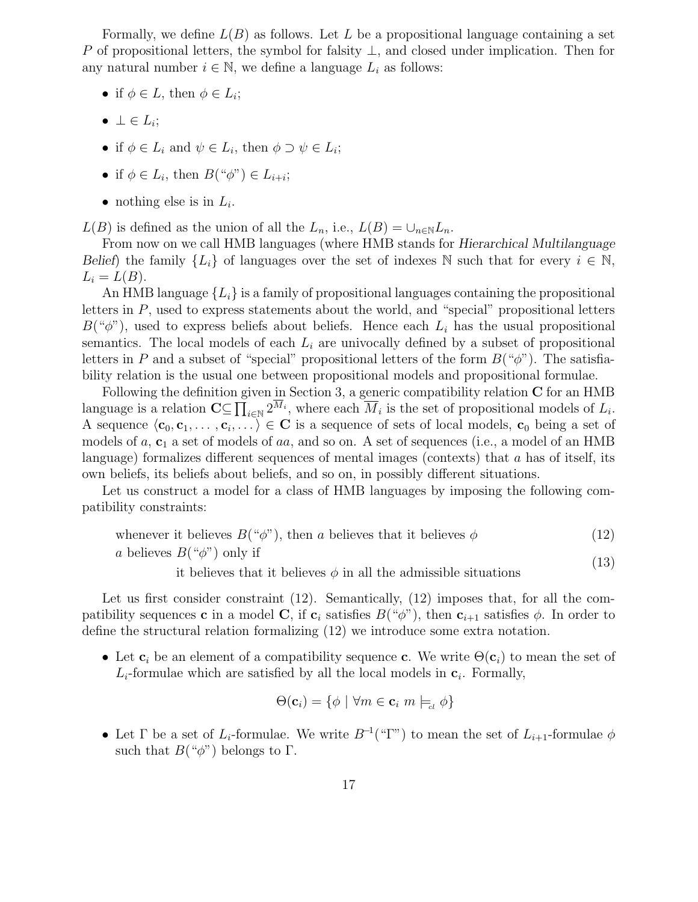Formally, we define $L(B)$ as follows. Let $L$ be a propositional language containing a set $P$ of propositional letters, the symbol for falsity $\bot$, and closed under implication. Then for any natural number $i \in \mathbb{N}$, we define a language $L_i$ as follows:

- if $\phi \in L$, then $\phi \in L_i$;
- $\bot \in L_i$;
- if $\phi \in L_i$ and $\psi \in L_i$, then $\phi \supset \psi \in L_i$;
- if $\phi \in L_i$, then $B(\text{“}\phi\text{”}) \in L_{i+i}$;
- nothing else is in $L_i$.

$L(B)$ is defined as the union of all the $L_n$, i.e., $L(B) = \cup_{n \in \mathbb{N}} L_n$.

From now on we call HMB languages (where HMB stands for *Hierarchical Multilanguage Belief*) the family $\{L_i\}$ of languages over the set of indexes $\mathbb{N}$ such that for every $i \in \mathbb{N}$, $L_i = L(B)$.

An HMB language $\{L_i\}$ is a family of propositional languages containing the propositional letters in $P$, used to express statements about the world, and "special" propositional letters $B(\text{“}\phi\text{”})$, used to express beliefs about beliefs. Hence each $L_i$ has the usual propositional semantics. The local models of each $L_i$ are univocally defined by a subset of propositional letters in $P$ and a subset of "special" propositional letters of the form $B(\text{“}\phi\text{”})$. The satisfiability relation is the usual one between propositional models and propositional formulae.

Following the definition given in Section 3, a generic compatibility relation $\mathbf{C}$ for an HMB language is a relation $\mathbf{C} \subseteq \prod_{i \in \mathbb{N}} 2^{\overline{M}_i}$, where each $\overline{M}_i$ is the set of propositional models of $L_i$. A sequence $\langle \mathbf{c}_0, \mathbf{c}_1, \dots, \mathbf{c}_i, \dots \rangle \in \mathbf{C}$ is a sequence of sets of local models, $\mathbf{c}_0$ being a set of models of $a$, $\mathbf{c}_1$ a set of models of $aa$, and so on. A set of sequences (i.e., a model of an HMB language) formalizes different sequences of mental images (contexts) that $a$ has of itself, its own beliefs, its beliefs about beliefs, and so on, in possibly different situations.

Let us construct a model for a class of HMB languages by imposing the following compatibility constraints:

whenever it believes $B(\text{“}\phi\text{”})$, then $a$ believes that it believes $\phi$ (12)

$a$ believes $B(\text{“}\phi\text{”})$ only if it believes that it believes $\phi$ in all the admissible situations (13)

Let us first consider constraint (12). Semantically, (12) imposes that, for all the compatibility sequences $\mathbf{c}$ in a model $\mathbf{C}$, if $\mathbf{c}_i$ satisfies $B(\text{“}\phi\text{”})$, then $\mathbf{c}_{i+1}$ satisfies $\phi$. In order to define the structural relation formalizing (12) we introduce some extra notation.

- Let $\mathbf{c}_i$ be an element of a compatibility sequence $\mathbf{c}$. We write $\Theta(\mathbf{c}_i)$ to mean the set of $L_i$-formulae which are satisfied by all the local models in $\mathbf{c}_i$. Formally,

$$\Theta(\mathbf{c}_i) = \{\phi \mid \forall m \in \mathbf{c}_i \; m \models_{cl} \phi\}$$

- Let $\Gamma$ be a set of $L_i$-formulae. We write $B^{-1}(\text{“}\Gamma\text{”})$ to mean the set of $L_{i+1}$-formulae $\phi$ such that $B(\text{“}\phi\text{”})$ belongs to $\Gamma$.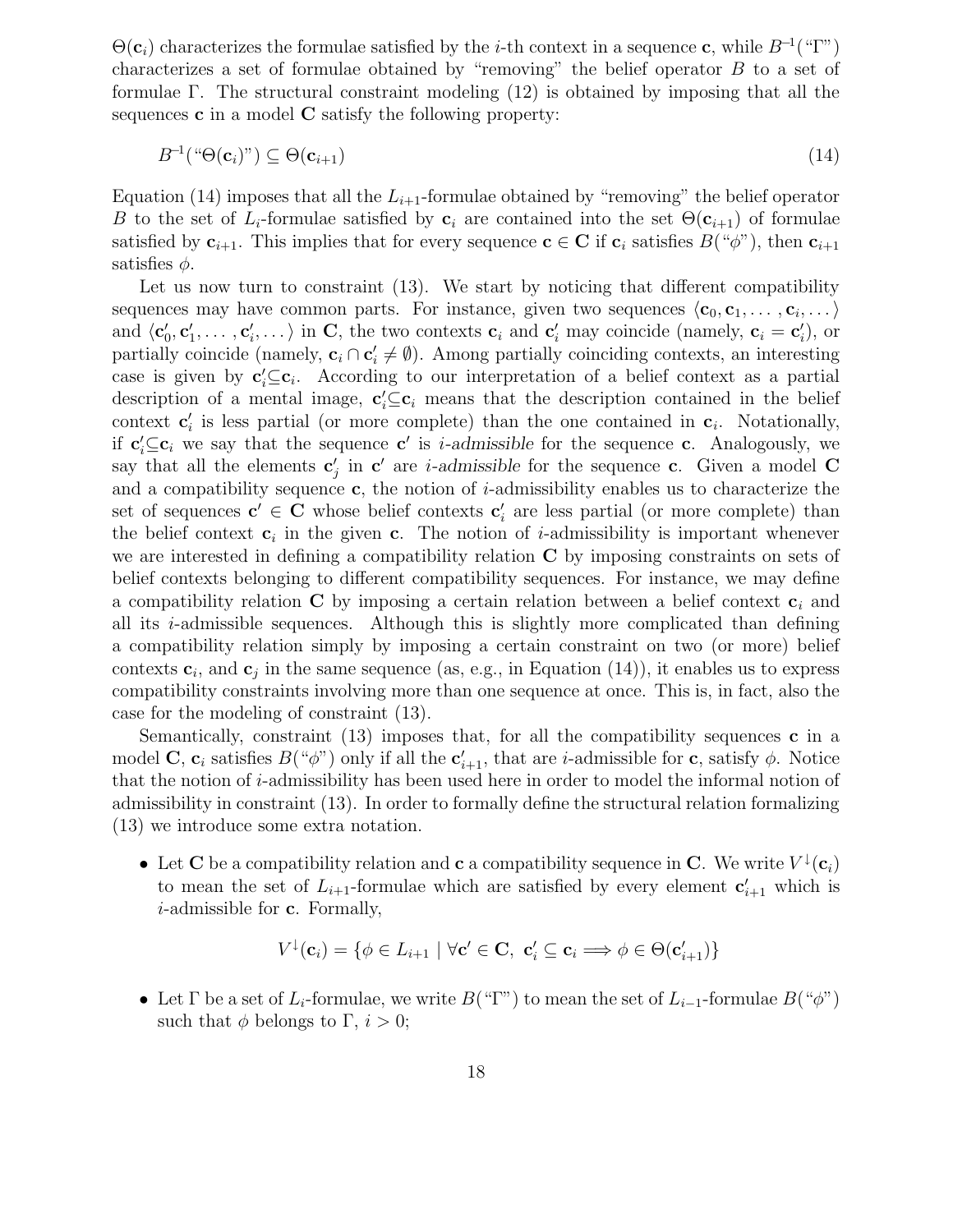$\Theta(\mathbf{c}_i)$ characterizes the formulae satisfied by the $i$-th context in a sequence $\mathbf{c}$, while $B^{-1}(\text{``}\Gamma\text{''})$ characterizes a set of formulae obtained by "removing" the belief operator $B$ to a set of formulae $\Gamma$. The structural constraint modeling (12) is obtained by imposing that all the sequences $\mathbf{c}$ in a model $\mathbf{C}$ satisfy the following property:

$$B^{-1}(\text{``}\Theta(\mathbf{c}_i)\text{''}) \subseteq \Theta(\mathbf{c}_{i+1}) \tag{14}$$

Equation (14) imposes that all the $L_{i+1}$-formulae obtained by "removing" the belief operator $B$ to the set of $L_i$-formulae satisfied by $\mathbf{c}_i$ are contained into the set $\Theta(\mathbf{c}_{i+1})$ of formulae satisfied by $\mathbf{c}_{i+1}$. This implies that for every sequence $\mathbf{c} \in \mathbf{C}$ if $\mathbf{c}_i$ satisfies $B(\text{``}\phi\text{''})$, then $\mathbf{c}_{i+1}$ satisfies $\phi$.

Let us now turn to constraint (13). We start by noticing that different compatibility sequences may have common parts. For instance, given two sequences $\langle \mathbf{c}_0, \mathbf{c}_1, \ldots, \mathbf{c}_i, \ldots \rangle$ and $\langle \mathbf{c}'_0, \mathbf{c}'_1, \ldots, \mathbf{c}'_i, \ldots \rangle$ in $\mathbf{C}$, the two contexts $\mathbf{c}_i$ and $\mathbf{c}'_i$ may coincide (namely, $\mathbf{c}_i = \mathbf{c}'_i$), or partially coincide (namely, $\mathbf{c}_i \cap \mathbf{c}'_i \neq \emptyset$). Among partially coinciding contexts, an interesting case is given by $\mathbf{c}'_i \subseteq \mathbf{c}_i$. According to our interpretation of a belief context as a partial description of a mental image, $\mathbf{c}'_i \subseteq \mathbf{c}_i$ means that the description contained in the belief context $\mathbf{c}'_i$ is less partial (or more complete) than the one contained in $\mathbf{c}_i$. Notationally, if $\mathbf{c}'_i \subseteq \mathbf{c}_i$ we say that the sequence $\mathbf{c}'$ is *$i$-admissible* for the sequence $\mathbf{c}$. Analogously, we say that all the elements $\mathbf{c}'_j$ in $\mathbf{c}'$ are *$i$-admissible* for the sequence $\mathbf{c}$. Given a model $\mathbf{C}$ and a compatibility sequence $\mathbf{c}$, the notion of $i$-admissibility enables us to characterize the set of sequences $\mathbf{c}' \in \mathbf{C}$ whose belief contexts $\mathbf{c}'_i$ are less partial (or more complete) than the belief context $\mathbf{c}_i$ in the given $\mathbf{c}$. The notion of $i$-admissibility is important whenever we are interested in defining a compatibility relation $\mathbf{C}$ by imposing constraints on sets of belief contexts belonging to different compatibility sequences. For instance, we may define a compatibility relation $\mathbf{C}$ by imposing a certain relation between a belief context $\mathbf{c}_i$ and all its $i$-admissible sequences. Although this is slightly more complicated than defining a compatibility relation simply by imposing a certain constraint on two (or more) belief contexts $\mathbf{c}_i$, and $\mathbf{c}_j$ in the same sequence (as, e.g., in Equation (14)), it enables us to express compatibility constraints involving more than one sequence at once. This is, in fact, also the case for the modeling of constraint (13).

Semantically, constraint (13) imposes that, for all the compatibility sequences $\mathbf{c}$ in a model $\mathbf{C}$, $\mathbf{c}_i$ satisfies $B(\text{``}\phi\text{''})$ only if all the $\mathbf{c}'_{i+1}$, that are $i$-admissible for $\mathbf{c}$, satisfy $\phi$. Notice that the notion of $i$-admissibility has been used here in order to model the informal notion of admissibility in constraint (13). In order to formally define the structural relation formalizing (13) we introduce some extra notation.

- Let $\mathbf{C}$ be a compatibility relation and $\mathbf{c}$ a compatibility sequence in $\mathbf{C}$. We write $V^{\downarrow}(\mathbf{c}_i)$ to mean the set of $L_{i+1}$-formulae which are satisfied by every element $\mathbf{c}'_{i+1}$ which is $i$-admissible for $\mathbf{c}$. Formally,

$$V^{\downarrow}(\mathbf{c}_i) = \{\phi \in L_{i+1} \mid \forall \mathbf{c}' \in \mathbf{C},\ \mathbf{c}'_i \subseteq \mathbf{c}_i \Longrightarrow \phi \in \Theta(\mathbf{c}'_{i+1})\}$$

- Let $\Gamma$ be a set of $L_i$-formulae, we write $B(\text{``}\Gamma\text{''})$ to mean the set of $L_{i-1}$-formulae $B(\text{``}\phi\text{''})$ such that $\phi$ belongs to $\Gamma$, $i > 0$;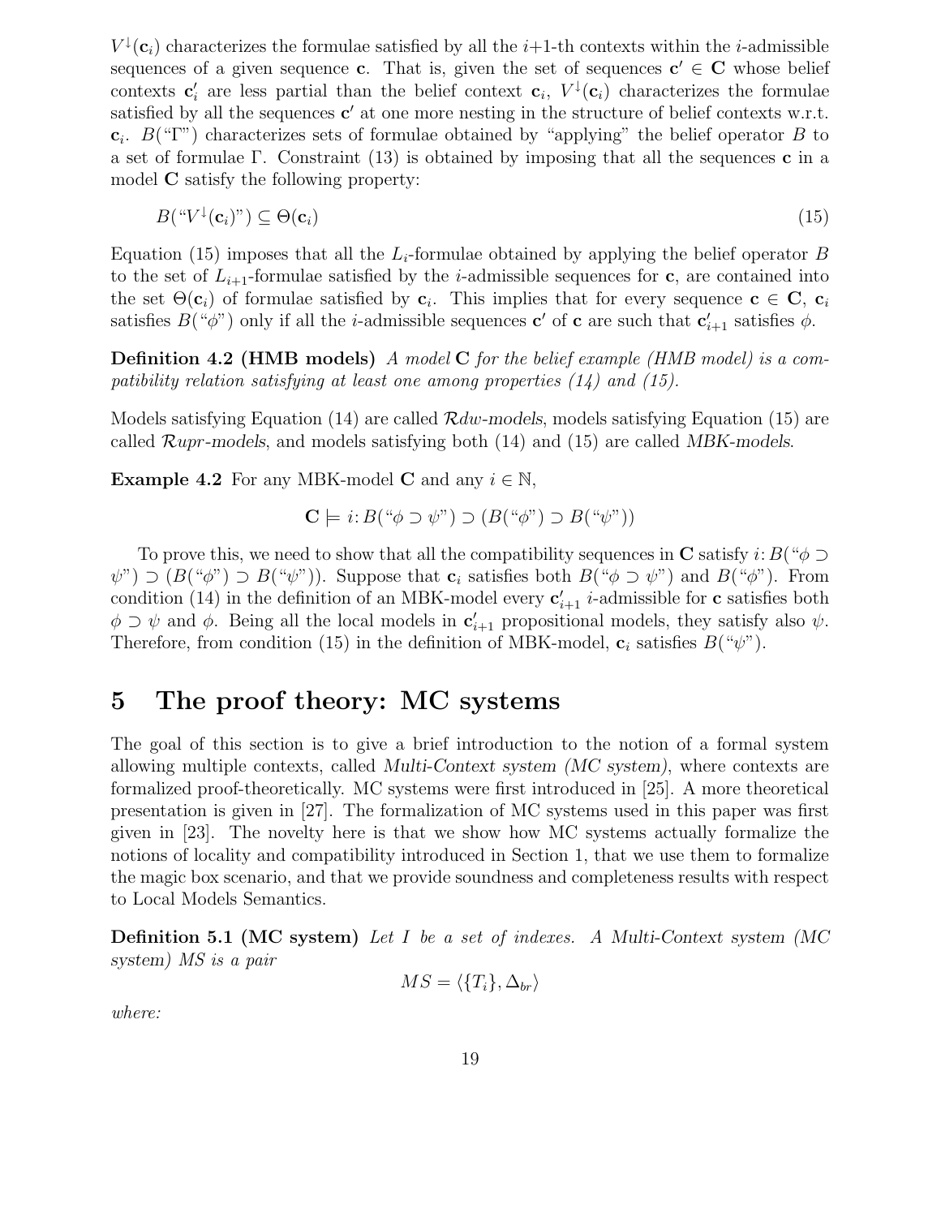$V^{\downarrow}(\mathbf{c}_i)$ characterizes the formulae satisfied by all the $i$+1-th contexts within the $i$-admissible sequences of a given sequence $\mathbf{c}$. That is, given the set of sequences $\mathbf{c}' \in \mathbf{C}$ whose belief contexts $\mathbf{c}'_i$ are less partial than the belief context $\mathbf{c}_i$, $V^{\downarrow}(\mathbf{c}_i)$ characterizes the formulae satisfied by all the sequences $\mathbf{c}'$ at one more nesting in the structure of belief contexts w.r.t. $\mathbf{c}_i$. $B(\text{“}\Gamma\text{”})$ characterizes sets of formulae obtained by “applying” the belief operator $B$ to a set of formulae $\Gamma$. Constraint (13) is obtained by imposing that all the sequences $\mathbf{c}$ in a model $\mathbf{C}$ satisfy the following property:

$$B(\text{“}V^{\downarrow}(\mathbf{c}_i)\text{”}) \subseteq \Theta(\mathbf{c}_i) \tag{15}$$

Equation (15) imposes that all the $L_i$-formulae obtained by applying the belief operator $B$ to the set of $L_{i+1}$-formulae satisfied by the $i$-admissible sequences for $\mathbf{c}$, are contained into the set $\Theta(\mathbf{c}_i)$ of formulae satisfied by $\mathbf{c}_i$. This implies that for every sequence $\mathbf{c} \in \mathbf{C}$, $\mathbf{c}_i$ satisfies $B(\text{“}\phi\text{”})$ only if all the $i$-admissible sequences $\mathbf{c}'$ of $\mathbf{c}$ are such that $\mathbf{c}'_{i+1}$ satisfies $\phi$.

**Definition 4.2 (HMB models)** *A model $\mathbf{C}$ for the belief example (HMB model) is a compatibility relation satisfying at least one among properties (14) and (15).*

Models satisfying Equation (14) are called *$\mathcal{R}dw$-models*, models satisfying Equation (15) are called *$\mathcal{R}upr$-models*, and models satisfying both (14) and (15) are called *MBK-models*.

**Example 4.2** For any MBK-model $\mathbf{C}$ and any $i \in \mathbb{N}$,

$$\mathbf{C} \models i\colon B(\text{“}\phi \supset \psi\text{”}) \supset (B(\text{“}\phi\text{”}) \supset B(\text{“}\psi\text{”}))$$

To prove this, we need to show that all the compatibility sequences in $\mathbf{C}$ satisfy $i\colon B(\text{“}\phi \supset \psi\text{”}) \supset (B(\text{“}\phi\text{”}) \supset B(\text{“}\psi\text{”}))$. Suppose that $\mathbf{c}_i$ satisfies both $B(\text{“}\phi \supset \psi\text{”})$ and $B(\text{“}\phi\text{”})$. From condition (14) in the definition of an MBK-model every $\mathbf{c}'_{i+1}$ $i$-admissible for $\mathbf{c}$ satisfies both $\phi \supset \psi$ and $\phi$. Being all the local models in $\mathbf{c}'_{i+1}$ propositional models, they satisfy also $\psi$. Therefore, from condition (15) in the definition of MBK-model, $\mathbf{c}_i$ satisfies $B(\text{“}\psi\text{”})$.

# 5 The proof theory: MC systems

The goal of this section is to give a brief introduction to the notion of a formal system allowing multiple contexts, called *Multi-Context system (MC system)*, where contexts are formalized proof-theoretically. MC systems were first introduced in [25]. A more theoretical presentation is given in [27]. The formalization of MC systems used in this paper was first given in [23]. The novelty here is that we show how MC systems actually formalize the notions of locality and compatibility introduced in Section 1, that we use them to formalize the magic box scenario, and that we provide soundness and completeness results with respect to Local Models Semantics.

**Definition 5.1 (MC system)** *Let $I$ be a set of indexes. A Multi-Context system (MC system) $MS$ is a pair*

$$MS = \langle \{T_i\}, \Delta_{br} \rangle$$

*where:*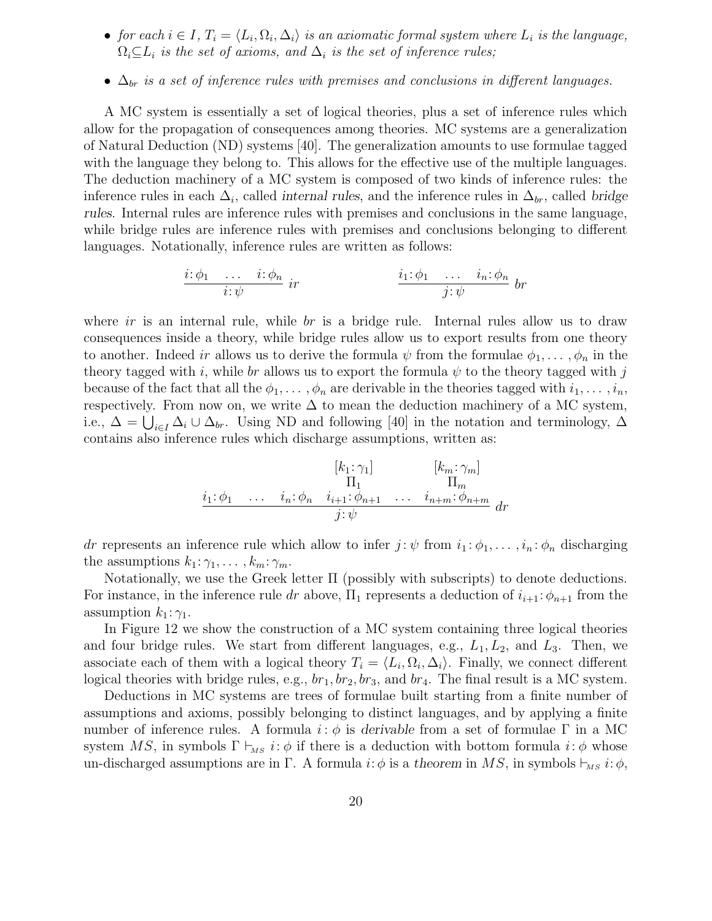- *for each $i \in I$, $T_i = \langle L_i, \Omega_i, \Delta_i \rangle$ is an axiomatic formal system where $L_i$ is the language, $\Omega_i \subseteq L_i$ is the set of axioms, and $\Delta_i$ is the set of inference rules;*
- *$\Delta_{br}$ is a set of inference rules with premises and conclusions in different languages.*

A MC system is essentially a set of logical theories, plus a set of inference rules which allow for the propagation of consequences among theories. MC systems are a generalization of Natural Deduction (ND) systems [40]. The generalization amounts to use formulae tagged with the language they belong to. This allows for the effective use of the multiple languages. The deduction machinery of a MC system is composed of two kinds of inference rules: the inference rules in each $\Delta_i$, called *internal rules*, and the inference rules in $\Delta_{br}$, called *bridge rules*. Internal rules are inference rules with premises and conclusions in the same language, while bridge rules are inference rules with premises and conclusions belonging to different languages. Notationally, inference rules are written as follows:

$$\frac{i\colon\phi_1 \quad \ldots \quad i\colon\phi_n}{i\colon\psi}\ ir \qquad\qquad \frac{i_1\colon\phi_1 \quad \ldots \quad i_n\colon\phi_n}{j\colon\psi}\ br$$

where *ir* is an internal rule, while *br* is a bridge rule. Internal rules allow us to draw consequences inside a theory, while bridge rules allow us to export results from one theory to another. Indeed *ir* allows us to derive the formula $\psi$ from the formulae $\phi_1, \ldots, \phi_n$ in the theory tagged with $i$, while *br* allows us to export the formula $\psi$ to the theory tagged with $j$ because of the fact that all the $\phi_1, \ldots, \phi_n$ are derivable in the theories tagged with $i_1, \ldots, i_n$, respectively. From now on, we write $\Delta$ to mean the deduction machinery of a MC system, i.e., $\Delta = \bigcup_{i \in I} \Delta_i \cup \Delta_{br}$. Using ND and following [40] in the notation and terminology, $\Delta$ contains also inference rules which discharge assumptions, written as:

$$\frac{i_1\colon\phi_1 \quad \ldots \quad i_n\colon\phi_n \quad \begin{matrix}[k_1\colon\gamma_1] \\ \Pi_1 \\ i_{i+1}\colon\phi_{n+1}\end{matrix} \quad \ldots \quad \begin{matrix}[k_m\colon\gamma_m] \\ \Pi_m \\ i_{n+m}\colon\phi_{n+m}\end{matrix}}{j\colon\psi}\ dr$$

*dr* represents an inference rule which allow to infer $j\colon\psi$ from $i_1\colon\phi_1, \ldots, i_n\colon\phi_n$ discharging the assumptions $k_1\colon\gamma_1, \ldots, k_m\colon\gamma_m$.

Notationally, we use the Greek letter $\Pi$ (possibly with subscripts) to denote deductions. For instance, in the inference rule *dr* above, $\Pi_1$ represents a deduction of $i_{i+1}\colon\phi_{n+1}$ from the assumption $k_1\colon\gamma_1$.

In Figure 12 we show the construction of a MC system containing three logical theories and four bridge rules. We start from different languages, e.g., $L_1, L_2$, and $L_3$. Then, we associate each of them with a logical theory $T_i = \langle L_i, \Omega_i, \Delta_i \rangle$. Finally, we connect different logical theories with bridge rules, e.g., $br_1, br_2, br_3$, and $br_4$. The final result is a MC system.

Deductions in MC systems are trees of formulae built starting from a finite number of assumptions and axioms, possibly belonging to distinct languages, and by applying a finite number of inference rules. A formula $i\colon\phi$ is *derivable* from a set of formulae $\Gamma$ in a MC system $MS$, in symbols $\Gamma \vdash_{MS} i\colon\phi$ if there is a deduction with bottom formula $i\colon\phi$ whose un-discharged assumptions are in $\Gamma$. A formula $i\colon\phi$ is a *theorem* in $MS$, in symbols $\vdash_{MS} i\colon\phi$,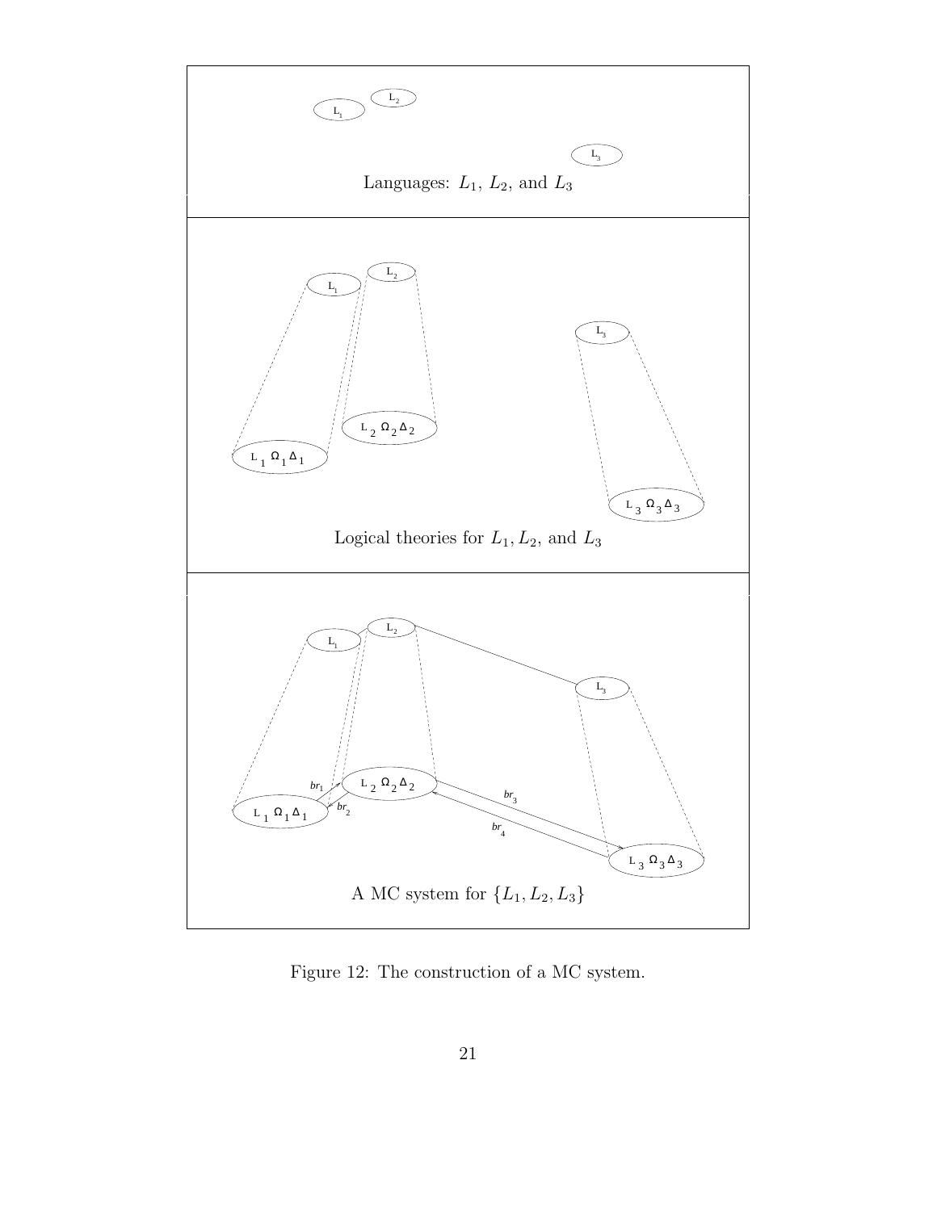$L_1$

$L_2$

$L_3$

Languages: $L_1$, $L_2$, and $L_3$

$L_1$

$L_2$

$L_3$

$L_1 \Omega_1 \Delta_1$

$L_2 \Omega_2 \Delta_2$

$L_3 \Omega_3 \Delta_3$

Logical theories for $L_1, L_2$, and $L_3$

$L_1$

$L_2$

$L_3$

$br_1$

$br_2$

$br_3$

$br_4$

$L_1 \Omega_1 \Delta_1$

$L_2 \Omega_2 \Delta_2$

$L_3 \Omega_3 \Delta_3$

A MC system for $\{L_1, L_2, L_3\}$

Figure 12: The construction of a MC system.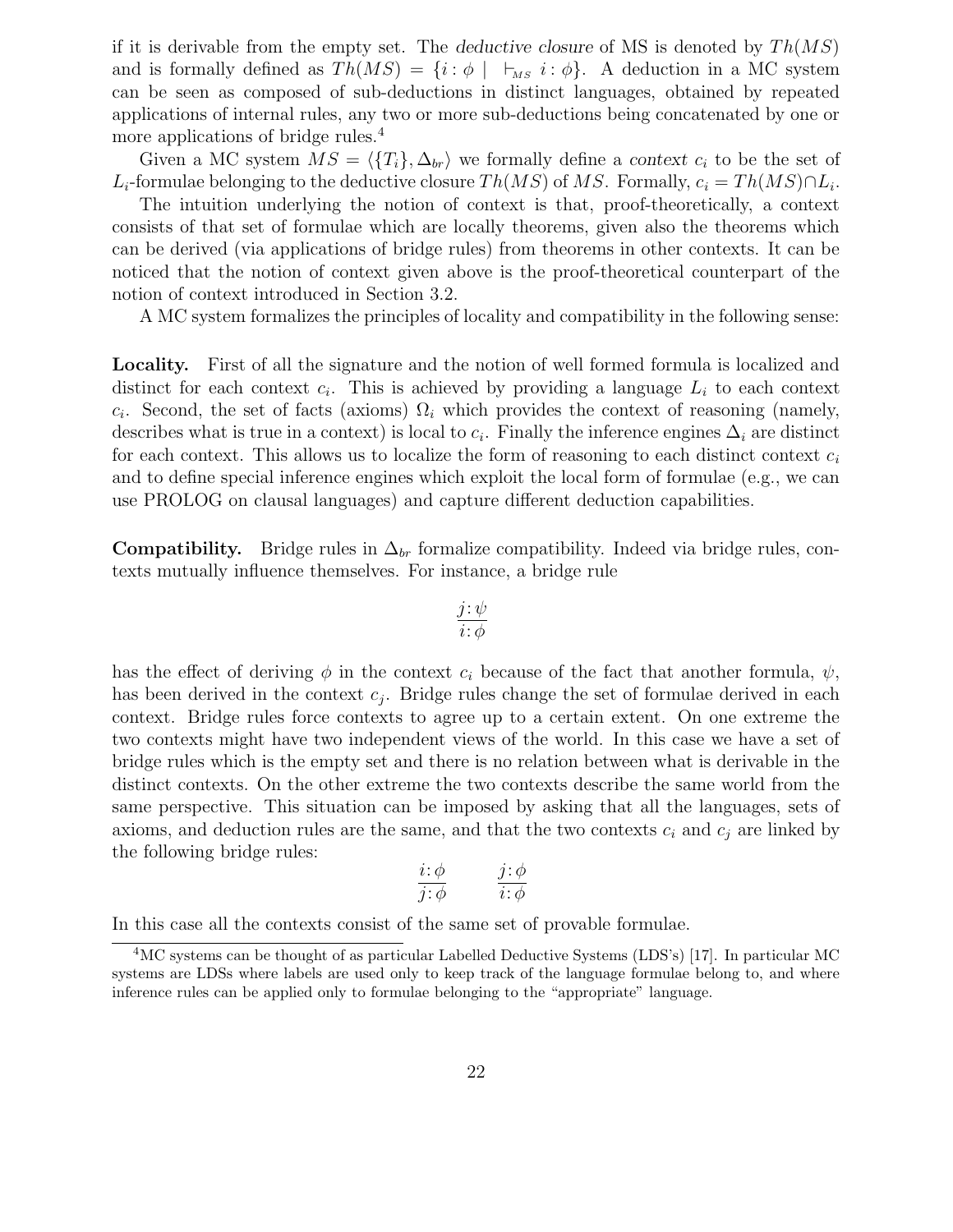if it is derivable from the empty set. The *deductive closure* of MS is denoted by $Th(MS)$ and is formally defined as $Th(MS) = \{i : \phi \mid \vdash_{MS} i : \phi\}$. A deduction in a MC system can be seen as composed of sub-deductions in distinct languages, obtained by repeated applications of internal rules, any two or more sub-deductions being concatenated by one or more applications of bridge rules.[4]

Given a MC system $MS = \langle \{T_i\}, \Delta_{br} \rangle$ we formally define a *context* $c_i$ to be the set of $L_i$-formulae belonging to the deductive closure $Th(MS)$ of $MS$. Formally, $c_i = Th(MS) \cap L_i$.

The intuition underlying the notion of context is that, proof-theoretically, a context consists of that set of formulae which are locally theorems, given also the theorems which can be derived (via applications of bridge rules) from theorems in other contexts. It can be noticed that the notion of context given above is the proof-theoretical counterpart of the notion of context introduced in Section 3.2.

A MC system formalizes the principles of locality and compatibility in the following sense:

**Locality.** First of all the signature and the notion of well formed formula is localized and distinct for each context $c_i$. This is achieved by providing a language $L_i$ to each context $c_i$. Second, the set of facts (axioms) $\Omega_i$ which provides the context of reasoning (namely, describes what is true in a context) is local to $c_i$. Finally the inference engines $\Delta_i$ are distinct for each context. This allows us to localize the form of reasoning to each distinct context $c_i$ and to define special inference engines which exploit the local form of formulae (e.g., we can use PROLOG on clausal languages) and capture different deduction capabilities.

**Compatibility.** Bridge rules in $\Delta_{br}$ formalize compatibility. Indeed via bridge rules, contexts mutually influence themselves. For instance, a bridge rule

$$\frac{j\colon \psi}{i\colon \phi}$$

has the effect of deriving $\phi$ in the context $c_i$ because of the fact that another formula, $\psi$, has been derived in the context $c_j$. Bridge rules change the set of formulae derived in each context. Bridge rules force contexts to agree up to a certain extent. On one extreme the two contexts might have two independent views of the world. In this case we have a set of bridge rules which is the empty set and there is no relation between what is derivable in the distinct contexts. On the other extreme the two contexts describe the same world from the same perspective. This situation can be imposed by asking that all the languages, sets of axioms, and deduction rules are the same, and that the two contexts $c_i$ and $c_j$ are linked by the following bridge rules:

$$\frac{i\colon \phi}{j\colon \phi} \qquad \frac{j\colon \phi}{i\colon \phi}$$

In this case all the contexts consist of the same set of provable formulae.

[4] MC systems can be thought of as particular Labelled Deductive Systems (LDS's) [17]. In particular MC systems are LDSs where labels are used only to keep track of the language formulae belong to, and where inference rules can be applied only to formulae belonging to the "appropriate" language.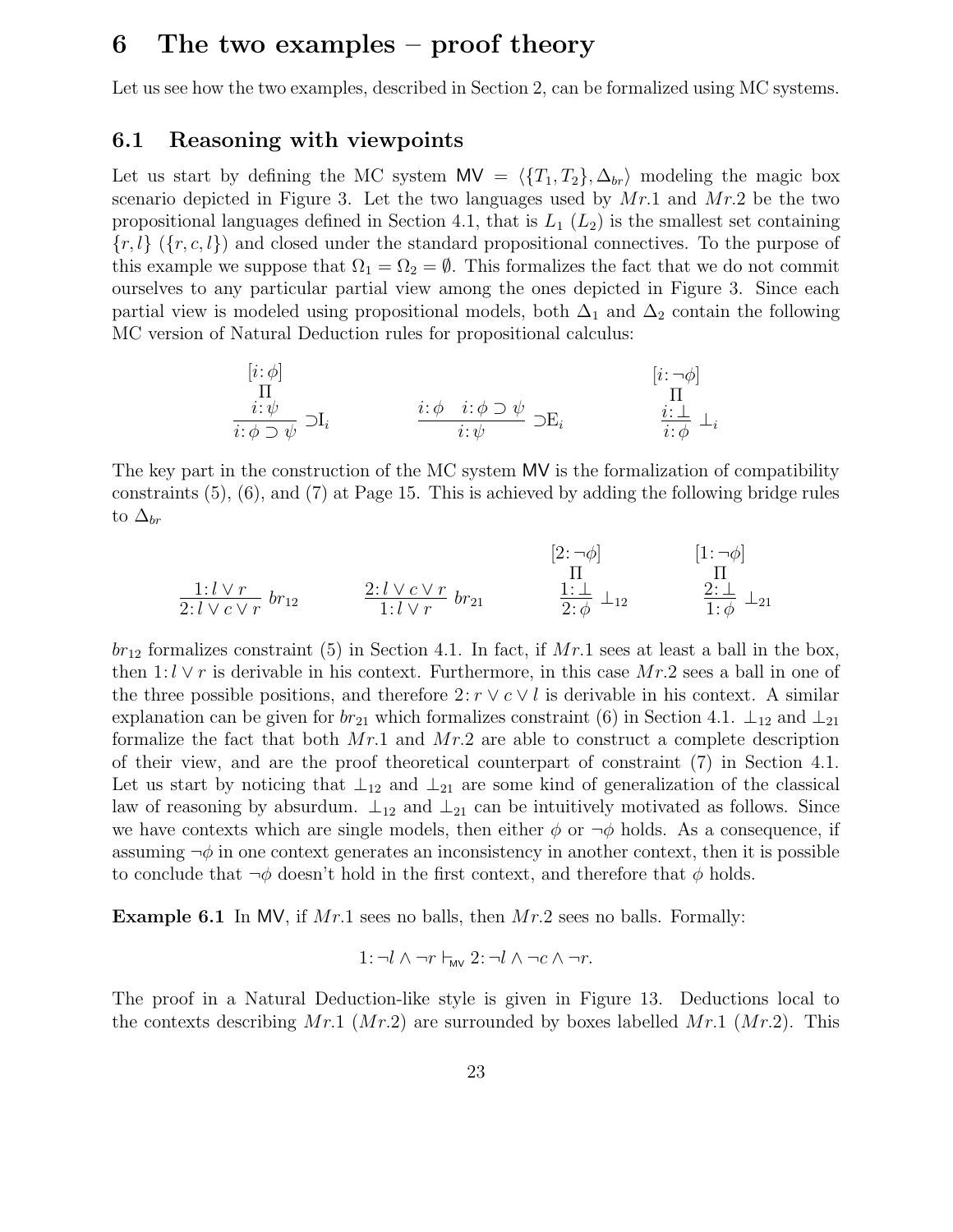# 6 The two examples – proof theory

Let us see how the two examples, described in Section 2, can be formalized using MC systems.

## 6.1 Reasoning with viewpoints

Let us start by defining the MC system $\mathsf{MV} = \langle\{T_1, T_2\}, \Delta_{br}\rangle$ modeling the magic box scenario depicted in Figure 3. Let the two languages used by $Mr.1$ and $Mr.2$ be the two propositional languages defined in Section 4.1, that is $L_1$ ($L_2$) is the smallest set containing $\{r, l\}$ ($\{r, c, l\}$) and closed under the standard propositional connectives. To the purpose of this example we suppose that $\Omega_1 = \Omega_2 = \emptyset$. This formalizes the fact that we do not commit ourselves to any particular partial view among the ones depicted in Figure 3. Since each partial view is modeled using propositional models, both $\Delta_1$ and $\Delta_2$ contain the following MC version of Natural Deduction rules for propositional calculus:

$$\dfrac{\begin{array}{c}[i\!:\phi]\\ \Pi\\ i\!:\psi\end{array}}{i\!:\phi \supset \psi}\ \supset\!\mathrm{I}_i \qquad\qquad \dfrac{i\!:\phi \quad i\!:\phi \supset \psi}{i\!:\psi}\ \supset\!\mathrm{E}_i \qquad\qquad \dfrac{\begin{array}{c}[i\!:\neg\phi]\\ \Pi\\ i\!:\bot\end{array}}{i\!:\phi}\ \bot_i$$

The key part in the construction of the MC system $\mathsf{MV}$ is the formalization of compatibility constraints (5), (6), and (7) at Page 15. This is achieved by adding the following bridge rules to $\Delta_{br}$

$$\dfrac{1\!:l \vee r}{2\!:l \vee c \vee r}\ br_{12} \qquad\qquad \dfrac{2\!:l \vee c \vee r}{1\!:l \vee r}\ br_{21} \qquad\qquad \dfrac{\begin{array}{c}[2\!:\neg\phi]\\ \Pi\\ 1\!:\bot\end{array}}{2\!:\phi}\ \bot_{12} \qquad\qquad \dfrac{\begin{array}{c}[1\!:\neg\phi]\\ \Pi\\ 2\!:\bot\end{array}}{1\!:\phi}\ \bot_{21}$$

$br_{12}$ formalizes constraint (5) in Section 4.1. In fact, if $Mr.1$ sees at least a ball in the box, then $1\!:l \vee r$ is derivable in his context. Furthermore, in this case $Mr.2$ sees a ball in one of the three possible positions, and therefore $2\!:r \vee c \vee l$ is derivable in his context. A similar explanation can be given for $br_{21}$ which formalizes constraint (6) in Section 4.1. $\bot_{12}$ and $\bot_{21}$ formalize the fact that both $Mr.1$ and $Mr.2$ are able to construct a complete description of their view, and are the proof theoretical counterpart of constraint (7) in Section 4.1. Let us start by noticing that $\bot_{12}$ and $\bot_{21}$ are some kind of generalization of the classical law of reasoning by absurdum. $\bot_{12}$ and $\bot_{21}$ can be intuitively motivated as follows. Since we have contexts which are single models, then either $\phi$ or $\neg\phi$ holds. As a consequence, if assuming $\neg\phi$ in one context generates an inconsistency in another context, then it is possible to conclude that $\neg\phi$ doesn't hold in the first context, and therefore that $\phi$ holds.

**Example 6.1** In $\mathsf{MV}$, if $Mr.1$ sees no balls, then $Mr.2$ sees no balls. Formally:

$$1\!:\neg l \wedge \neg r \vdash_{\mathsf{MV}} 2\!:\neg l \wedge \neg c \wedge \neg r.$$

The proof in a Natural Deduction-like style is given in Figure 13. Deductions local to the contexts describing $Mr.1$ ($Mr.2$) are surrounded by boxes labelled $Mr.1$ ($Mr.2$). This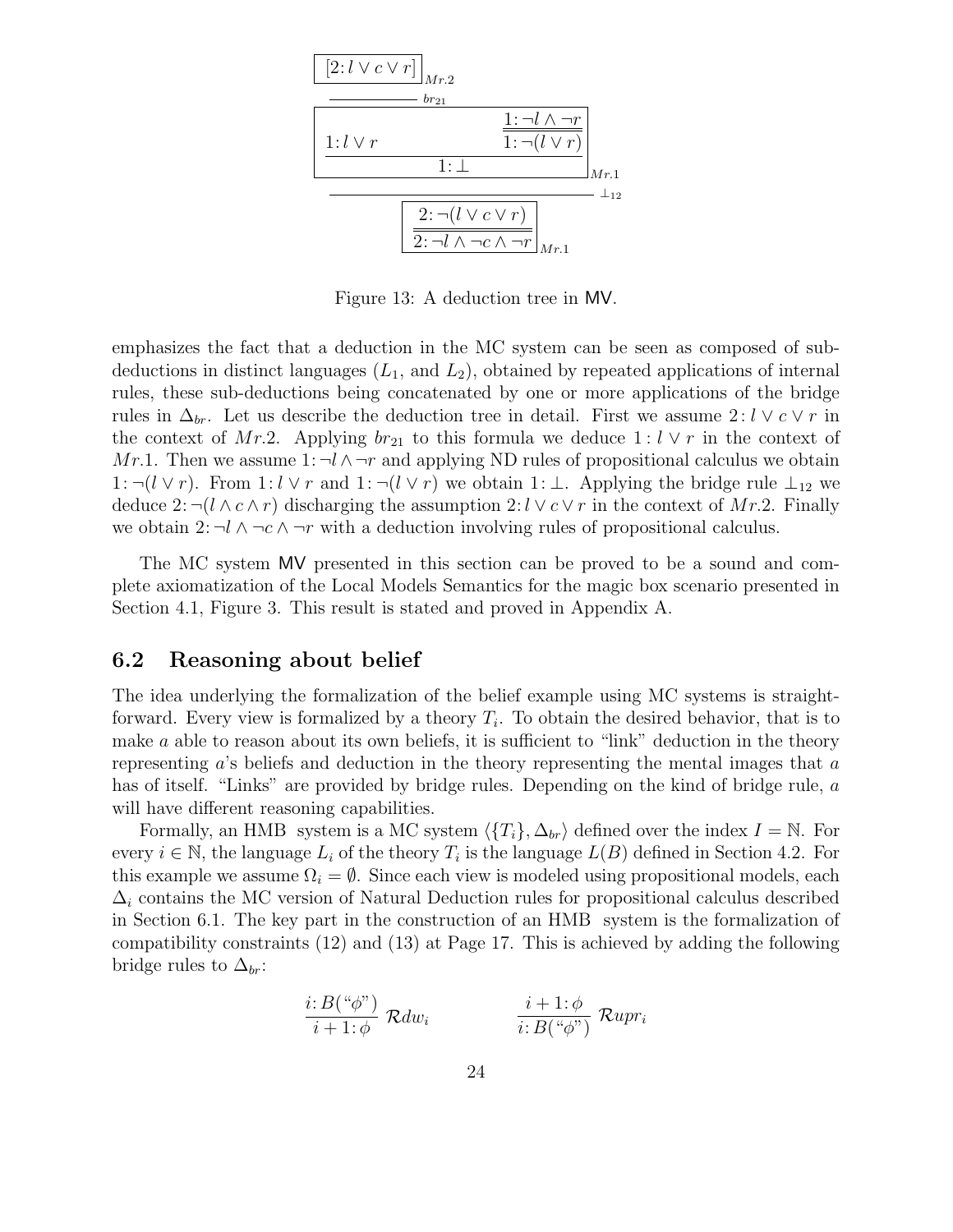$$
\dfrac{\dfrac{\boxed{[2\colon l \vee c \vee r]}_{Mr.2}}{}\ br_{21} \qquad \qquad}{}
$$

$$
\dfrac{\boxed{\dfrac{1\colon l \vee r \qquad \dfrac{1\colon \neg l \wedge \neg r}{1\colon \neg(l \vee r)}}{1\colon \bot}}_{Mr.1}}{\boxed{\dfrac{2\colon \neg(l \vee c \vee r)}{2\colon \neg l \wedge \neg c \wedge \neg r}}_{Mr.1}}\ \bot_{12}
$$

Figure 13: A deduction tree in MV.

emphasizes the fact that a deduction in the MC system can be seen as composed of sub-deductions in distinct languages ($L_1$, and $L_2$), obtained by repeated applications of internal rules, these sub-deductions being concatenated by one or more applications of the bridge rules in $\Delta_{br}$. Let us describe the deduction tree in detail. First we assume $2: l \vee c \vee r$ in the context of $Mr.2$. Applying $br_{21}$ to this formula we deduce $1: l \vee r$ in the context of $Mr.1$. Then we assume $1: \neg l \wedge \neg r$ and applying ND rules of propositional calculus we obtain $1: \neg(l \vee r)$. From $1: l \vee r$ and $1: \neg(l \vee r)$ we obtain $1: \bot$. Applying the bridge rule $\bot_{12}$ we deduce $2: \neg(l \wedge c \wedge r)$ discharging the assumption $2: l \vee c \vee r$ in the context of $Mr.2$. Finally we obtain $2: \neg l \wedge \neg c \wedge \neg r$ with a deduction involving rules of propositional calculus.

The MC system MV presented in this section can be proved to be a sound and complete axiomatization of the Local Models Semantics for the magic box scenario presented in Section 4.1, Figure 3. This result is stated and proved in Appendix A.

## 6.2 Reasoning about belief

The idea underlying the formalization of the belief example using MC systems is straightforward. Every view is formalized by a theory $T_i$. To obtain the desired behavior, that is to make $a$ able to reason about its own beliefs, it is sufficient to "link" deduction in the theory representing $a$'s beliefs and deduction in the theory representing the mental images that $a$ has of itself. "Links" are provided by bridge rules. Depending on the kind of bridge rule, $a$ will have different reasoning capabilities.

Formally, an HMB system is a MC system $\langle \{T_i\}, \Delta_{br} \rangle$ defined over the index $I = \mathbb{N}$. For every $i \in \mathbb{N}$, the language $L_i$ of the theory $T_i$ is the language $L(B)$ defined in Section 4.2. For this example we assume $\Omega_i = \emptyset$. Since each view is modeled using propositional models, each $\Delta_i$ contains the MC version of Natural Deduction rules for propositional calculus described in Section 6.1. The key part in the construction of an HMB system is the formalization of compatibility constraints (12) and (13) at Page 17. This is achieved by adding the following bridge rules to $\Delta_{br}$:

$$
\frac{i: B(\text{“}\phi\text{”})}{i+1: \phi}\ \mathcal{R}dw_i \qquad\qquad \frac{i+1: \phi}{i: B(\text{“}\phi\text{”})}\ \mathcal{R}up_i
$$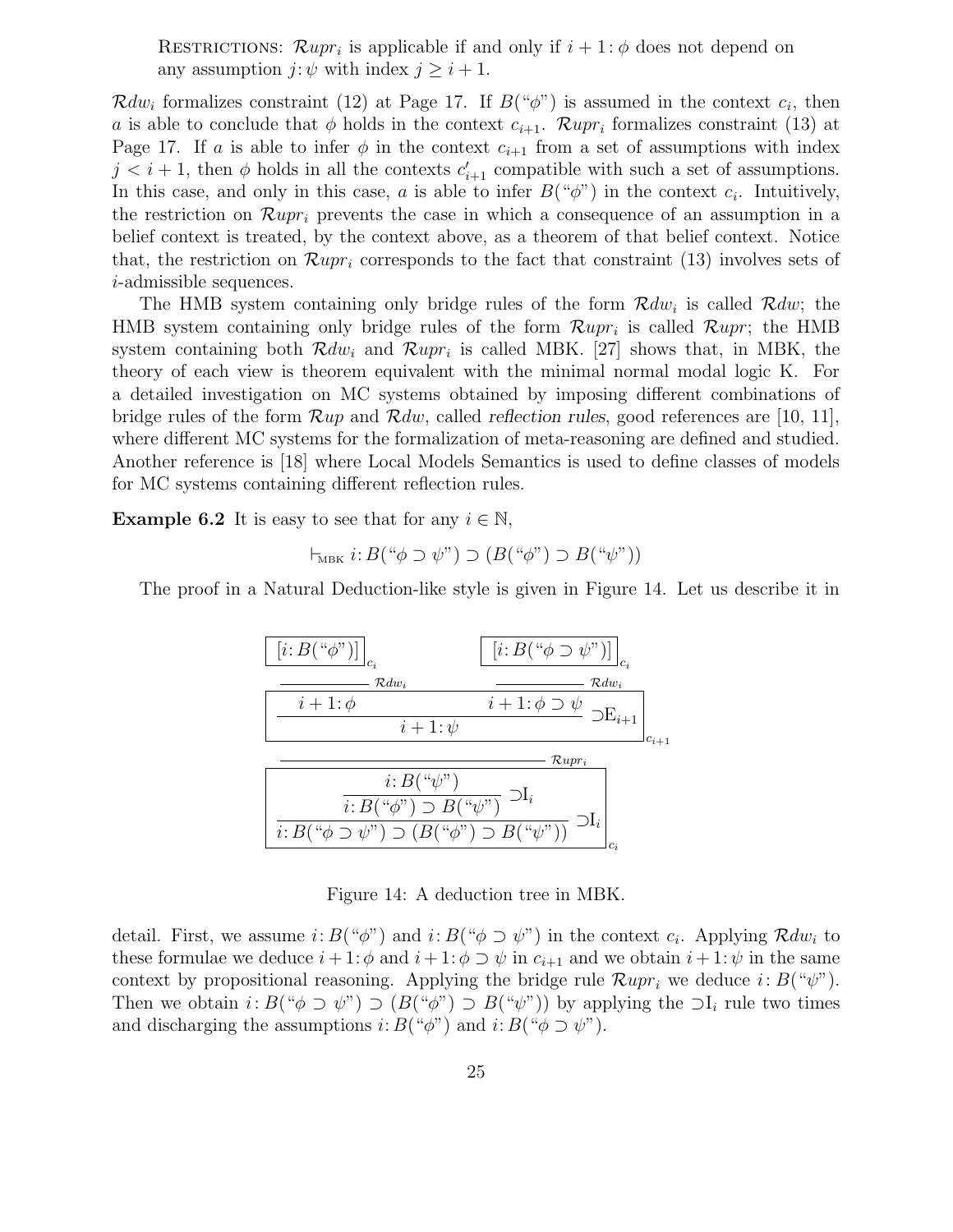RESTRICTIONS: $\mathcal{R}upr_i$ is applicable if and only if $i+1: \phi$ does not depend on any assumption $j: \psi$ with index $j \geq i+1$.

$\mathcal{R}dw_i$ formalizes constraint (12) at Page 17. If $B(\text{``}\phi\text{''})$ is assumed in the context $c_i$, then $a$ is able to conclude that $\phi$ holds in the context $c_{i+1}$. $\mathcal{R}upr_i$ formalizes constraint (13) at Page 17. If $a$ is able to infer $\phi$ in the context $c_{i+1}$ from a set of assumptions with index $j < i+1$, then $\phi$ holds in all the contexts $c'_{i+1}$ compatible with such a set of assumptions. In this case, and only in this case, $a$ is able to infer $B(\text{``}\phi\text{''})$ in the context $c_i$. Intuitively, the restriction on $\mathcal{R}upr_i$ prevents the case in which a consequence of an assumption in a belief context is treated, by the context above, as a theorem of that belief context. Notice that, the restriction on $\mathcal{R}upr_i$ corresponds to the fact that constraint (13) involves sets of $i$-admissible sequences.

The HMB system containing only bridge rules of the form $\mathcal{R}dw_i$ is called $\mathcal{R}dw$; the HMB system containing only bridge rules of the form $\mathcal{R}upr_i$ is called $\mathcal{R}upr$; the HMB system containing both $\mathcal{R}dw_i$ and $\mathcal{R}upr_i$ is called MBK. [27] shows that, in MBK, the theory of each view is theorem equivalent with the minimal normal modal logic K. For a detailed investigation on MC systems obtained by imposing different combinations of bridge rules of the form $\mathcal{R}up$ and $\mathcal{R}dw$, called *reflection rules*, good references are [10, 11], where different MC systems for the formalization of meta-reasoning are defined and studied. Another reference is [18] where Local Models Semantics is used to define classes of models for MC systems containing different reflection rules.

**Example 6.2** It is easy to see that for any $i \in \mathbb{N}$,

$$\vdash_{\text{MBK}} i: B(\text{``}\phi \supset \psi\text{''}) \supset (B(\text{``}\phi\text{''}) \supset B(\text{``}\psi\text{''}))$$

The proof in a Natural Deduction-like style is given in Figure 14. Let us describe it in

$$
\dfrac{
\dfrac{
\dfrac{\boxed{[i: B(\text{``}\phi\text{''})]}_{c_i}}{i+1: \phi}\,\mathcal{R}dw_i
\qquad
\dfrac{\boxed{[i: B(\text{``}\phi \supset \psi\text{''})]}_{c_i}}{i+1: \phi \supset \psi}\,\mathcal{R}dw_i
}{i+1: \psi}\,\supset\!\text{E}_{i+1} \;\; (c_{i+1})
}{
\dfrac{\dfrac{i: B(\text{``}\psi\text{''})}{i: B(\text{``}\phi\text{''}) \supset B(\text{``}\psi\text{''})}\,\supset\!\text{I}_i}{i: B(\text{``}\phi \supset \psi\text{''}) \supset (B(\text{``}\phi\text{''}) \supset B(\text{``}\psi\text{''}))}\,\supset\!\text{I}_i \;\; (c_i)
}\,\mathcal{R}upr_i
$$

Figure 14: A deduction tree in MBK.

detail. First, we assume $i: B(\text{``}\phi\text{''})$ and $i: B(\text{``}\phi \supset \psi\text{''})$ in the context $c_i$. Applying $\mathcal{R}dw_i$ to these formulae we deduce $i+1: \phi$ and $i+1: \phi \supset \psi$ in $c_{i+1}$ and we obtain $i+1: \psi$ in the same context by propositional reasoning. Applying the bridge rule $\mathcal{R}upr_i$ we deduce $i: B(\text{``}\psi\text{''})$. Then we obtain $i: B(\text{``}\phi \supset \psi\text{''}) \supset (B(\text{``}\phi\text{''}) \supset B(\text{``}\psi\text{''}))$ by applying the $\supset\text{I}_i$ rule two times and discharging the assumptions $i: B(\text{``}\phi\text{''})$ and $i: B(\text{``}\phi \supset \psi\text{''})$.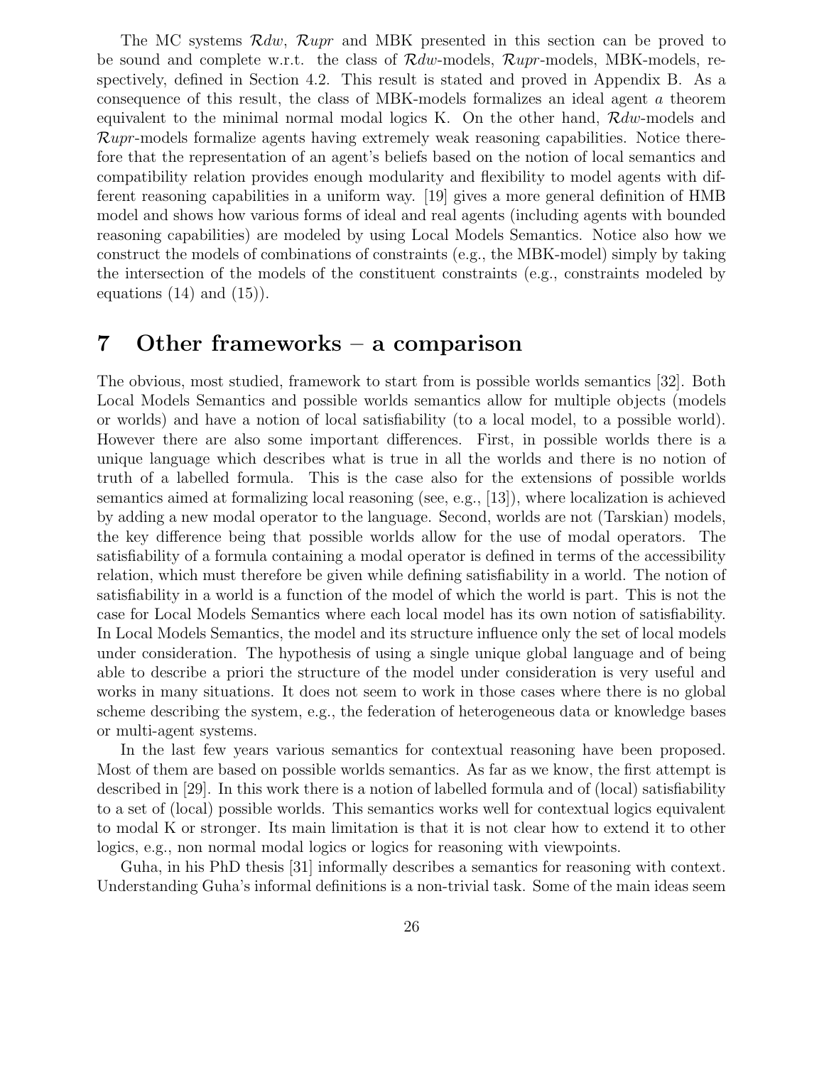The MC systems $\mathcal{R}dw$, $\mathcal{R}upr$ and MBK presented in this section can be proved to be sound and complete w.r.t. the class of $\mathcal{R}dw$-models, $\mathcal{R}upr$-models, MBK-models, respectively, defined in Section 4.2. This result is stated and proved in Appendix B. As a consequence of this result, the class of MBK-models formalizes an ideal agent $a$ theorem equivalent to the minimal normal modal logics K. On the other hand, $\mathcal{R}dw$-models and $\mathcal{R}upr$-models formalize agents having extremely weak reasoning capabilities. Notice therefore that the representation of an agent's beliefs based on the notion of local semantics and compatibility relation provides enough modularity and flexibility to model agents with different reasoning capabilities in a uniform way. [19] gives a more general definition of HMB model and shows how various forms of ideal and real agents (including agents with bounded reasoning capabilities) are modeled by using Local Models Semantics. Notice also how we construct the models of combinations of constraints (e.g., the MBK-model) simply by taking the intersection of the models of the constituent constraints (e.g., constraints modeled by equations (14) and (15)).

# 7 Other frameworks – a comparison

The obvious, most studied, framework to start from is possible worlds semantics [32]. Both Local Models Semantics and possible worlds semantics allow for multiple objects (models or worlds) and have a notion of local satisfiability (to a local model, to a possible world). However there are also some important differences. First, in possible worlds there is a unique language which describes what is true in all the worlds and there is no notion of truth of a labelled formula. This is the case also for the extensions of possible worlds semantics aimed at formalizing local reasoning (see, e.g., [13]), where localization is achieved by adding a new modal operator to the language. Second, worlds are not (Tarskian) models, the key difference being that possible worlds allow for the use of modal operators. The satisfiability of a formula containing a modal operator is defined in terms of the accessibility relation, which must therefore be given while defining satisfiability in a world. The notion of satisfiability in a world is a function of the model of which the world is part. This is not the case for Local Models Semantics where each local model has its own notion of satisfiability. In Local Models Semantics, the model and its structure influence only the set of local models under consideration. The hypothesis of using a single unique global language and of being able to describe a priori the structure of the model under consideration is very useful and works in many situations. It does not seem to work in those cases where there is no global scheme describing the system, e.g., the federation of heterogeneous data or knowledge bases or multi-agent systems.

In the last few years various semantics for contextual reasoning have been proposed. Most of them are based on possible worlds semantics. As far as we know, the first attempt is described in [29]. In this work there is a notion of labelled formula and of (local) satisfiability to a set of (local) possible worlds. This semantics works well for contextual logics equivalent to modal K or stronger. Its main limitation is that it is not clear how to extend it to other logics, e.g., non normal modal logics or logics for reasoning with viewpoints.

Guha, in his PhD thesis [31] informally describes a semantics for reasoning with context. Understanding Guha's informal definitions is a non-trivial task. Some of the main ideas seem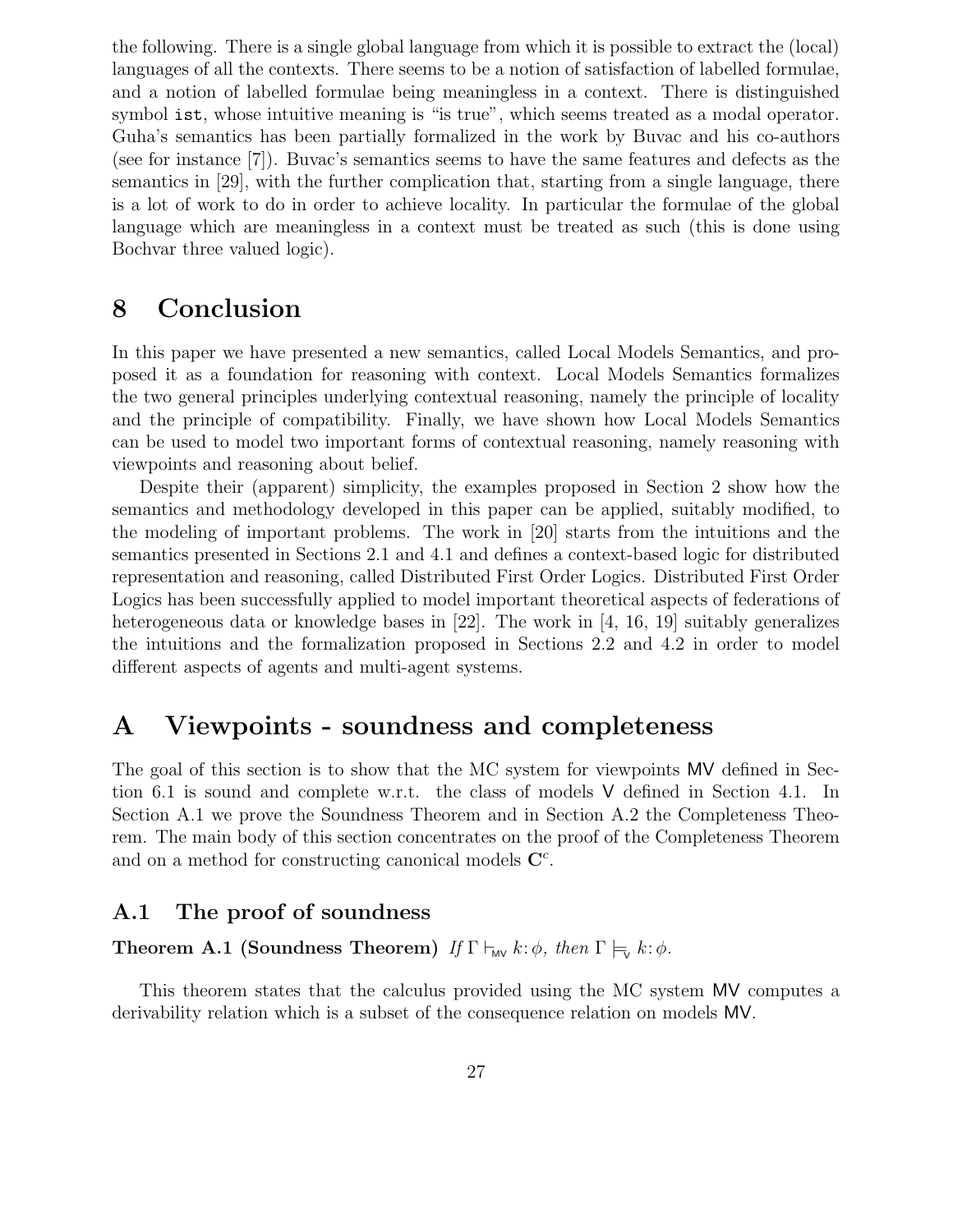the following. There is a single global language from which it is possible to extract the (local) languages of all the contexts. There seems to be a notion of satisfaction of labelled formulae, and a notion of labelled formulae being meaningless in a context. There is distinguished symbol `ist`, whose intuitive meaning is "is true", which seems treated as a modal operator. Guha's semantics has been partially formalized in the work by Buvac and his co-authors (see for instance [7]). Buvac's semantics seems to have the same features and defects as the semantics in [29], with the further complication that, starting from a single language, there is a lot of work to do in order to achieve locality. In particular the formulae of the global language which are meaningless in a context must be treated as such (this is done using Bochvar three valued logic).

# 8 Conclusion

In this paper we have presented a new semantics, called Local Models Semantics, and proposed it as a foundation for reasoning with context. Local Models Semantics formalizes the two general principles underlying contextual reasoning, namely the principle of locality and the principle of compatibility. Finally, we have shown how Local Models Semantics can be used to model two important forms of contextual reasoning, namely reasoning with viewpoints and reasoning about belief.

Despite their (apparent) simplicity, the examples proposed in Section 2 show how the semantics and methodology developed in this paper can be applied, suitably modified, to the modeling of important problems. The work in [20] starts from the intuitions and the semantics presented in Sections 2.1 and 4.1 and defines a context-based logic for distributed representation and reasoning, called Distributed First Order Logics. Distributed First Order Logics has been successfully applied to model important theoretical aspects of federations of heterogeneous data or knowledge bases in [22]. The work in [4, 16, 19] suitably generalizes the intuitions and the formalization proposed in Sections 2.2 and 4.2 in order to model different aspects of agents and multi-agent systems.

# A Viewpoints - soundness and completeness

The goal of this section is to show that the MC system for viewpoints $\mathsf{MV}$ defined in Section 6.1 is sound and complete w.r.t. the class of models $\mathsf{V}$ defined in Section 4.1. In Section A.1 we prove the Soundness Theorem and in Section A.2 the Completeness Theorem. The main body of this section concentrates on the proof of the Completeness Theorem and on a method for constructing canonical models $\mathbf{C}^c$.

## A.1 The proof of soundness

**Theorem A.1 (Soundness Theorem)** *If* $\Gamma \vdash_{\mathsf{MV}} k\colon \phi$*, then* $\Gamma \models_{\mathsf{V}} k\colon \phi$.

This theorem states that the calculus provided using the MC system $\mathsf{MV}$ computes a derivability relation which is a subset of the consequence relation on models $\mathsf{MV}$.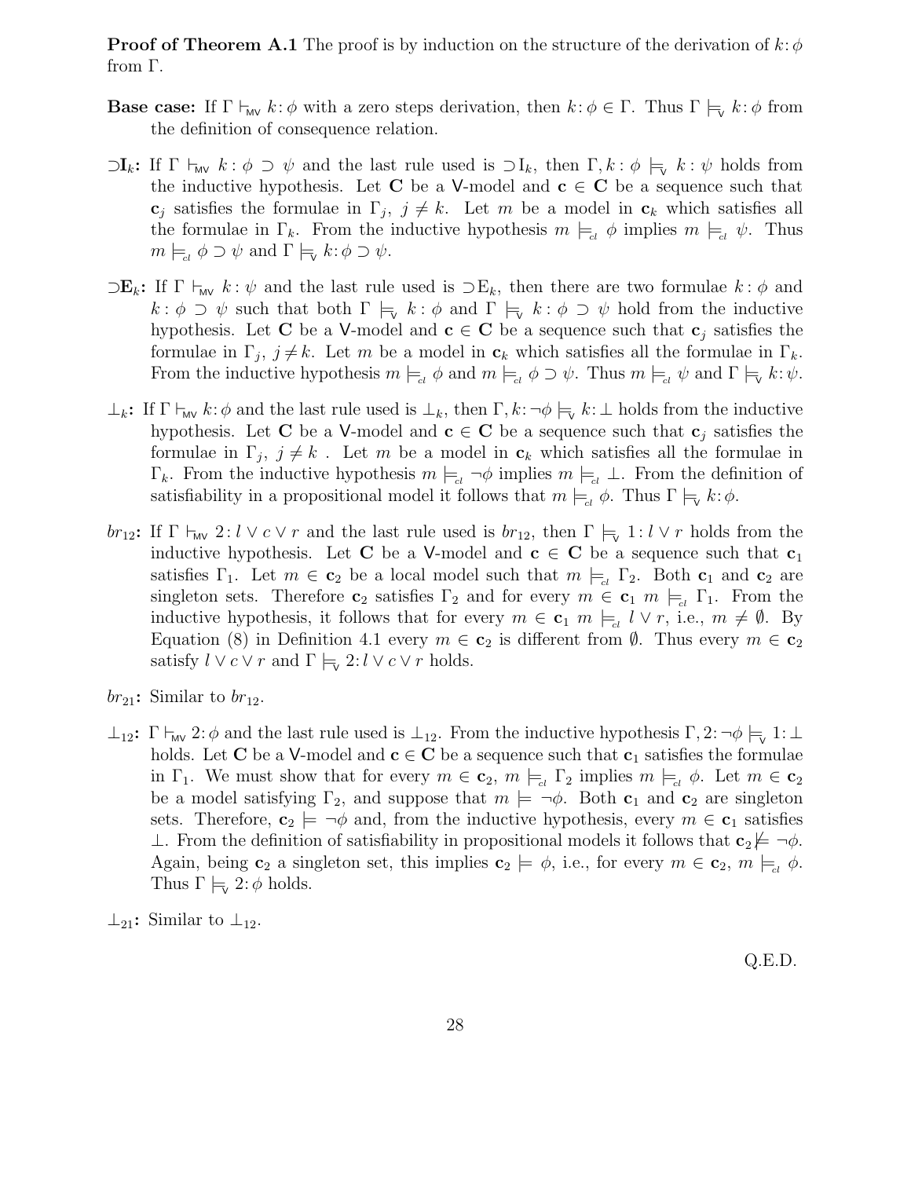**Proof of Theorem A.1** The proof is by induction on the structure of the derivation of $k{:}\,\phi$ from $\Gamma$.

**Base case:** If $\Gamma \vdash_{\mathsf{MV}} k{:}\,\phi$ with a zero steps derivation, then $k{:}\,\phi \in \Gamma$. Thus $\Gamma \models_{\mathsf{V}} k{:}\,\phi$ from the definition of consequence relation.

**$\supset$I$_k$:** If $\Gamma \vdash_{\mathsf{MV}} k : \phi \supset \psi$ and the last rule used is $\supset\mathrm{I}_k$, then $\Gamma, k : \phi \models_{\mathsf{V}} k : \psi$ holds from the inductive hypothesis. Let $\mathbf{C}$ be a $\mathsf{V}$-model and $\mathbf{c} \in \mathbf{C}$ be a sequence such that $\mathbf{c}_j$ satisfies the formulae in $\Gamma_j$, $j \neq k$. Let $m$ be a model in $\mathbf{c}_k$ which satisfies all the formulae in $\Gamma_k$. From the inductive hypothesis $m \models_{cl} \phi$ implies $m \models_{cl} \psi$. Thus $m \models_{cl} \phi \supset \psi$ and $\Gamma \models_{\mathsf{V}} k{:}\,\phi \supset \psi$.

**$\supset$E$_k$:** If $\Gamma \vdash_{\mathsf{MV}} k : \psi$ and the last rule used is $\supset\mathrm{E}_k$, then there are two formulae $k : \phi$ and $k : \phi \supset \psi$ such that both $\Gamma \models_{\mathsf{V}} k : \phi$ and $\Gamma \models_{\mathsf{V}} k : \phi \supset \psi$ hold from the inductive hypothesis. Let $\mathbf{C}$ be a $\mathsf{V}$-model and $\mathbf{c} \in \mathbf{C}$ be a sequence such that $\mathbf{c}_j$ satisfies the formulae in $\Gamma_j$, $j \neq k$. Let $m$ be a model in $\mathbf{c}_k$ which satisfies all the formulae in $\Gamma_k$. From the inductive hypothesis $m \models_{cl} \phi$ and $m \models_{cl} \phi \supset \psi$. Thus $m \models_{cl} \psi$ and $\Gamma \models_{\mathsf{V}} k{:}\,\psi$.

**$\bot_k$:** If $\Gamma \vdash_{\mathsf{MV}} k{:}\,\phi$ and the last rule used is $\bot_k$, then $\Gamma, k{:}\,\neg\phi \models_{\mathsf{V}} k{:}\,\bot$ holds from the inductive hypothesis. Let $\mathbf{C}$ be a $\mathsf{V}$-model and $\mathbf{c} \in \mathbf{C}$ be a sequence such that $\mathbf{c}_j$ satisfies the formulae in $\Gamma_j$, $j \neq k$ . Let $m$ be a model in $\mathbf{c}_k$ which satisfies all the formulae in $\Gamma_k$. From the inductive hypothesis $m \models_{cl} \neg\phi$ implies $m \models_{cl} \bot$. From the definition of satisfiability in a propositional model it follows that $m \models_{cl} \phi$. Thus $\Gamma \models_{\mathsf{V}} k{:}\,\phi$.

**$br_{12}$:** If $\Gamma \vdash_{\mathsf{MV}} 2{:}\,l \vee c \vee r$ and the last rule used is $br_{12}$, then $\Gamma \models_{\mathsf{V}} 1{:}\,l \vee r$ holds from the inductive hypothesis. Let $\mathbf{C}$ be a $\mathsf{V}$-model and $\mathbf{c} \in \mathbf{C}$ be a sequence such that $\mathbf{c}_1$ satisfies $\Gamma_1$. Let $m \in \mathbf{c}_2$ be a local model such that $m \models_{cl} \Gamma_2$. Both $\mathbf{c}_1$ and $\mathbf{c}_2$ are singleton sets. Therefore $\mathbf{c}_2$ satisfies $\Gamma_2$ and for every $m \in \mathbf{c}_1$ $m \models_{cl} \Gamma_1$. From the inductive hypothesis, it follows that for every $m \in \mathbf{c}_1$ $m \models_{cl} l \vee r$, i.e., $m \neq \emptyset$. By Equation (8) in Definition 4.1 every $m \in \mathbf{c}_2$ is different from $\emptyset$. Thus every $m \in \mathbf{c}_2$ satisfy $l \vee c \vee r$ and $\Gamma \models_{\mathsf{V}} 2{:}\,l \vee c \vee r$ holds.

**$br_{21}$:** Similar to $br_{12}$.

**$\bot_{12}$:** $\Gamma \vdash_{\mathsf{MV}} 2{:}\,\phi$ and the last rule used is $\bot_{12}$. From the inductive hypothesis $\Gamma, 2{:}\,\neg\phi \models_{\mathsf{V}} 1{:}\,\bot$ holds. Let $\mathbf{C}$ be a $\mathsf{V}$-model and $\mathbf{c} \in \mathbf{C}$ be a sequence such that $\mathbf{c}_1$ satisfies the formulae in $\Gamma_1$. We must show that for every $m \in \mathbf{c}_2$, $m \models_{cl} \Gamma_2$ implies $m \models_{cl} \phi$. Let $m \in \mathbf{c}_2$ be a model satisfying $\Gamma_2$, and suppose that $m \models \neg\phi$. Both $\mathbf{c}_1$ and $\mathbf{c}_2$ are singleton sets. Therefore, $\mathbf{c}_2 \models \neg\phi$ and, from the inductive hypothesis, every $m \in \mathbf{c}_1$ satisfies $\bot$. From the definition of satisfiability in propositional models it follows that $\mathbf{c}_2 \not\models \neg\phi$. Again, being $\mathbf{c}_2$ a singleton set, this implies $\mathbf{c}_2 \models \phi$, i.e., for every $m \in \mathbf{c}_2$, $m \models_{cl} \phi$. Thus $\Gamma \models_{\mathsf{V}} 2{:}\,\phi$ holds.

**$\bot_{21}$:** Similar to $\bot_{12}$.

Q.E.D.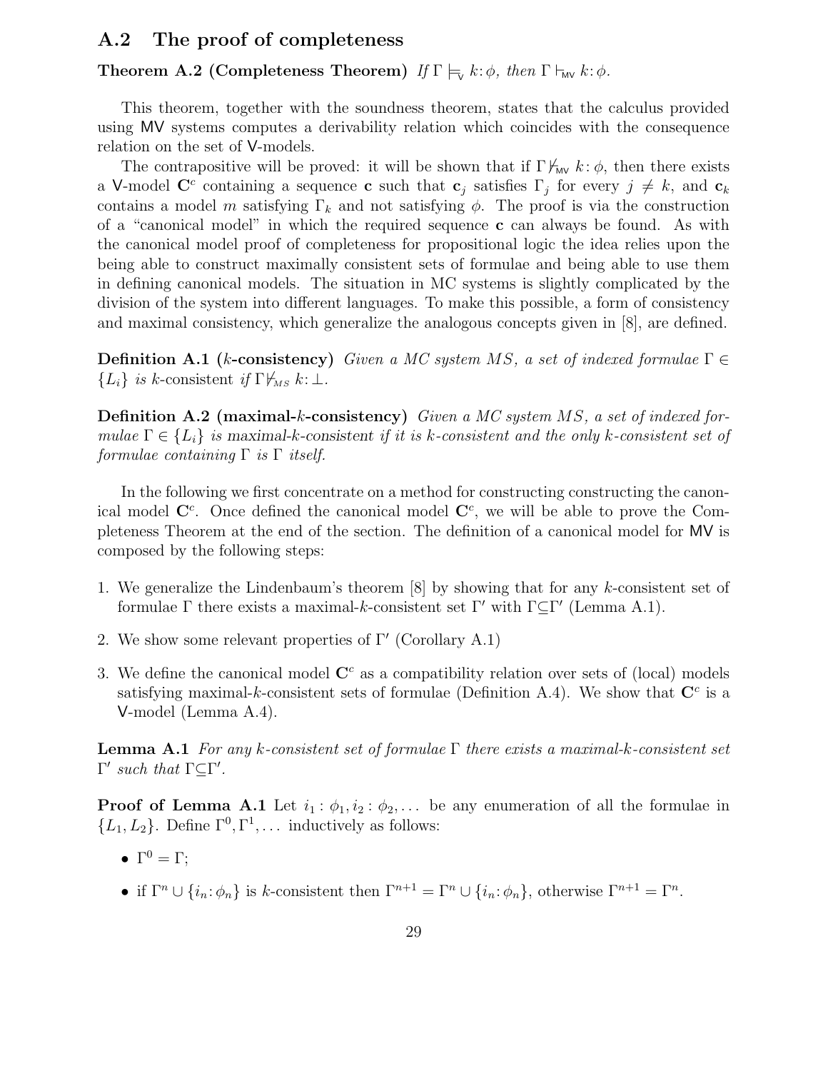## A.2 The proof of completeness

**Theorem A.2 (Completeness Theorem)** *If $\Gamma \models_{\mathsf{V}} k\colon\phi$, then $\Gamma \vdash_{\mathsf{MV}} k\colon\phi$.*

This theorem, together with the soundness theorem, states that the calculus provided using MV systems computes a derivability relation which coincides with the consequence relation on the set of V-models.

The contrapositive will be proved: it will be shown that if $\Gamma \nvdash_{\mathsf{MV}} k\colon\phi$, then there exists a V-model $\mathbf{C}^c$ containing a sequence $\mathbf{c}$ such that $\mathbf{c}_j$ satisfies $\Gamma_j$ for every $j \neq k$, and $\mathbf{c}_k$ contains a model $m$ satisfying $\Gamma_k$ and not satisfying $\phi$. The proof is via the construction of a "canonical model" in which the required sequence $\mathbf{c}$ can always be found. As with the canonical model proof of completeness for propositional logic the idea relies upon the being able to construct maximally consistent sets of formulae and being able to use them in defining canonical models. The situation in MC systems is slightly complicated by the division of the system into different languages. To make this possible, a form of consistency and maximal consistency, which generalize the analogous concepts given in [8], are defined.

**Definition A.1 ($k$-consistency)** *Given a MC system $MS$, a set of indexed formulae $\Gamma \in \{L_i\}$ is* $k$-consistent *if $\Gamma \nvdash_{MS} k\colon\bot$.*

**Definition A.2 (maximal-$k$-consistency)** *Given a MC system $MS$, a set of indexed formulae $\Gamma \in \{L_i\}$ is* maximal-$k$-consistent *if it is $k$-consistent and the only $k$-consistent set of formulae containing $\Gamma$ is $\Gamma$ itself.*

In the following we first concentrate on a method for constructing constructing the canonical model $\mathbf{C}^c$. Once defined the canonical model $\mathbf{C}^c$, we will be able to prove the Completeness Theorem at the end of the section. The definition of a canonical model for MV is composed by the following steps:

1. We generalize the Lindenbaum's theorem [8] by showing that for any $k$-consistent set of formulae $\Gamma$ there exists a maximal-$k$-consistent set $\Gamma'$ with $\Gamma \subseteq \Gamma'$ (Lemma A.1).
2. We show some relevant properties of $\Gamma'$ (Corollary A.1)
3. We define the canonical model $\mathbf{C}^c$ as a compatibility relation over sets of (local) models satisfying maximal-$k$-consistent sets of formulae (Definition A.4). We show that $\mathbf{C}^c$ is a V-model (Lemma A.4).

**Lemma A.1** *For any $k$-consistent set of formulae $\Gamma$ there exists a maximal-$k$-consistent set $\Gamma'$ such that $\Gamma \subseteq \Gamma'$.*

**Proof of Lemma A.1** Let $i_1 : \phi_1, i_2 : \phi_2, \ldots$ be any enumeration of all the formulae in $\{L_1, L_2\}$. Define $\Gamma^0, \Gamma^1, \ldots$ inductively as follows:

- $\Gamma^0 = \Gamma$;
- if $\Gamma^n \cup \{i_n\colon\phi_n\}$ is $k$-consistent then $\Gamma^{n+1} = \Gamma^n \cup \{i_n\colon\phi_n\}$, otherwise $\Gamma^{n+1} = \Gamma^n$.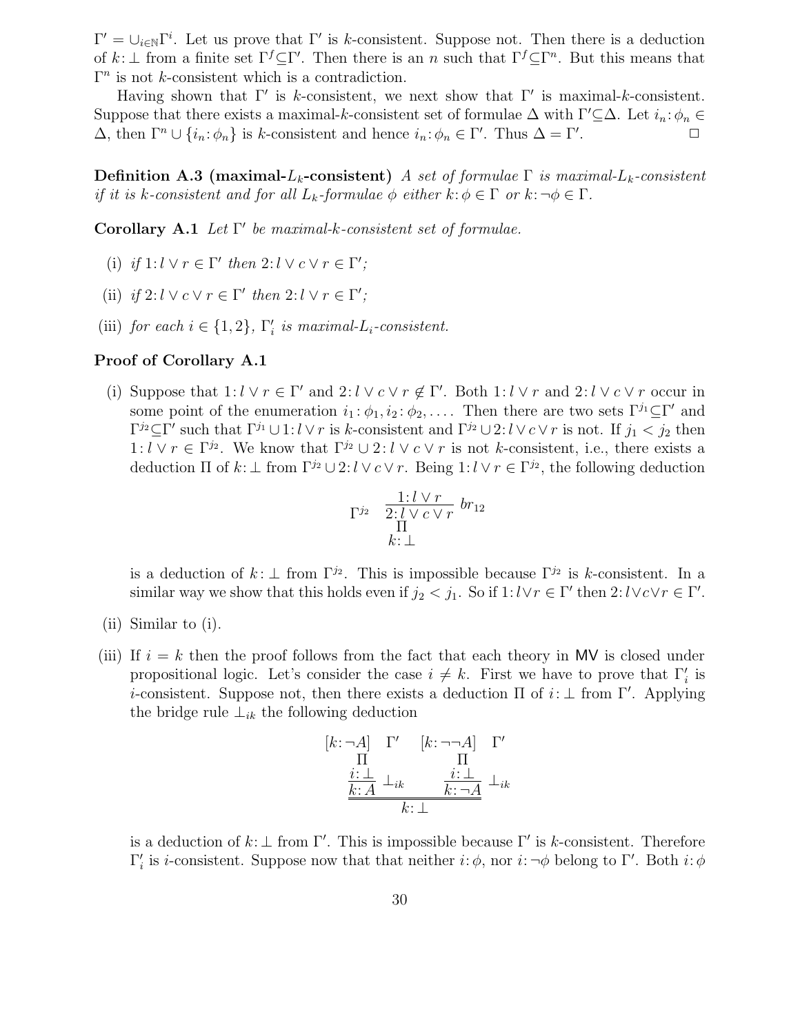$\Gamma' = \cup_{i \in \mathbb{N}} \Gamma^i$. Let us prove that $\Gamma'$ is $k$-consistent. Suppose not. Then there is a deduction of $k\colon \bot$ from a finite set $\Gamma^f \subseteq \Gamma'$. Then there is an $n$ such that $\Gamma^f \subseteq \Gamma^n$. But this means that $\Gamma^n$ is not $k$-consistent which is a contradiction.

Having shown that $\Gamma'$ is $k$-consistent, we next show that $\Gamma'$ is maximal-$k$-consistent. Suppose that there exists a maximal-$k$-consistent set of formulae $\Delta$ with $\Gamma' \subseteq \Delta$. Let $i_n\colon \phi_n \in \Delta$, then $\Gamma^n \cup \{i_n\colon \phi_n\}$ is $k$-consistent and hence $i_n\colon \phi_n \in \Gamma'$. Thus $\Delta = \Gamma'$. □

**Definition A.3 (maximal-$L_k$-consistent)** *A set of formulae $\Gamma$ is maximal-$L_k$-consistent if it is $k$-consistent and for all $L_k$-formulae $\phi$ either $k\colon \phi \in \Gamma$ or $k\colon \neg\phi \in \Gamma$.*

**Corollary A.1** *Let $\Gamma'$ be maximal-$k$-consistent set of formulae.*

- (i) *if $1\colon l \vee r \in \Gamma'$ then $2\colon l \vee c \vee r \in \Gamma'$;*
- (ii) *if $2\colon l \vee c \vee r \in \Gamma'$ then $2\colon l \vee r \in \Gamma'$;*
- (iii) *for each $i \in \{1, 2\}$, $\Gamma'_i$ is maximal-$L_i$-consistent.*

**Proof of Corollary A.1**

- (i) Suppose that $1\colon l \vee r \in \Gamma'$ and $2\colon l \vee c \vee r \notin \Gamma'$. Both $1\colon l \vee r$ and $2\colon l \vee c \vee r$ occur in some point of the enumeration $i_1\colon \phi_1, i_2\colon \phi_2, \ldots$. Then there are two sets $\Gamma^{j_1} \subseteq \Gamma'$ and $\Gamma^{j_2} \subseteq \Gamma'$ such that $\Gamma^{j_1} \cup 1\colon l \vee r$ is $k$-consistent and $\Gamma^{j_2} \cup 2\colon l \vee c \vee r$ is not. If $j_1 < j_2$ then $1\colon l \vee r \in \Gamma^{j_2}$. We know that $\Gamma^{j_2} \cup 2\colon l \vee c \vee r$ is not $k$-consistent, i.e., there exists a deduction $\Pi$ of $k\colon \bot$ from $\Gamma^{j_2} \cup 2\colon l \vee c \vee r$. Being $1\colon l \vee r \in \Gamma^{j_2}$, the following deduction

$$\Gamma^{j_2} \quad \begin{array}{c} \dfrac{1\colon l \vee r}{2\colon l \vee c \vee r}\ br_{12} \\ \Pi \\ k\colon \bot \end{array}$$

  is a deduction of $k\colon \bot$ from $\Gamma^{j_2}$. This is impossible because $\Gamma^{j_2}$ is $k$-consistent. In a similar way we show that this holds even if $j_2 < j_1$. So if $1\colon l \vee r \in \Gamma'$ then $2\colon l \vee c \vee r \in \Gamma'$.

- (ii) Similar to (i).

- (iii) If $i = k$ then the proof follows from the fact that each theory in MV is closed under propositional logic. Let's consider the case $i \neq k$. First we have to prove that $\Gamma'_i$ is $i$-consistent. Suppose not, then there exists a deduction $\Pi$ of $i\colon \bot$ from $\Gamma'$. Applying the bridge rule $\bot_{ik}$ the following deduction

$$\dfrac{\dfrac{\begin{array}{c}[k\colon \neg A] \quad \Gamma' \\ \Pi \\ i\colon \bot\end{array}}{k\colon A}\ \bot_{ik} \qquad \dfrac{\begin{array}{c}[k\colon \neg\neg A] \quad \Gamma' \\ \Pi \\ i\colon \bot\end{array}}{k\colon \neg A}\ \bot_{ik}}{k\colon \bot}$$

  is a deduction of $k\colon \bot$ from $\Gamma'$. This is impossible because $\Gamma'$ is $k$-consistent. Therefore $\Gamma'_i$ is $i$-consistent. Suppose now that that neither $i\colon \phi$, nor $i\colon \neg\phi$ belong to $\Gamma'$. Both $i\colon \phi$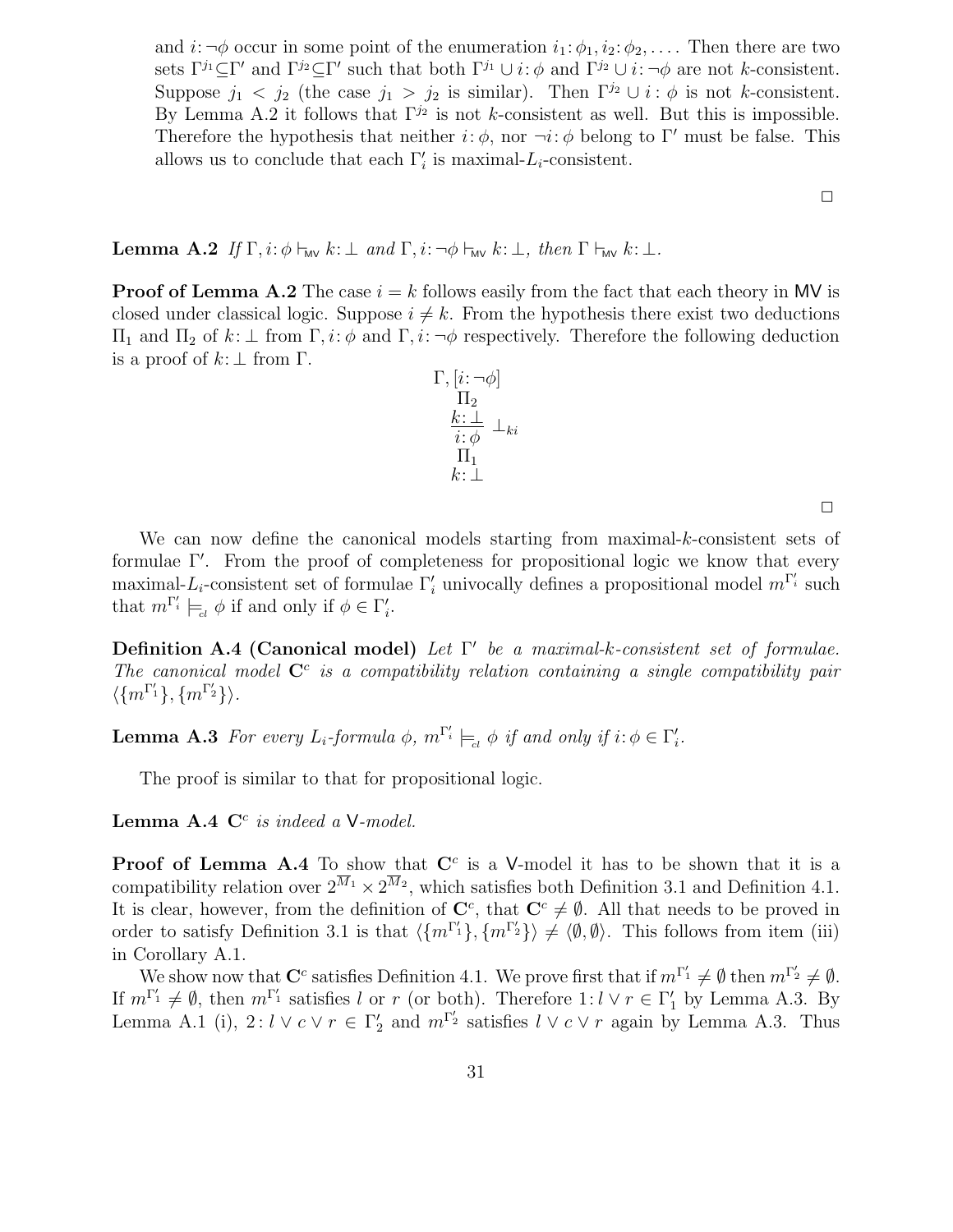and $i : \neg\phi$ occur in some point of the enumeration $i_1 : \phi_1, i_2 : \phi_2, \ldots$. Then there are two sets $\Gamma^{j_1} \subseteq \Gamma'$ and $\Gamma^{j_2} \subseteq \Gamma'$ such that both $\Gamma^{j_1} \cup i : \phi$ and $\Gamma^{j_2} \cup i : \neg\phi$ are not $k$-consistent. Suppose $j_1 < j_2$ (the case $j_1 > j_2$ is similar). Then $\Gamma^{j_2} \cup i : \phi$ is not $k$-consistent. By Lemma A.2 it follows that $\Gamma^{j_2}$ is not $k$-consistent as well. But this is impossible. Therefore the hypothesis that neither $i : \phi$, nor $\neg i : \phi$ belong to $\Gamma'$ must be false. This allows us to conclude that each $\Gamma'_i$ is maximal-$L_i$-consistent.

□

**Lemma A.2** *If $\Gamma, i : \phi \vdash_{\mathsf{MV}} k : \bot$ and $\Gamma, i : \neg\phi \vdash_{\mathsf{MV}} k : \bot$, then $\Gamma \vdash_{\mathsf{MV}} k : \bot$.*

**Proof of Lemma A.2** The case $i = k$ follows easily from the fact that each theory in $\mathsf{MV}$ is closed under classical logic. Suppose $i \neq k$. From the hypothesis there exist two deductions $\Pi_1$ and $\Pi_2$ of $k : \bot$ from $\Gamma, i : \phi$ and $\Gamma, i : \neg\phi$ respectively. Therefore the following deduction is a proof of $k : \bot$ from $\Gamma$.

$$\begin{array}{c} \Gamma, [i : \neg\phi] \\ \Pi_2 \\ \dfrac{k : \bot}{i : \phi}\ \bot_{ki} \\ \Pi_1 \\ k : \bot \end{array}$$

□

We can now define the canonical models starting from maximal-$k$-consistent sets of formulae $\Gamma'$. From the proof of completeness for propositional logic we know that every maximal-$L_i$-consistent set of formulae $\Gamma'_i$ univocally defines a propositional model $m^{\Gamma'_i}$ such that $m^{\Gamma'_i} \models_{cl} \phi$ if and only if $\phi \in \Gamma'_i$.

**Definition A.4 (Canonical model)** *Let $\Gamma'$ be a maximal-$k$-consistent set of formulae. The canonical model $\mathbf{C}^c$ is a compatibility relation containing a single compatibility pair $\langle \{m^{\Gamma'_1}\}, \{m^{\Gamma'_2}\} \rangle$.*

**Lemma A.3** *For every $L_i$-formula $\phi$, $m^{\Gamma'_i} \models_{cl} \phi$ if and only if $i : \phi \in \Gamma'_i$.*

The proof is similar to that for propositional logic.

**Lemma A.4** *$\mathbf{C}^c$ is indeed a $\mathsf{V}$-model.*

**Proof of Lemma A.4** To show that $\mathbf{C}^c$ is a $\mathsf{V}$-model it has to be shown that it is a compatibility relation over $2^{\overline{M}_1} \times 2^{\overline{M}_2}$, which satisfies both Definition 3.1 and Definition 4.1. It is clear, however, from the definition of $\mathbf{C}^c$, that $\mathbf{C}^c \neq \emptyset$. All that needs to be proved in order to satisfy Definition 3.1 is that $\langle \{m^{\Gamma'_1}\}, \{m^{\Gamma'_2}\} \rangle \neq \langle \emptyset, \emptyset \rangle$. This follows from item (iii) in Corollary A.1.

We show now that $\mathbf{C}^c$ satisfies Definition 4.1. We prove first that if $m^{\Gamma'_1} \neq \emptyset$ then $m^{\Gamma'_2} \neq \emptyset$. If $m^{\Gamma'_1} \neq \emptyset$, then $m^{\Gamma'_1}$ satisfies $l$ or $r$ (or both). Therefore $1 : l \vee r \in \Gamma'_1$ by Lemma A.3. By Lemma A.1 (i), $2 : l \vee c \vee r \in \Gamma'_2$ and $m^{\Gamma'_2}$ satisfies $l \vee c \vee r$ again by Lemma A.3. Thus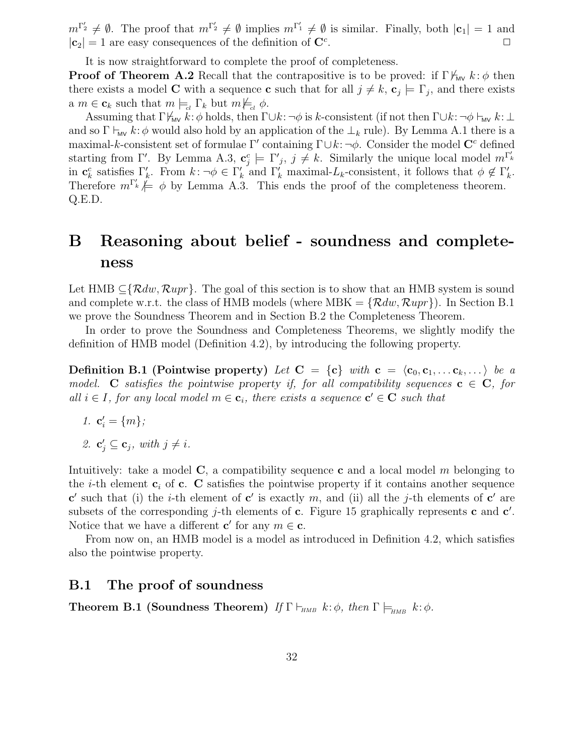$m^{\Gamma'_2} \neq \emptyset$. The proof that $m^{\Gamma'_2} \neq \emptyset$ implies $m^{\Gamma'_1} \neq \emptyset$ is similar. Finally, both $|\mathbf{c}_1| = 1$ and $|\mathbf{c}_2| = 1$ are easy consequences of the definition of $\mathbf{C}^c$. $\square$

It is now straightforward to complete the proof of completeness.

**Proof of Theorem A.2** Recall that the contrapositive is to be proved: if $\Gamma \not\vdash_{\mathsf{MV}} k\colon\phi$ then there exists a model $\mathbf{C}$ with a sequence $\mathbf{c}$ such that for all $j \neq k$, $\mathbf{c}_j \models \Gamma_j$, and there exists a $m \in \mathbf{c}_k$ such that $m \models_{cl} \Gamma_k$ but $m \not\models_{cl} \phi$.

Assuming that $\Gamma \not\vdash_{\mathsf{MV}} k\colon\phi$ holds, then $\Gamma \cup k\colon\neg\phi$ is $k$-consistent (if not then $\Gamma \cup k\colon\neg\phi \vdash_{\mathsf{MV}} k\colon\bot$ and so $\Gamma \vdash_{\mathsf{MV}} k\colon\phi$ would also hold by an application of the $\bot_k$ rule). By Lemma A.1 there is a maximal-$k$-consistent set of formulae $\Gamma'$ containing $\Gamma \cup k\colon\neg\phi$. Consider the model $\mathbf{C}^c$ defined starting from $\Gamma'$. By Lemma A.3, $\mathbf{c}^c_j \models \Gamma'_j$, $j \neq k$. Similarly the unique local model $m^{\Gamma'_k}$ in $\mathbf{c}^c_k$ satisfies $\Gamma'_k$. From $k\colon\neg\phi \in \Gamma'_k$ and $\Gamma'_k$ maximal-$L_k$-consistent, it follows that $\phi \notin \Gamma'_k$. Therefore $m^{\Gamma'_k} \not\models \phi$ by Lemma A.3. This ends the proof of the completeness theorem. Q.E.D.

# B Reasoning about belief - soundness and completeness

Let HMB $\subseteq\{\mathcal{R}dw, \mathcal{R}upr\}$. The goal of this section is to show that an HMB system is sound and complete w.r.t. the class of HMB models (where MBK $= \{\mathcal{R}dw, \mathcal{R}upr\}$). In Section B.1 we prove the Soundness Theorem and in Section B.2 the Completeness Theorem.

In order to prove the Soundness and Completeness Theorems, we slightly modify the definition of HMB model (Definition 4.2), by introducing the following property.

**Definition B.1 (Pointwise property)** *Let $\mathbf{C} = \{\mathbf{c}\}$ with $\mathbf{c} = \langle \mathbf{c}_0, \mathbf{c}_1, \ldots \mathbf{c}_k, \ldots \rangle$ be a model. $\mathbf{C}$ satisfies the pointwise property if, for all compatibility sequences $\mathbf{c} \in \mathbf{C}$, for all $i \in I$, for any local model $m \in \mathbf{c}_i$, there exists a sequence $\mathbf{c}' \in \mathbf{C}$ such that*

1. *$\mathbf{c}'_i = \{m\}$;*
2. *$\mathbf{c}'_j \subseteq \mathbf{c}_j$, with $j \neq i$.*

Intuitively: take a model $\mathbf{C}$, a compatibility sequence $\mathbf{c}$ and a local model $m$ belonging to the $i$-th element $\mathbf{c}_i$ of $\mathbf{c}$. $\mathbf{C}$ satisfies the pointwise property if it contains another sequence $\mathbf{c}'$ such that (i) the $i$-th element of $\mathbf{c}'$ is exactly $m$, and (ii) all the $j$-th elements of $\mathbf{c}'$ are subsets of the corresponding $j$-th elements of $\mathbf{c}$. Figure 15 graphically represents $\mathbf{c}$ and $\mathbf{c}'$. Notice that we have a different $\mathbf{c}'$ for any $m \in \mathbf{c}$.

From now on, an HMB model is a model as introduced in Definition 4.2, which satisfies also the pointwise property.

## B.1 The proof of soundness

**Theorem B.1 (Soundness Theorem)** *If $\Gamma \vdash_{HMB} k\colon\phi$, then $\Gamma \models_{HMB} k\colon\phi$.*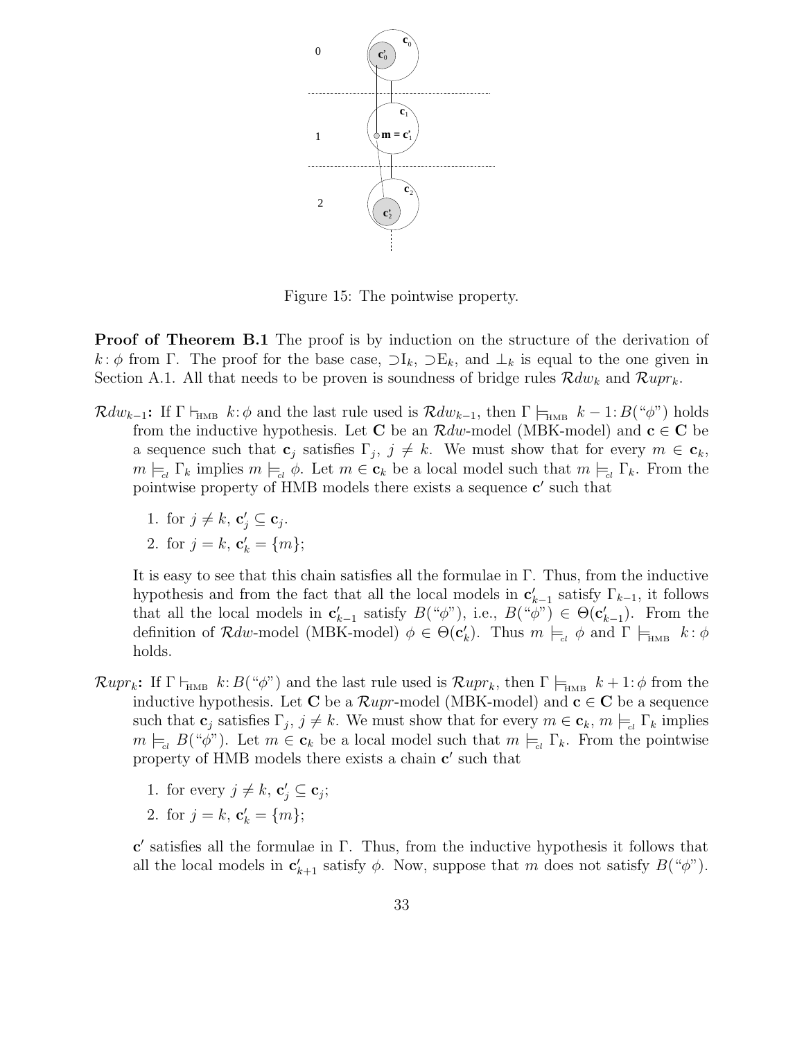0

1

2

$\mathbf{c}_0$

$\mathbf{c}'_0$

$\mathbf{c}_1$

$\mathbf{m} = \mathbf{c}'_1$

$\mathbf{c}_2$

$\mathbf{c}'_2$

Figure 15: The pointwise property.

**Proof of Theorem B.1** The proof is by induction on the structure of the derivation of $k{:}\,\phi$ from $\Gamma$. The proof for the base case, $\supset\mathrm{I}_k$, $\supset\mathrm{E}_k$, and $\bot_k$ is equal to the one given in Section A.1. All that needs to be proven is soundness of bridge rules $\mathcal{R}dw_k$ and $\mathcal{R}upr_k$.

$\mathcal{R}dw_{k-1}$**:** If $\Gamma \vdash_{\text{HMB}} k{:}\,\phi$ and the last rule used is $\mathcal{R}dw_{k-1}$, then $\Gamma \models_{\text{HMB}} k-1{:}\,B(\text{“}\phi\text{”})$ holds from the inductive hypothesis. Let $\mathbf{C}$ be an $\mathcal{R}dw$-model (MBK-model) and $\mathbf{c} \in \mathbf{C}$ be a sequence such that $\mathbf{c}_j$ satisfies $\Gamma_j$, $j \neq k$. We must show that for every $m \in \mathbf{c}_k$, $m \models_{cl} \Gamma_k$ implies $m \models_{cl} \phi$. Let $m \in \mathbf{c}_k$ be a local model such that $m \models_{cl} \Gamma_k$. From the pointwise property of HMB models there exists a sequence $\mathbf{c}'$ such that

1. for $j \neq k$, $\mathbf{c}'_j \subseteq \mathbf{c}_j$.
2. for $j = k$, $\mathbf{c}'_k = \{m\}$;

It is easy to see that this chain satisfies all the formulae in $\Gamma$. Thus, from the inductive hypothesis and from the fact that all the local models in $\mathbf{c}'_{k-1}$ satisfy $\Gamma_{k-1}$, it follows that all the local models in $\mathbf{c}'_{k-1}$ satisfy $B(\text{“}\phi\text{”})$, i.e., $B(\text{“}\phi\text{”}) \in \Theta(\mathbf{c}'_{k-1})$. From the definition of $\mathcal{R}dw$-model (MBK-model) $\phi \in \Theta(\mathbf{c}'_k)$. Thus $m \models_{cl} \phi$ and $\Gamma \models_{\text{HMB}} k{:}\,\phi$ holds.

$\mathcal{R}upr_k$**:** If $\Gamma \vdash_{\text{HMB}} k{:}\,B(\text{“}\phi\text{”})$ and the last rule used is $\mathcal{R}upr_k$, then $\Gamma \models_{\text{HMB}} k+1{:}\,\phi$ from the inductive hypothesis. Let $\mathbf{C}$ be a $\mathcal{R}upr$-model (MBK-model) and $\mathbf{c} \in \mathbf{C}$ be a sequence such that $\mathbf{c}_j$ satisfies $\Gamma_j$, $j \neq k$. We must show that for every $m \in \mathbf{c}_k$, $m \models_{cl} \Gamma_k$ implies $m \models_{cl} B(\text{“}\phi\text{”})$. Let $m \in \mathbf{c}_k$ be a local model such that $m \models_{cl} \Gamma_k$. From the pointwise property of HMB models there exists a chain $\mathbf{c}'$ such that

1. for every $j \neq k$, $\mathbf{c}'_j \subseteq \mathbf{c}_j$;
2. for $j = k$, $\mathbf{c}'_k = \{m\}$;

$\mathbf{c}'$ satisfies all the formulae in $\Gamma$. Thus, from the inductive hypothesis it follows that all the local models in $\mathbf{c}'_{k+1}$ satisfy $\phi$. Now, suppose that $m$ does not satisfy $B(\text{“}\phi\text{”})$.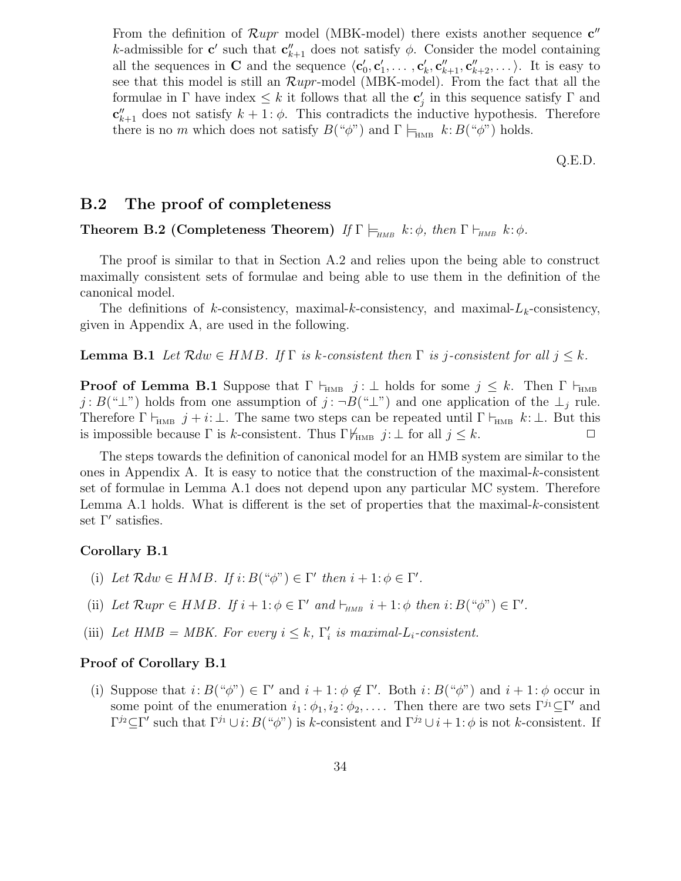From the definition of $\mathcal{R}upr$ model (MBK-model) there exists another sequence $\mathbf{c}''$ $k$-admissible for $\mathbf{c}'$ such that $\mathbf{c}''_{k+1}$ does not satisfy $\phi$. Consider the model containing all the sequences in $\mathbf{C}$ and the sequence $\langle \mathbf{c}'_0, \mathbf{c}'_1, \ldots, \mathbf{c}'_k, \mathbf{c}''_{k+1}, \mathbf{c}''_{k+2}, \ldots \rangle$. It is easy to see that this model is still an $\mathcal{R}upr$-model (MBK-model). From the fact that all the formulae in $\Gamma$ have index $\leq k$ it follows that all the $\mathbf{c}'_j$ in this sequence satisfy $\Gamma$ and $\mathbf{c}''_{k+1}$ does not satisfy $k+1\colon \phi$. This contradicts the inductive hypothesis. Therefore there is no $m$ which does not satisfy $B(\text{“}\phi\text{”})$ and $\Gamma \models_{\text{HMB}} k\colon B(\text{“}\phi\text{”})$ holds.

Q.E.D.

## B.2 The proof of completeness

**Theorem B.2 (Completeness Theorem)** *If $\Gamma \models_{HMB} k\colon \phi$, then $\Gamma \vdash_{HMB} k\colon \phi$.*

The proof is similar to that in Section A.2 and relies upon the being able to construct maximally consistent sets of formulae and being able to use them in the definition of the canonical model.

The definitions of $k$-consistency, maximal-$k$-consistency, and maximal-$L_k$-consistency, given in Appendix A, are used in the following.

**Lemma B.1** *Let $\mathcal{R}dw \in HMB$. If $\Gamma$ is $k$-consistent then $\Gamma$ is $j$-consistent for all $j \leq k$.*

**Proof of Lemma B.1** Suppose that $\Gamma \vdash_{\text{HMB}} j : \bot$ holds for some $j \leq k$. Then $\Gamma \vdash_{\text{HMB}} j : B(\text{“}\bot\text{”})$ holds from one assumption of $j : \neg B(\text{“}\bot\text{”})$ and one application of the $\bot_j$ rule. Therefore $\Gamma \vdash_{\text{HMB}} j+i\colon \bot$. The same two steps can be repeated until $\Gamma \vdash_{\text{HMB}} k\colon \bot$. But this is impossible because $\Gamma$ is $k$-consistent. Thus $\Gamma \nvdash_{\text{HMB}} j\colon \bot$ for all $j \leq k$. □

The steps towards the definition of canonical model for an HMB system are similar to the ones in Appendix A. It is easy to notice that the construction of the maximal-$k$-consistent set of formulae in Lemma A.1 does not depend upon any particular MC system. Therefore Lemma A.1 holds. What is different is the set of properties that the maximal-$k$-consistent set $\Gamma'$ satisfies.

### Corollary B.1

(i) *Let $\mathcal{R}dw \in HMB$. If $i\colon B(\text{“}\phi\text{”}) \in \Gamma'$ then $i+1\colon \phi \in \Gamma'$.*

(ii) *Let $\mathcal{R}upr \in HMB$. If $i+1\colon \phi \in \Gamma'$ and $\vdash_{HMB} i+1\colon \phi$ then $i\colon B(\text{“}\phi\text{”}) \in \Gamma'$.*

(iii) *Let $HMB = MBK$. For every $i \leq k$, $\Gamma'_i$ is maximal-$L_i$-consistent.*

### Proof of Corollary B.1

(i) Suppose that $i\colon B(\text{“}\phi\text{”}) \in \Gamma'$ and $i+1\colon \phi \notin \Gamma'$. Both $i\colon B(\text{“}\phi\text{”})$ and $i+1\colon \phi$ occur in some point of the enumeration $i_1\colon \phi_1, i_2\colon \phi_2, \ldots$. Then there are two sets $\Gamma^{j_1} \subseteq \Gamma'$ and $\Gamma^{j_2} \subseteq \Gamma'$ such that $\Gamma^{j_1} \cup i\colon B(\text{“}\phi\text{”})$ is $k$-consistent and $\Gamma^{j_2} \cup i+1\colon \phi$ is not $k$-consistent. If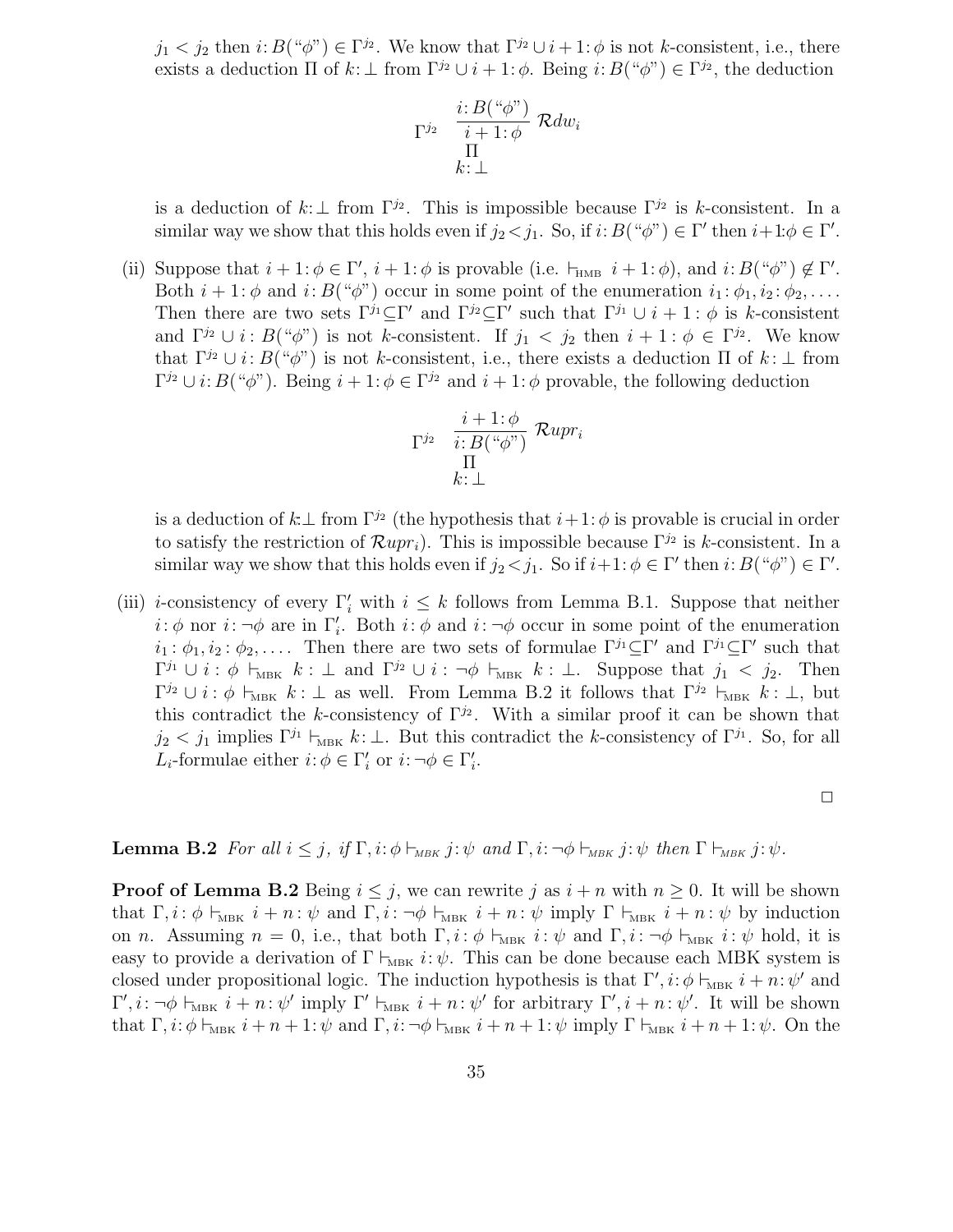$j_1 < j_2$ then $i\colon B(\text{"}\phi\text{"}) \in \Gamma^{j_2}$. We know that $\Gamma^{j_2} \cup i+1\colon\phi$ is not $k$-consistent, i.e., there exists a deduction $\Pi$ of $k\colon\bot$ from $\Gamma^{j_2} \cup i+1\colon\phi$. Being $i\colon B(\text{"}\phi\text{"}) \in \Gamma^{j_2}$, the deduction

$$\Gamma^{j_2} \quad \cfrac{i\colon B(\text{"}\phi\text{"})}{\begin{array}{c} i+1\colon\phi \\ \Pi \\ k\colon\bot \end{array}} \;\mathcal{R}dw_i$$

is a deduction of $k\colon\bot$ from $\Gamma^{j_2}$. This is impossible because $\Gamma^{j_2}$ is $k$-consistent. In a similar way we show that this holds even if $j_2 < j_1$. So, if $i\colon B(\text{"}\phi\text{"}) \in \Gamma'$ then $i+1\colon\phi \in \Gamma'$.

(ii) Suppose that $i+1\colon\phi \in \Gamma'$, $i+1\colon\phi$ is provable (i.e. $\vdash_{\text{HMB}} i+1\colon\phi$), and $i\colon B(\text{"}\phi\text{"}) \notin \Gamma'$. Both $i+1\colon\phi$ and $i\colon B(\text{"}\phi\text{"})$ occur in some point of the enumeration $i_1\colon\phi_1, i_2\colon\phi_2, \ldots$. Then there are two sets $\Gamma^{j_1} \subseteq \Gamma'$ and $\Gamma^{j_2} \subseteq \Gamma'$ such that $\Gamma^{j_1} \cup i+1\colon\phi$ is $k$-consistent and $\Gamma^{j_2} \cup i\colon B(\text{"}\phi\text{"})$ is not $k$-consistent. If $j_1 < j_2$ then $i+1\colon\phi \in \Gamma^{j_2}$. We know that $\Gamma^{j_2} \cup i\colon B(\text{"}\phi\text{"})$ is not $k$-consistent, i.e., there exists a deduction $\Pi$ of $k\colon\bot$ from $\Gamma^{j_2} \cup i\colon B(\text{"}\phi\text{"})$. Being $i+1\colon\phi \in \Gamma^{j_2}$ and $i+1\colon\phi$ provable, the following deduction

$$\Gamma^{j_2} \quad \cfrac{i+1\colon\phi}{\begin{array}{c} i\colon B(\text{"}\phi\text{"}) \\ \Pi \\ k\colon\bot \end{array}} \;\mathcal{R}upr_i$$

is a deduction of $k\colon\bot$ from $\Gamma^{j_2}$ (the hypothesis that $i+1\colon\phi$ is provable is crucial in order to satisfy the restriction of $\mathcal{R}upr_i$). This is impossible because $\Gamma^{j_2}$ is $k$-consistent. In a similar way we show that this holds even if $j_2 < j_1$. So if $i+1\colon\phi \in \Gamma'$ then $i\colon B(\text{"}\phi\text{"}) \in \Gamma'$.

(iii) $i$-consistency of every $\Gamma'_i$ with $i \leq k$ follows from Lemma B.1. Suppose that neither $i\colon\phi$ nor $i\colon\neg\phi$ are in $\Gamma'_i$. Both $i\colon\phi$ and $i\colon\neg\phi$ occur in some point of the enumeration $i_1\colon\phi_1, i_2\colon\phi_2, \ldots$. Then there are two sets of formulae $\Gamma^{j_1} \subseteq \Gamma'$ and $\Gamma^{j_1} \subseteq \Gamma'$ such that $\Gamma^{j_1} \cup i\colon\phi \vdash_{\text{MBK}} k\colon\bot$ and $\Gamma^{j_2} \cup i\colon\neg\phi \vdash_{\text{MBK}} k\colon\bot$. Suppose that $j_1 < j_2$. Then $\Gamma^{j_2} \cup i\colon\phi \vdash_{\text{MBK}} k\colon\bot$ as well. From Lemma B.2 it follows that $\Gamma^{j_2} \vdash_{\text{MBK}} k\colon\bot$, but this contradict the $k$-consistency of $\Gamma^{j_2}$. With a similar proof it can be shown that $j_2 < j_1$ implies $\Gamma^{j_1} \vdash_{\text{MBK}} k\colon\bot$. But this contradict the $k$-consistency of $\Gamma^{j_1}$. So, for all $L_i$-formulae either $i\colon\phi \in \Gamma'_i$ or $i\colon\neg\phi \in \Gamma'_i$.

□

**Lemma B.2** *For all $i \leq j$, if $\Gamma, i\colon\phi \vdash_{MBK} j\colon\psi$ and $\Gamma, i\colon\neg\phi \vdash_{MBK} j\colon\psi$ then $\Gamma \vdash_{MBK} j\colon\psi$.*

**Proof of Lemma B.2** Being $i \leq j$, we can rewrite $j$ as $i+n$ with $n \geq 0$. It will be shown that $\Gamma, i\colon\phi \vdash_{\text{MBK}} i+n\colon\psi$ and $\Gamma, i\colon\neg\phi \vdash_{\text{MBK}} i+n\colon\psi$ imply $\Gamma \vdash_{\text{MBK}} i+n\colon\psi$ by induction on $n$. Assuming $n = 0$, i.e., that both $\Gamma, i\colon\phi \vdash_{\text{MBK}} i\colon\psi$ and $\Gamma, i\colon\neg\phi \vdash_{\text{MBK}} i\colon\psi$ hold, it is easy to provide a derivation of $\Gamma \vdash_{\text{MBK}} i\colon\psi$. This can be done because each MBK system is closed under propositional logic. The induction hypothesis is that $\Gamma', i\colon\phi \vdash_{\text{MBK}} i+n\colon\psi'$ and $\Gamma', i\colon\neg\phi \vdash_{\text{MBK}} i+n\colon\psi'$ imply $\Gamma' \vdash_{\text{MBK}} i+n\colon\psi'$ for arbitrary $\Gamma', i+n\colon\psi'$. It will be shown that $\Gamma, i\colon\phi \vdash_{\text{MBK}} i+n+1\colon\psi$ and $\Gamma, i\colon\neg\phi \vdash_{\text{MBK}} i+n+1\colon\psi$ imply $\Gamma \vdash_{\text{MBK}} i+n+1\colon\psi$. On the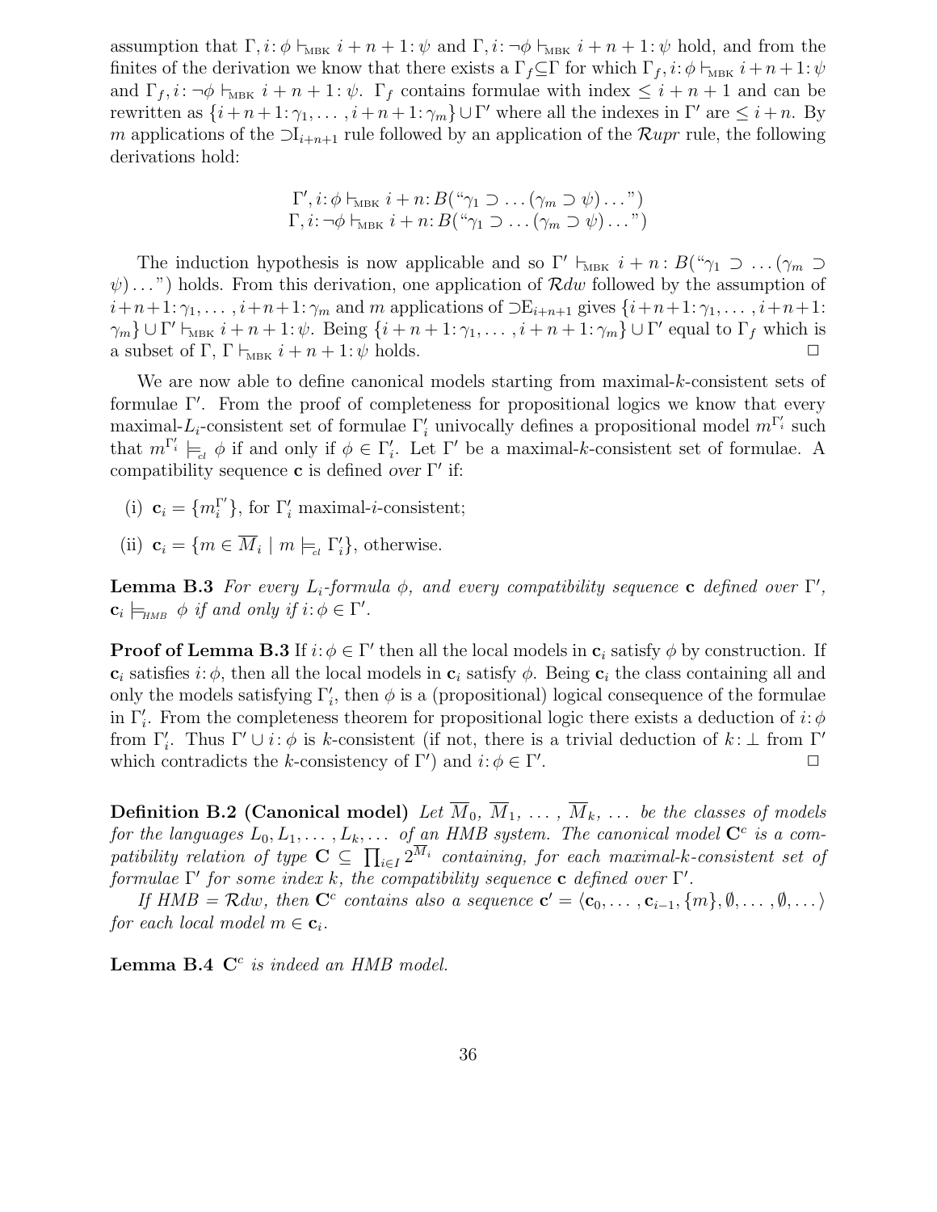assumption that $\Gamma, i\colon \phi \vdash_{\text{MBK}} i+n+1\colon \psi$ and $\Gamma, i\colon \neg\phi \vdash_{\text{MBK}} i+n+1\colon \psi$ hold, and from the finites of the derivation we know that there exists a $\Gamma_f \subseteq \Gamma$ for which $\Gamma_f, i\colon \phi \vdash_{\text{MBK}} i+n+1\colon \psi$ and $\Gamma_f, i\colon \neg\phi \vdash_{\text{MBK}} i+n+1\colon \psi$. $\Gamma_f$ contains formulae with index $\leq i+n+1$ and can be rewritten as $\{i+n+1\colon \gamma_1, \ldots, i+n+1\colon \gamma_m\} \cup \Gamma'$ where all the indexes in $\Gamma'$ are $\leq i+n$. By $m$ applications of the $\supset\mathrm{I}_{i+n+1}$ rule followed by an application of the $\mathcal{R}upr$ rule, the following derivations hold:

$$\Gamma', i\colon \phi \vdash_{\text{MBK}} i+n\colon B(\text{“}\gamma_1 \supset \ldots (\gamma_m \supset \psi) \ldots\text{”})$$
$$\Gamma, i\colon \neg\phi \vdash_{\text{MBK}} i+n\colon B(\text{“}\gamma_1 \supset \ldots (\gamma_m \supset \psi) \ldots\text{”})$$

The induction hypothesis is now applicable and so $\Gamma' \vdash_{\text{MBK}} i+n : B(\text{“}\gamma_1 \supset \ldots (\gamma_m \supset \psi) \ldots\text{”})$ holds. From this derivation, one application of $\mathcal{R}dw$ followed by the assumption of $i+n+1\colon \gamma_1, \ldots, i+n+1\colon \gamma_m$ and $m$ applications of $\supset\mathrm{E}_{i+n+1}$ gives $\{i+n+1\colon \gamma_1, \ldots, i+n+1\colon \gamma_m\} \cup \Gamma' \vdash_{\text{MBK}} i+n+1\colon \psi$. Being $\{i+n+1\colon \gamma_1, \ldots, i+n+1\colon \gamma_m\} \cup \Gamma'$ equal to $\Gamma_f$ which is a subset of $\Gamma$, $\Gamma \vdash_{\text{MBK}} i+n+1\colon \psi$ holds. $\square$

We are now able to define canonical models starting from maximal-$k$-consistent sets of formulae $\Gamma'$. From the proof of completeness for propositional logics we know that every maximal-$L_i$-consistent set of formulae $\Gamma'_i$ univocally defines a propositional model $m^{\Gamma'_i}$ such that $m^{\Gamma'_i} \models_{cl} \phi$ if and only if $\phi \in \Gamma'_i$. Let $\Gamma'$ be a maximal-$k$-consistent set of formulae. A compatibility sequence $\mathbf{c}$ is defined *over* $\Gamma'$ if:

(i) $\mathbf{c}_i = \{m_i^{\Gamma'}\}$, for $\Gamma'_i$ maximal-$i$-consistent;

(ii) $\mathbf{c}_i = \{m \in \overline{M}_i \mid m \models_{cl} \Gamma'_i\}$, otherwise.

**Lemma B.3** *For every $L_i$-formula $\phi$, and every compatibility sequence $\mathbf{c}$ defined over $\Gamma'$, $\mathbf{c}_i \models_{HMB} \phi$ if and only if $i\colon \phi \in \Gamma'$.*

**Proof of Lemma B.3** If $i\colon \phi \in \Gamma'$ then all the local models in $\mathbf{c}_i$ satisfy $\phi$ by construction. If $\mathbf{c}_i$ satisfies $i\colon \phi$, then all the local models in $\mathbf{c}_i$ satisfy $\phi$. Being $\mathbf{c}_i$ the class containing all and only the models satisfying $\Gamma'_i$, then $\phi$ is a (propositional) logical consequence of the formulae in $\Gamma'_i$. From the completeness theorem for propositional logic there exists a deduction of $i\colon \phi$ from $\Gamma'_i$. Thus $\Gamma' \cup i\colon \phi$ is $k$-consistent (if not, there is a trivial deduction of $k\colon \bot$ from $\Gamma'$ which contradicts the $k$-consistency of $\Gamma'$) and $i\colon \phi \in \Gamma'$. $\square$

**Definition B.2 (Canonical model)** *Let $\overline{M}_0, \overline{M}_1, \ldots, \overline{M}_k, \ldots$ be the classes of models for the languages $L_0, L_1, \ldots, L_k, \ldots$ of an HMB system. The canonical model $\mathbf{C}^c$ is a compatibility relation of type $\mathbf{C} \subseteq \prod_{i \in I} 2^{\overline{M}_i}$ containing, for each maximal-$k$-consistent set of formulae $\Gamma'$ for some index $k$, the compatibility sequence $\mathbf{c}$ defined over $\Gamma'$.*

*If $HMB = \mathcal{R}dw$, then $\mathbf{C}^c$ contains also a sequence $\mathbf{c}' = \langle \mathbf{c}_0, \ldots, \mathbf{c}_{i-1}, \{m\}, \emptyset, \ldots, \emptyset, \ldots \rangle$ for each local model $m \in \mathbf{c}_i$.*

**Lemma B.4** *$\mathbf{C}^c$ is indeed an HMB model.*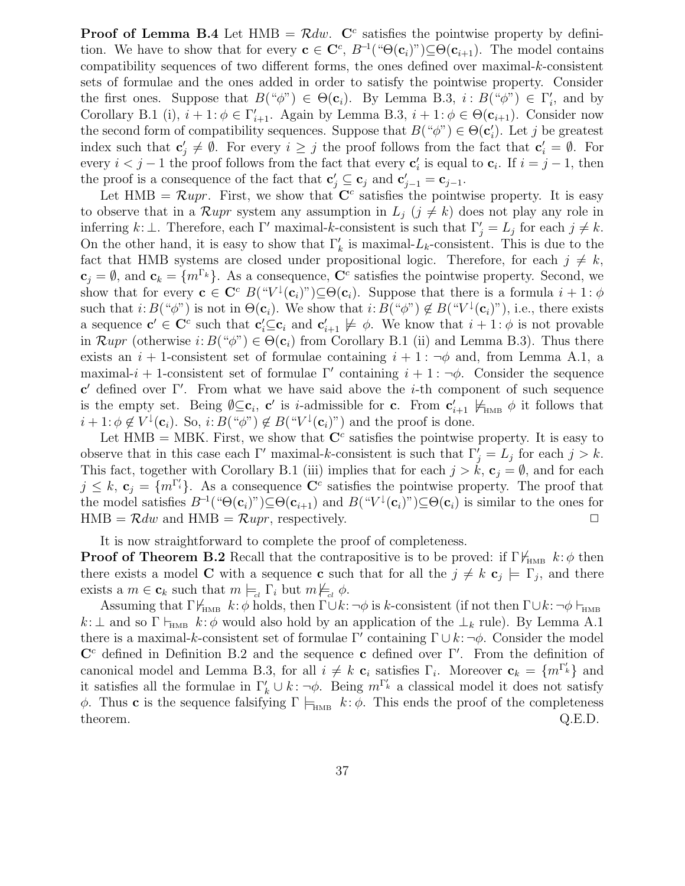**Proof of Lemma B.4** Let HMB $= \mathcal{R}dw$. $\mathbf{C}^c$ satisfies the pointwise property by definition. We have to show that for every $\mathbf{c} \in \mathbf{C}^c$, $B^{-1}(\text{“}\Theta(\mathbf{c}_i)\text{”}) \subseteq \Theta(\mathbf{c}_{i+1})$. The model contains compatibility sequences of two different forms, the ones defined over maximal-$k$-consistent sets of formulae and the ones added in order to satisfy the pointwise property. Consider the first ones. Suppose that $B(\text{“}\phi\text{”}) \in \Theta(\mathbf{c}_i)$. By Lemma B.3, $i: B(\text{“}\phi\text{”}) \in \Gamma'_i$, and by Corollary B.1 (i), $i+1: \phi \in \Gamma'_{i+1}$. Again by Lemma B.3, $i+1: \phi \in \Theta(\mathbf{c}_{i+1})$. Consider now the second form of compatibility sequences. Suppose that $B(\text{“}\phi\text{”}) \in \Theta(\mathbf{c}'_i)$. Let $j$ be greatest index such that $\mathbf{c}'_j \neq \emptyset$. For every $i \geq j$ the proof follows from the fact that $\mathbf{c}'_i = \emptyset$. For every $i < j-1$ the proof follows from the fact that every $\mathbf{c}'_i$ is equal to $\mathbf{c}_i$. If $i = j-1$, then the proof is a consequence of the fact that $\mathbf{c}'_j \subseteq \mathbf{c}_j$ and $\mathbf{c}'_{j-1} = \mathbf{c}_{j-1}$.

Let HMB $= \mathcal{R}upr$. First, we show that $\mathbf{C}^c$ satisfies the pointwise property. It is easy to observe that in a $\mathcal{R}upr$ system any assumption in $L_j$ ($j \neq k$) does not play any role in inferring $k: \bot$. Therefore, each $\Gamma'$ maximal-$k$-consistent is such that $\Gamma'_j = L_j$ for each $j \neq k$. On the other hand, it is easy to show that $\Gamma'_k$ is maximal-$L_k$-consistent. This is due to the fact that HMB systems are closed under propositional logic. Therefore, for each $j \neq k$, $\mathbf{c}_j = \emptyset$, and $\mathbf{c}_k = \{m^{\Gamma_k}\}$. As a consequence, $\mathbf{C}^c$ satisfies the pointwise property. Second, we show that for every $\mathbf{c} \in \mathbf{C}^c$ $B(\text{“}V^{\downarrow}(\mathbf{c}_i)\text{”}) \subseteq \Theta(\mathbf{c}_i)$. Suppose that there is a formula $i+1: \phi$ such that $i: B(\text{“}\phi\text{”})$ is not in $\Theta(\mathbf{c}_i)$. We show that $i: B(\text{“}\phi\text{”}) \notin B(\text{“}V^{\downarrow}(\mathbf{c}_i)\text{”})$, i.e., there exists a sequence $\mathbf{c}' \in \mathbf{C}^c$ such that $\mathbf{c}'_i \subseteq \mathbf{c}_i$ and $\mathbf{c}'_{i+1} \not\models \phi$. We know that $i+1: \phi$ is not provable in $\mathcal{R}upr$ (otherwise $i: B(\text{“}\phi\text{”}) \in \Theta(\mathbf{c}_i)$ from Corollary B.1 (ii) and Lemma B.3). Thus there exists an $i+1$-consistent set of formulae containing $i+1: \neg\phi$ and, from Lemma A.1, a maximal-$i+1$-consistent set of formulae $\Gamma'$ containing $i+1: \neg\phi$. Consider the sequence $\mathbf{c}'$ defined over $\Gamma'$. From what we have said above the $i$-th component of such sequence is the empty set. Being $\emptyset \subseteq \mathbf{c}_i$, $\mathbf{c}'$ is $i$-admissible for $\mathbf{c}$. From $\mathbf{c}'_{i+1} \not\models_{\text{HMB}} \phi$ it follows that $i+1: \phi \notin V^{\downarrow}(\mathbf{c}_i)$. So, $i: B(\text{“}\phi\text{”}) \notin B(\text{“}V^{\downarrow}(\mathbf{c}_i)\text{”})$ and the proof is done.

Let HMB = MBK. First, we show that $\mathbf{C}^c$ satisfies the pointwise property. It is easy to observe that in this case each $\Gamma'$ maximal-$k$-consistent is such that $\Gamma'_j = L_j$ for each $j > k$. This fact, together with Corollary B.1 (iii) implies that for each $j > k$, $\mathbf{c}_j = \emptyset$, and for each $j \leq k$, $\mathbf{c}_j = \{m^{\Gamma'_i}\}$. As a consequence $\mathbf{C}^c$ satisfies the pointwise property. The proof that the model satisfies $B^{-1}(\text{“}\Theta(\mathbf{c}_i)\text{”}) \subseteq \Theta(\mathbf{c}_{i+1})$ and $B(\text{“}V^{\downarrow}(\mathbf{c}_i)\text{”}) \subseteq \Theta(\mathbf{c}_i)$ is similar to the ones for HMB $= \mathcal{R}dw$ and HMB $= \mathcal{R}upr$, respectively. $\square$

It is now straightforward to complete the proof of completeness.

**Proof of Theorem B.2** Recall that the contrapositive is to be proved: if $\Gamma \not\vdash_{\text{HMB}} k: \phi$ then there exists a model $\mathbf{C}$ with a sequence $\mathbf{c}$ such that for all the $j \neq k$ $\mathbf{c}_j \models \Gamma_j$, and there exists a $m \in \mathbf{c}_k$ such that $m \models_{cl} \Gamma_i$ but $m \not\models_{cl} \phi$.

Assuming that $\Gamma \not\vdash_{\text{HMB}} k: \phi$ holds, then $\Gamma \cup k: \neg\phi$ is $k$-consistent (if not then $\Gamma \cup k: \neg\phi \vdash_{\text{HMB}} k: \bot$ and so $\Gamma \vdash_{\text{HMB}} k: \phi$ would also hold by an application of the $\bot_k$ rule). By Lemma A.1 there is a maximal-$k$-consistent set of formulae $\Gamma'$ containing $\Gamma \cup k: \neg\phi$. Consider the model $\mathbf{C}^c$ defined in Definition B.2 and the sequence $\mathbf{c}$ defined over $\Gamma'$. From the definition of canonical model and Lemma B.3, for all $i \neq k$ $\mathbf{c}_i$ satisfies $\Gamma_i$. Moreover $\mathbf{c}_k = \{m^{\Gamma'_k}\}$ and it satisfies all the formulae in $\Gamma'_k \cup k: \neg\phi$. Being $m^{\Gamma'_k}$ a classical model it does not satisfy $\phi$. Thus $\mathbf{c}$ is the sequence falsifying $\Gamma \models_{\text{HMB}} k: \phi$. This ends the proof of the completeness theorem. Q.E.D.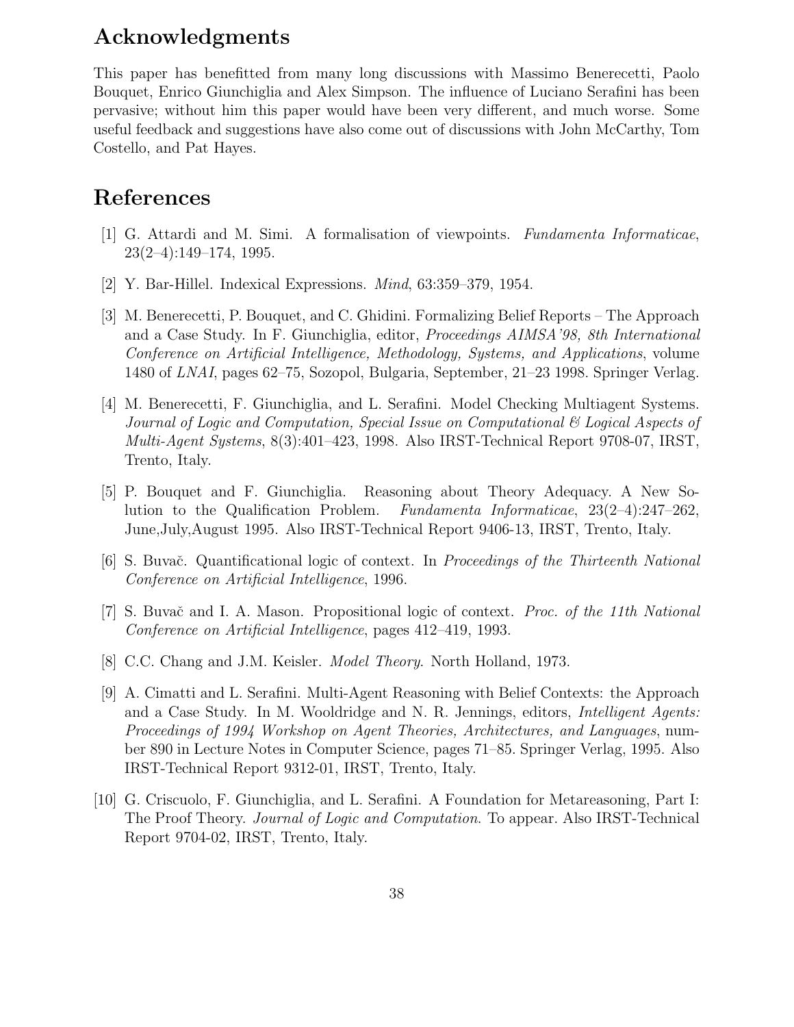## Acknowledgments

This paper has benefitted from many long discussions with Massimo Benerecetti, Paolo Bouquet, Enrico Giunchiglia and Alex Simpson. The influence of Luciano Serafini has been pervasive; without him this paper would have been very different, and much worse. Some useful feedback and suggestions have also come out of discussions with John McCarthy, Tom Costello, and Pat Hayes.

## References

[1] G. Attardi and M. Simi. A formalisation of viewpoints. *Fundamenta Informaticae*, 23(2–4):149–174, 1995.

[2] Y. Bar-Hillel. Indexical Expressions. *Mind*, 63:359–379, 1954.

[3] M. Benerecetti, P. Bouquet, and C. Ghidini. Formalizing Belief Reports – The Approach and a Case Study. In F. Giunchiglia, editor, *Proceedings AIMSA'98, 8th International Conference on Artificial Intelligence, Methodology, Systems, and Applications*, volume 1480 of *LNAI*, pages 62–75, Sozopol, Bulgaria, September, 21–23 1998. Springer Verlag.

[4] M. Benerecetti, F. Giunchiglia, and L. Serafini. Model Checking Multiagent Systems. *Journal of Logic and Computation, Special Issue on Computational & Logical Aspects of Multi-Agent Systems*, 8(3):401–423, 1998. Also IRST-Technical Report 9708-07, IRST, Trento, Italy.

[5] P. Bouquet and F. Giunchiglia. Reasoning about Theory Adequacy. A New Solution to the Qualification Problem. *Fundamenta Informaticae*, 23(2–4):247–262, June,July,August 1995. Also IRST-Technical Report 9406-13, IRST, Trento, Italy.

[6] S. Buvač. Quantificational logic of context. In *Proceedings of the Thirteenth National Conference on Artificial Intelligence*, 1996.

[7] S. Buvač and I. A. Mason. Propositional logic of context. *Proc. of the 11th National Conference on Artificial Intelligence*, pages 412–419, 1993.

[8] C.C. Chang and J.M. Keisler. *Model Theory*. North Holland, 1973.

[9] A. Cimatti and L. Serafini. Multi-Agent Reasoning with Belief Contexts: the Approach and a Case Study. In M. Wooldridge and N. R. Jennings, editors, *Intelligent Agents: Proceedings of 1994 Workshop on Agent Theories, Architectures, and Languages*, number 890 in Lecture Notes in Computer Science, pages 71–85. Springer Verlag, 1995. Also IRST-Technical Report 9312-01, IRST, Trento, Italy.

[10] G. Criscuolo, F. Giunchiglia, and L. Serafini. A Foundation for Metareasoning, Part I: The Proof Theory. *Journal of Logic and Computation*. To appear. Also IRST-Technical Report 9704-02, IRST, Trento, Italy.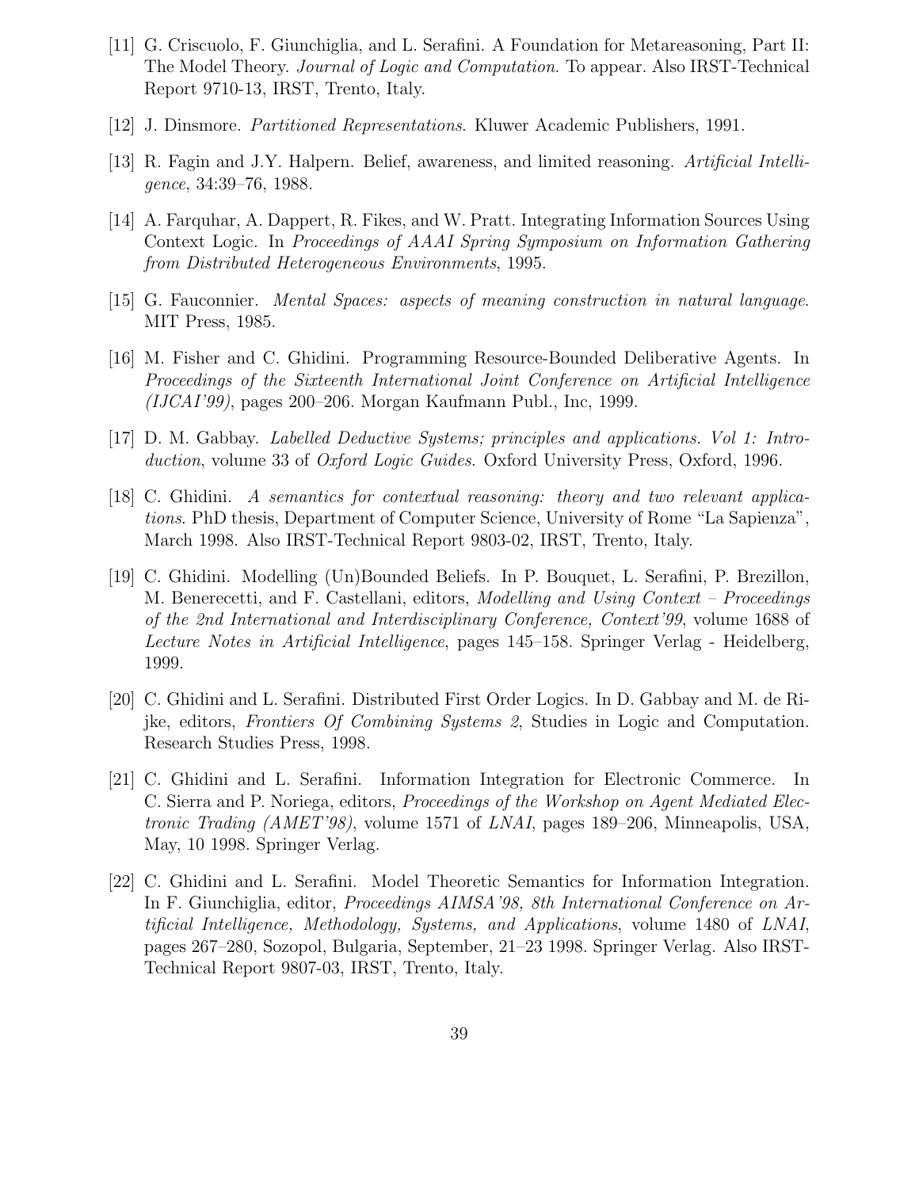[11] G. Criscuolo, F. Giunchiglia, and L. Serafini. A Foundation for Metareasoning, Part II: The Model Theory. *Journal of Logic and Computation*. To appear. Also IRST-Technical Report 9710-13, IRST, Trento, Italy.

[12] J. Dinsmore. *Partitioned Representations*. Kluwer Academic Publishers, 1991.

[13] R. Fagin and J.Y. Halpern. Belief, awareness, and limited reasoning. *Artificial Intelligence*, 34:39–76, 1988.

[14] A. Farquhar, A. Dappert, R. Fikes, and W. Pratt. Integrating Information Sources Using Context Logic. In *Proceedings of AAAI Spring Symposium on Information Gathering from Distributed Heterogeneous Environments*, 1995.

[15] G. Fauconnier. *Mental Spaces: aspects of meaning construction in natural language.* MIT Press, 1985.

[16] M. Fisher and C. Ghidini. Programming Resource-Bounded Deliberative Agents. In *Proceedings of the Sixteenth International Joint Conference on Artificial Intelligence (IJCAI'99)*, pages 200–206. Morgan Kaufmann Publ., Inc, 1999.

[17] D. M. Gabbay. *Labelled Deductive Systems; principles and applications. Vol 1: Introduction*, volume 33 of *Oxford Logic Guides*. Oxford University Press, Oxford, 1996.

[18] C. Ghidini. *A semantics for contextual reasoning: theory and two relevant applications*. PhD thesis, Department of Computer Science, University of Rome "La Sapienza", March 1998. Also IRST-Technical Report 9803-02, IRST, Trento, Italy.

[19] C. Ghidini. Modelling (Un)Bounded Beliefs. In P. Bouquet, L. Serafini, P. Brezillon, M. Benerecetti, and F. Castellani, editors, *Modelling and Using Context – Proceedings of the 2nd International and Interdisciplinary Conference, Context'99*, volume 1688 of *Lecture Notes in Artificial Intelligence*, pages 145–158. Springer Verlag - Heidelberg, 1999.

[20] C. Ghidini and L. Serafini. Distributed First Order Logics. In D. Gabbay and M. de Rijke, editors, *Frontiers Of Combining Systems 2*, Studies in Logic and Computation. Research Studies Press, 1998.

[21] C. Ghidini and L. Serafini. Information Integration for Electronic Commerce. In C. Sierra and P. Noriega, editors, *Proceedings of the Workshop on Agent Mediated Electronic Trading (AMET'98)*, volume 1571 of *LNAI*, pages 189–206, Minneapolis, USA, May, 10 1998. Springer Verlag.

[22] C. Ghidini and L. Serafini. Model Theoretic Semantics for Information Integration. In F. Giunchiglia, editor, *Proceedings AIMSA'98, 8th International Conference on Artificial Intelligence, Methodology, Systems, and Applications*, volume 1480 of *LNAI*, pages 267–280, Sozopol, Bulgaria, September, 21–23 1998. Springer Verlag. Also IRST-Technical Report 9807-03, IRST, Trento, Italy.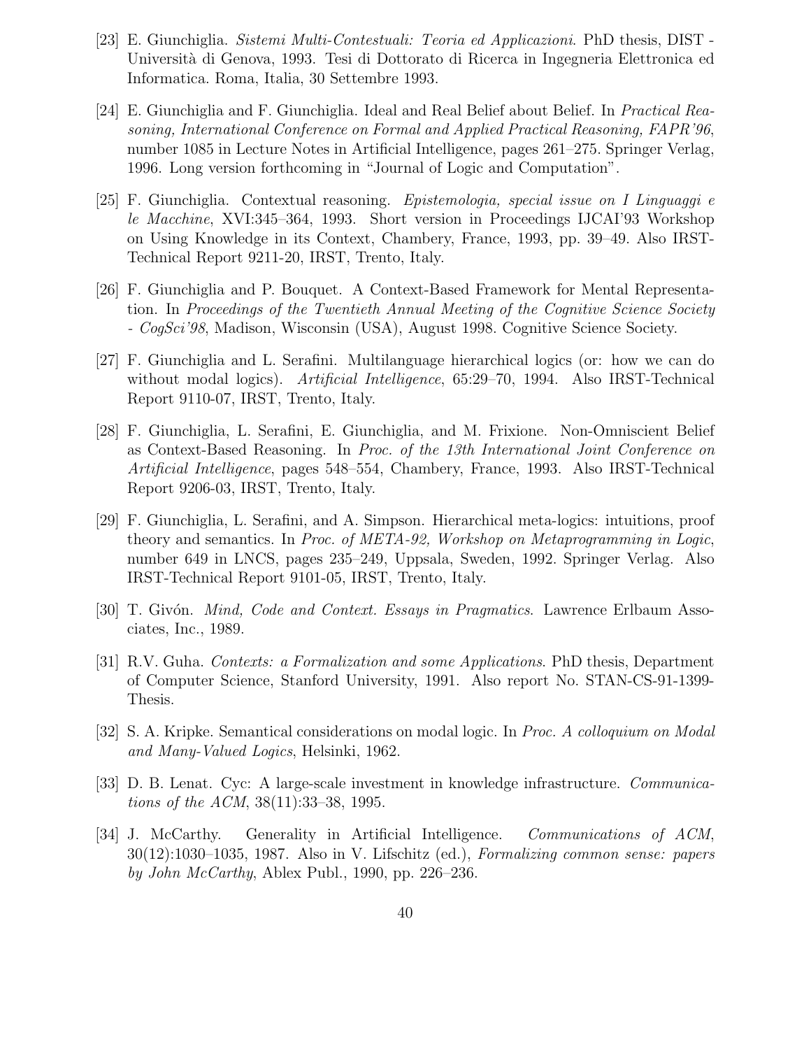[23] E. Giunchiglia. *Sistemi Multi-Contestuali: Teoria ed Applicazioni*. PhD thesis, DIST - Università di Genova, 1993. Tesi di Dottorato di Ricerca in Ingegneria Elettronica ed Informatica. Roma, Italia, 30 Settembre 1993.

[24] E. Giunchiglia and F. Giunchiglia. Ideal and Real Belief about Belief. In *Practical Reasoning, International Conference on Formal and Applied Practical Reasoning, FAPR'96*, number 1085 in Lecture Notes in Artificial Intelligence, pages 261–275. Springer Verlag, 1996. Long version forthcoming in "Journal of Logic and Computation".

[25] F. Giunchiglia. Contextual reasoning. *Epistemologia, special issue on I Linguaggi e le Macchine*, XVI:345–364, 1993. Short version in Proceedings IJCAI'93 Workshop on Using Knowledge in its Context, Chambery, France, 1993, pp. 39–49. Also IRST-Technical Report 9211-20, IRST, Trento, Italy.

[26] F. Giunchiglia and P. Bouquet. A Context-Based Framework for Mental Representation. In *Proceedings of the Twentieth Annual Meeting of the Cognitive Science Society - CogSci'98*, Madison, Wisconsin (USA), August 1998. Cognitive Science Society.

[27] F. Giunchiglia and L. Serafini. Multilanguage hierarchical logics (or: how we can do without modal logics). *Artificial Intelligence*, 65:29–70, 1994. Also IRST-Technical Report 9110-07, IRST, Trento, Italy.

[28] F. Giunchiglia, L. Serafini, E. Giunchiglia, and M. Frixione. Non-Omniscient Belief as Context-Based Reasoning. In *Proc. of the 13th International Joint Conference on Artificial Intelligence*, pages 548–554, Chambery, France, 1993. Also IRST-Technical Report 9206-03, IRST, Trento, Italy.

[29] F. Giunchiglia, L. Serafini, and A. Simpson. Hierarchical meta-logics: intuitions, proof theory and semantics. In *Proc. of META-92, Workshop on Metaprogramming in Logic*, number 649 in LNCS, pages 235–249, Uppsala, Sweden, 1992. Springer Verlag. Also IRST-Technical Report 9101-05, IRST, Trento, Italy.

[30] T. Givón. *Mind, Code and Context. Essays in Pragmatics*. Lawrence Erlbaum Associates, Inc., 1989.

[31] R.V. Guha. *Contexts: a Formalization and some Applications*. PhD thesis, Department of Computer Science, Stanford University, 1991. Also report No. STAN-CS-91-1399-Thesis.

[32] S. A. Kripke. Semantical considerations on modal logic. In *Proc. A colloquium on Modal and Many-Valued Logics*, Helsinki, 1962.

[33] D. B. Lenat. Cyc: A large-scale investment in knowledge infrastructure. *Communications of the ACM*, 38(11):33–38, 1995.

[34] J. McCarthy. Generality in Artificial Intelligence. *Communications of ACM*, 30(12):1030–1035, 1987. Also in V. Lifschitz (ed.), *Formalizing common sense: papers by John McCarthy*, Ablex Publ., 1990, pp. 226–236.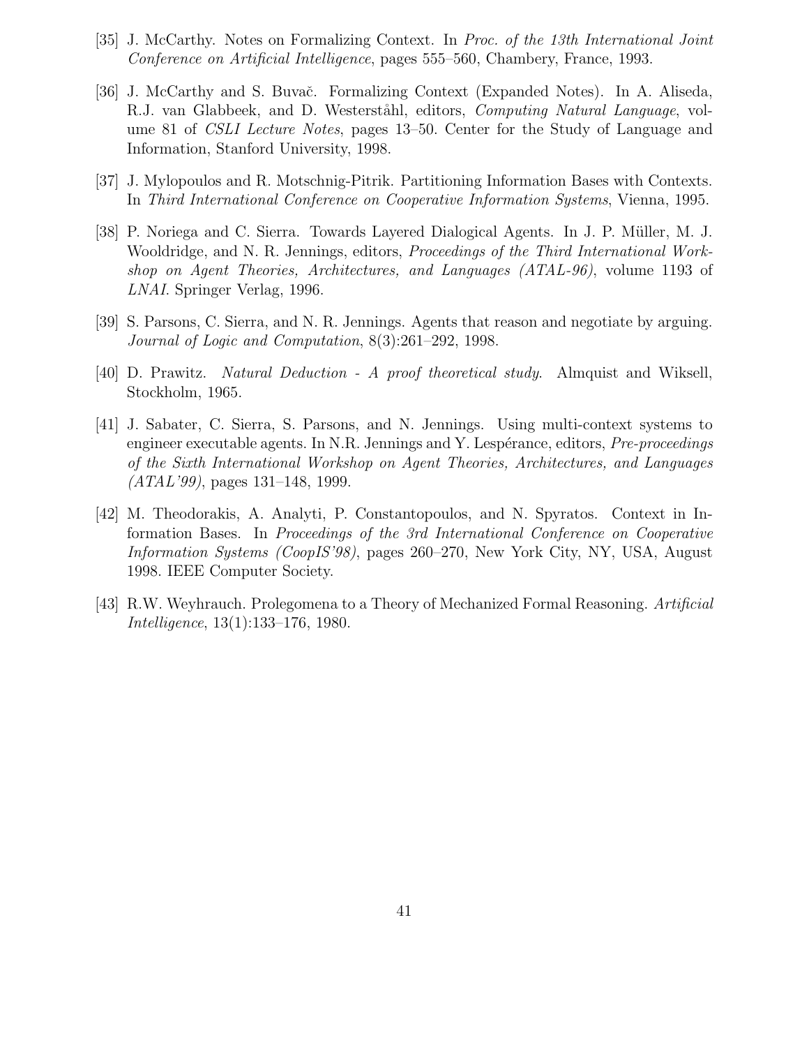[35] J. McCarthy. Notes on Formalizing Context. In *Proc. of the 13th International Joint Conference on Artificial Intelligence*, pages 555–560, Chambery, France, 1993.

[36] J. McCarthy and S. Buvač. Formalizing Context (Expanded Notes). In A. Aliseda, R.J. van Glabbeek, and D. Westerståhl, editors, *Computing Natural Language*, volume 81 of *CSLI Lecture Notes*, pages 13–50. Center for the Study of Language and Information, Stanford University, 1998.

[37] J. Mylopoulos and R. Motschnig-Pitrik. Partitioning Information Bases with Contexts. In *Third International Conference on Cooperative Information Systems*, Vienna, 1995.

[38] P. Noriega and C. Sierra. Towards Layered Dialogical Agents. In J. P. Müller, M. J. Wooldridge, and N. R. Jennings, editors, *Proceedings of the Third International Workshop on Agent Theories, Architectures, and Languages (ATAL-96)*, volume 1193 of *LNAI*. Springer Verlag, 1996.

[39] S. Parsons, C. Sierra, and N. R. Jennings. Agents that reason and negotiate by arguing. *Journal of Logic and Computation*, 8(3):261–292, 1998.

[40] D. Prawitz. *Natural Deduction - A proof theoretical study*. Almquist and Wiksell, Stockholm, 1965.

[41] J. Sabater, C. Sierra, S. Parsons, and N. Jennings. Using multi-context systems to engineer executable agents. In N.R. Jennings and Y. Lespérance, editors, *Pre-proceedings of the Sixth International Workshop on Agent Theories, Architectures, and Languages (ATAL'99)*, pages 131–148, 1999.

[42] M. Theodorakis, A. Analyti, P. Constantopoulos, and N. Spyratos. Context in Information Bases. In *Proceedings of the 3rd International Conference on Cooperative Information Systems (CoopIS'98)*, pages 260–270, New York City, NY, USA, August 1998. IEEE Computer Society.

[43] R.W. Weyhrauch. Prolegomena to a Theory of Mechanized Formal Reasoning. *Artificial Intelligence*, 13(1):133–176, 1980.